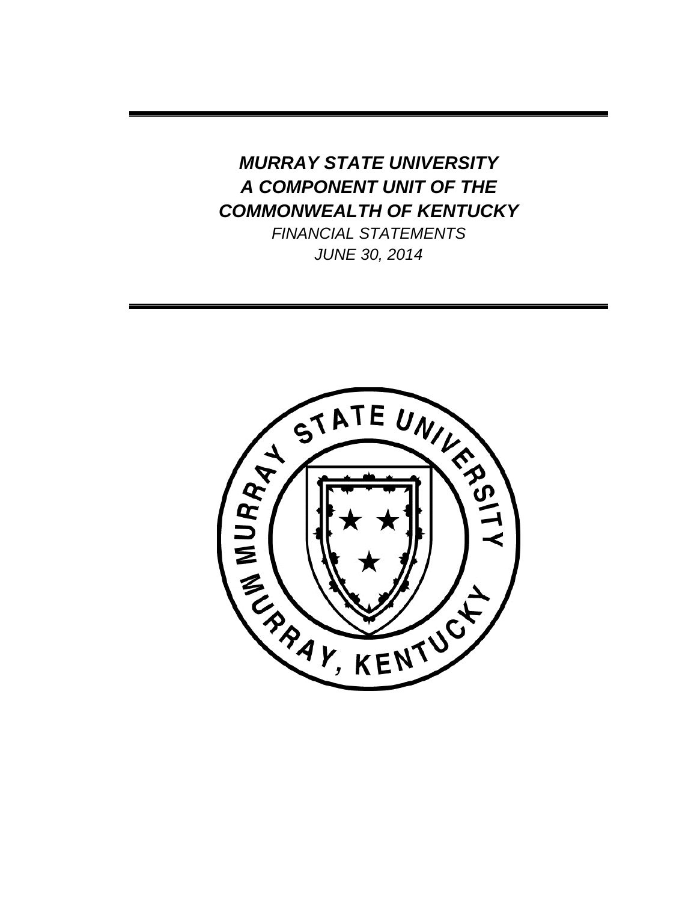***MURRAY STATE UNIVERSITY***
***A COMPONENT UNIT OF THE***
***COMMONWEALTH OF KENTUCKY***

*FINANCIAL STATEMENTS*

*JUNE 30, 2014*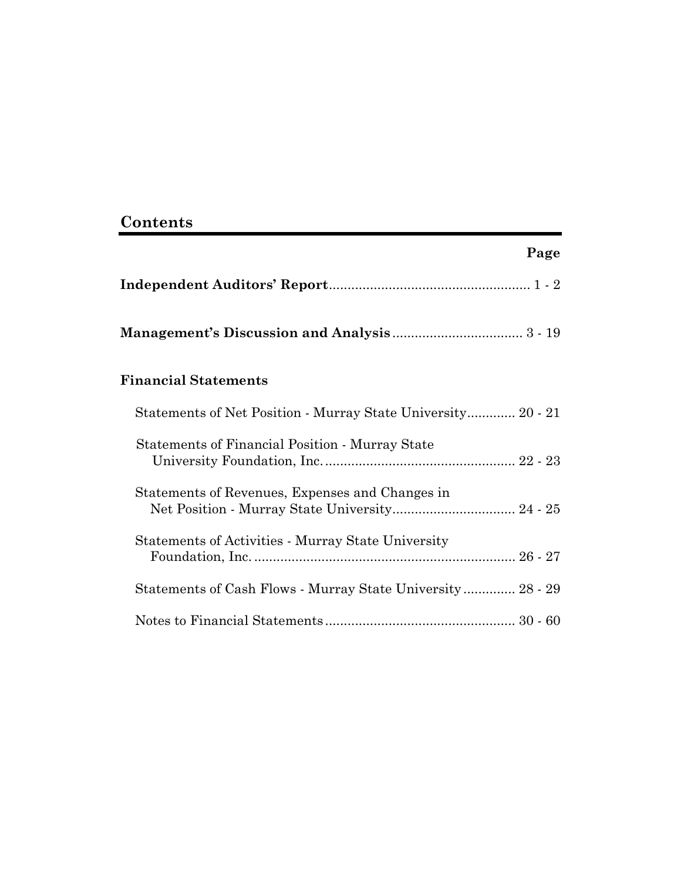## Contents

| | Page |
|---|---|
| **Independent Auditors' Report** | 1 - 2 |
| **Management's Discussion and Analysis** | 3 - 19 |
| **Financial Statements** | |
| Statements of Net Position - Murray State University | 20 - 21 |
| Statements of Financial Position - Murray State University Foundation, Inc. | 22 - 23 |
| Statements of Revenues, Expenses and Changes in Net Position - Murray State University | 24 - 25 |
| Statements of Activities - Murray State University Foundation, Inc. | 26 - 27 |
| Statements of Cash Flows - Murray State University | 28 - 29 |
| Notes to Financial Statements | 30 - 60 |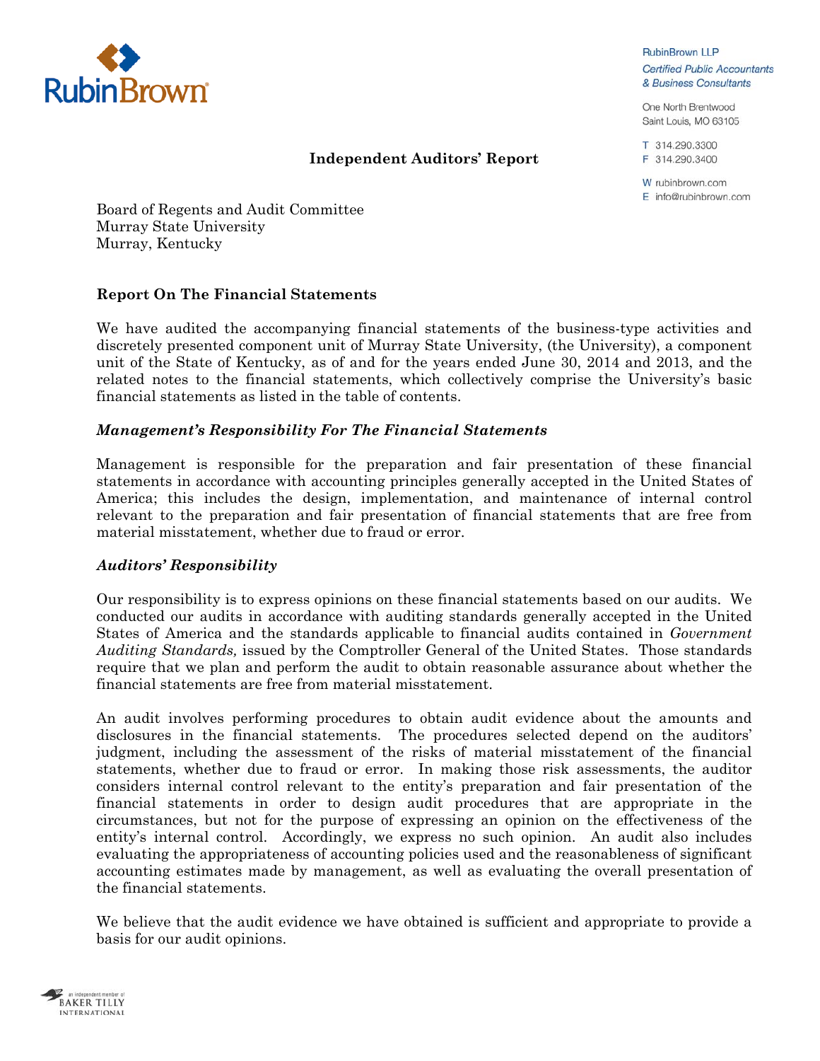RubinBrown LLP
*Certified Public Accountants & Business Consultants*

One North Brentwood
Saint Louis, MO 63105

T 314.290.3300
F 314.290.3400

W rubinbrown.com
E info@rubinbrown.com

## Independent Auditors' Report

Board of Regents and Audit Committee
Murray State University
Murray, Kentucky

### Report On The Financial Statements

We have audited the accompanying financial statements of the business-type activities and discretely presented component unit of Murray State University, (the University), a component unit of the State of Kentucky, as of and for the years ended June 30, 2014 and 2013, and the related notes to the financial statements, which collectively comprise the University's basic financial statements as listed in the table of contents.

#### *Management's Responsibility For The Financial Statements*

Management is responsible for the preparation and fair presentation of these financial statements in accordance with accounting principles generally accepted in the United States of America; this includes the design, implementation, and maintenance of internal control relevant to the preparation and fair presentation of financial statements that are free from material misstatement, whether due to fraud or error.

#### *Auditors' Responsibility*

Our responsibility is to express opinions on these financial statements based on our audits. We conducted our audits in accordance with auditing standards generally accepted in the United States of America and the standards applicable to financial audits contained in *Government Auditing Standards,* issued by the Comptroller General of the United States. Those standards require that we plan and perform the audit to obtain reasonable assurance about whether the financial statements are free from material misstatement.

An audit involves performing procedures to obtain audit evidence about the amounts and disclosures in the financial statements. The procedures selected depend on the auditors' judgment, including the assessment of the risks of material misstatement of the financial statements, whether due to fraud or error. In making those risk assessments, the auditor considers internal control relevant to the entity's preparation and fair presentation of the financial statements in order to design audit procedures that are appropriate in the circumstances, but not for the purpose of expressing an opinion on the effectiveness of the entity's internal control. Accordingly, we express no such opinion. An audit also includes evaluating the appropriateness of accounting policies used and the reasonableness of significant accounting estimates made by management, as well as evaluating the overall presentation of the financial statements.

We believe that the audit evidence we have obtained is sufficient and appropriate to provide a basis for our audit opinions.

an independent member of BAKER TILLY INTERNATIONAL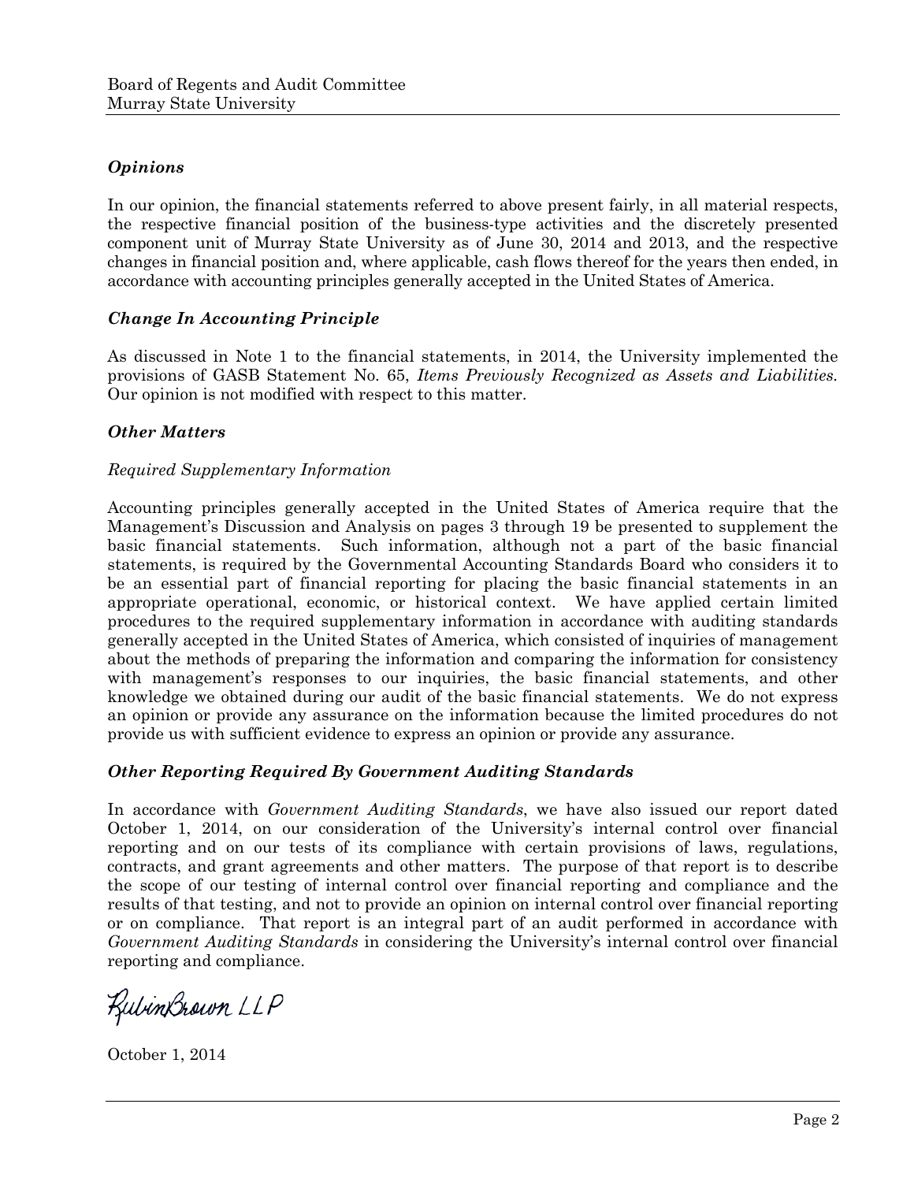### *Opinions*

In our opinion, the financial statements referred to above present fairly, in all material respects, the respective financial position of the business-type activities and the discretely presented component unit of Murray State University as of June 30, 2014 and 2013, and the respective changes in financial position and, where applicable, cash flows thereof for the years then ended, in accordance with accounting principles generally accepted in the United States of America.

### *Change In Accounting Principle*

As discussed in Note 1 to the financial statements, in 2014, the University implemented the provisions of GASB Statement No. 65, *Items Previously Recognized as Assets and Liabilities.* Our opinion is not modified with respect to this matter.

### *Other Matters*

*Required Supplementary Information*

Accounting principles generally accepted in the United States of America require that the Management's Discussion and Analysis on pages 3 through 19 be presented to supplement the basic financial statements. Such information, although not a part of the basic financial statements, is required by the Governmental Accounting Standards Board who considers it to be an essential part of financial reporting for placing the basic financial statements in an appropriate operational, economic, or historical context. We have applied certain limited procedures to the required supplementary information in accordance with auditing standards generally accepted in the United States of America, which consisted of inquiries of management about the methods of preparing the information and comparing the information for consistency with management's responses to our inquiries, the basic financial statements, and other knowledge we obtained during our audit of the basic financial statements. We do not express an opinion or provide any assurance on the information because the limited procedures do not provide us with sufficient evidence to express an opinion or provide any assurance.

### *Other Reporting Required By Government Auditing Standards*

In accordance with *Government Auditing Standards*, we have also issued our report dated October 1, 2014, on our consideration of the University's internal control over financial reporting and on our tests of its compliance with certain provisions of laws, regulations, contracts, and grant agreements and other matters. The purpose of that report is to describe the scope of our testing of internal control over financial reporting and compliance and the results of that testing, and not to provide an opinion on internal control over financial reporting or on compliance. That report is an integral part of an audit performed in accordance with *Government Auditing Standards* in considering the University's internal control over financial reporting and compliance.

RubinBrown LLP

October 1, 2014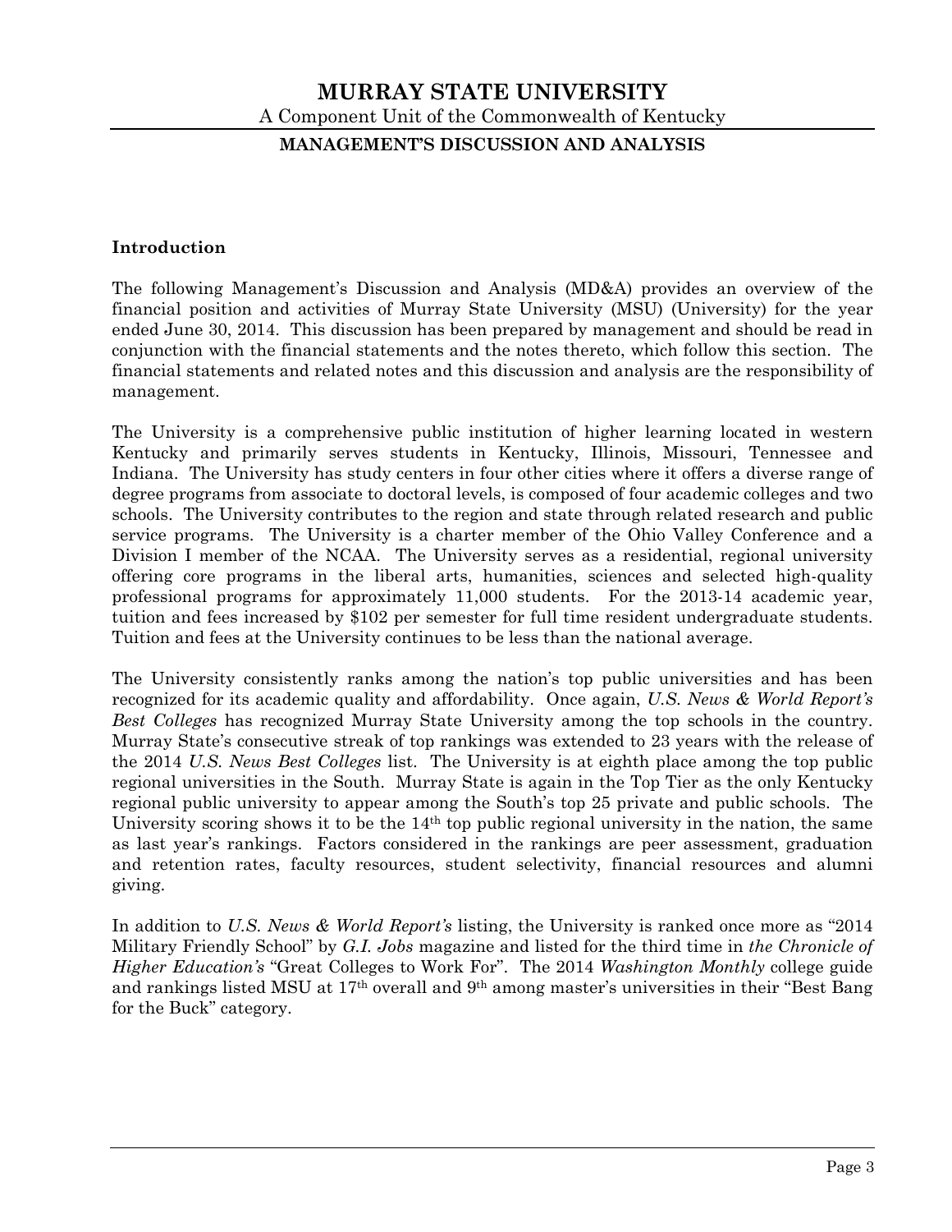# MURRAY STATE UNIVERSITY

A Component Unit of the Commonwealth of Kentucky

## MANAGEMENT'S DISCUSSION AND ANALYSIS

### Introduction

The following Management's Discussion and Analysis (MD&A) provides an overview of the financial position and activities of Murray State University (MSU) (University) for the year ended June 30, 2014. This discussion has been prepared by management and should be read in conjunction with the financial statements and the notes thereto, which follow this section. The financial statements and related notes and this discussion and analysis are the responsibility of management.

The University is a comprehensive public institution of higher learning located in western Kentucky and primarily serves students in Kentucky, Illinois, Missouri, Tennessee and Indiana. The University has study centers in four other cities where it offers a diverse range of degree programs from associate to doctoral levels, is composed of four academic colleges and two schools. The University contributes to the region and state through related research and public service programs. The University is a charter member of the Ohio Valley Conference and a Division I member of the NCAA. The University serves as a residential, regional university offering core programs in the liberal arts, humanities, sciences and selected high-quality professional programs for approximately 11,000 students. For the 2013-14 academic year, tuition and fees increased by $102 per semester for full time resident undergraduate students. Tuition and fees at the University continues to be less than the national average.

The University consistently ranks among the nation's top public universities and has been recognized for its academic quality and affordability. Once again, *U.S. News & World Report's Best Colleges* has recognized Murray State University among the top schools in the country. Murray State's consecutive streak of top rankings was extended to 23 years with the release of the 2014 *U.S. News Best Colleges* list. The University is at eighth place among the top public regional universities in the South. Murray State is again in the Top Tier as the only Kentucky regional public university to appear among the South's top 25 private and public schools. The University scoring shows it to be the 14th top public regional university in the nation, the same as last year's rankings. Factors considered in the rankings are peer assessment, graduation and retention rates, faculty resources, student selectivity, financial resources and alumni giving.

In addition to *U.S. News & World Report's* listing, the University is ranked once more as "2014 Military Friendly School" by *G.I. Jobs* magazine and listed for the third time in *the Chronicle of Higher Education's* "Great Colleges to Work For". The 2014 *Washington Monthly* college guide and rankings listed MSU at 17th overall and 9th among master's universities in their "Best Bang for the Buck" category.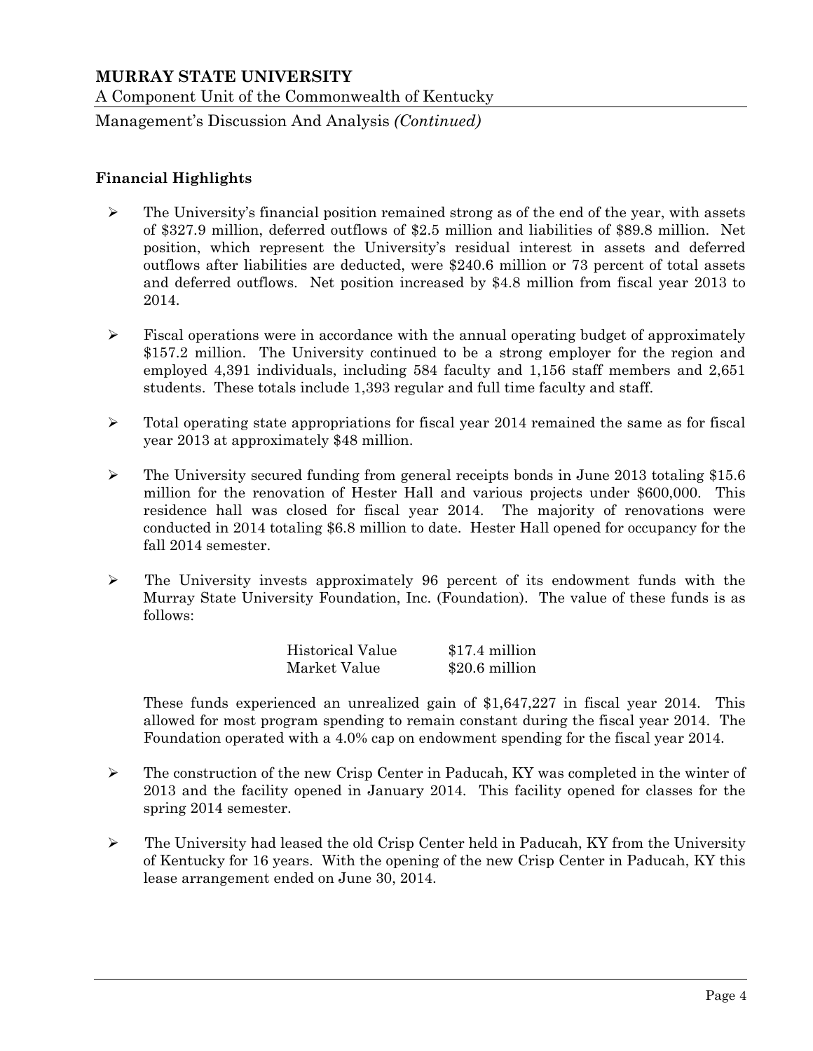## Financial Highlights

- The University's financial position remained strong as of the end of the year, with assets of $327.9 million, deferred outflows of $2.5 million and liabilities of $89.8 million. Net position, which represent the University's residual interest in assets and deferred outflows after liabilities are deducted, were $240.6 million or 73 percent of total assets and deferred outflows. Net position increased by $4.8 million from fiscal year 2013 to 2014.

- Fiscal operations were in accordance with the annual operating budget of approximately $157.2 million. The University continued to be a strong employer for the region and employed 4,391 individuals, including 584 faculty and 1,156 staff members and 2,651 students. These totals include 1,393 regular and full time faculty and staff.

- Total operating state appropriations for fiscal year 2014 remained the same as for fiscal year 2013 at approximately $48 million.

- The University secured funding from general receipts bonds in June 2013 totaling $15.6 million for the renovation of Hester Hall and various projects under $600,000. This residence hall was closed for fiscal year 2014. The majority of renovations were conducted in 2014 totaling $6.8 million to date. Hester Hall opened for occupancy for the fall 2014 semester.

- The University invests approximately 96 percent of its endowment funds with the Murray State University Foundation, Inc. (Foundation). The value of these funds is as follows:

| | |
|---|---|
| Historical Value | $17.4 million |
| Market Value | $20.6 million |

  These funds experienced an unrealized gain of $1,647,227 in fiscal year 2014. This allowed for most program spending to remain constant during the fiscal year 2014. The Foundation operated with a 4.0% cap on endowment spending for the fiscal year 2014.

- The construction of the new Crisp Center in Paducah, KY was completed in the winter of 2013 and the facility opened in January 2014. This facility opened for classes for the spring 2014 semester.

- The University had leased the old Crisp Center held in Paducah, KY from the University of Kentucky for 16 years. With the opening of the new Crisp Center in Paducah, KY this lease arrangement ended on June 30, 2014.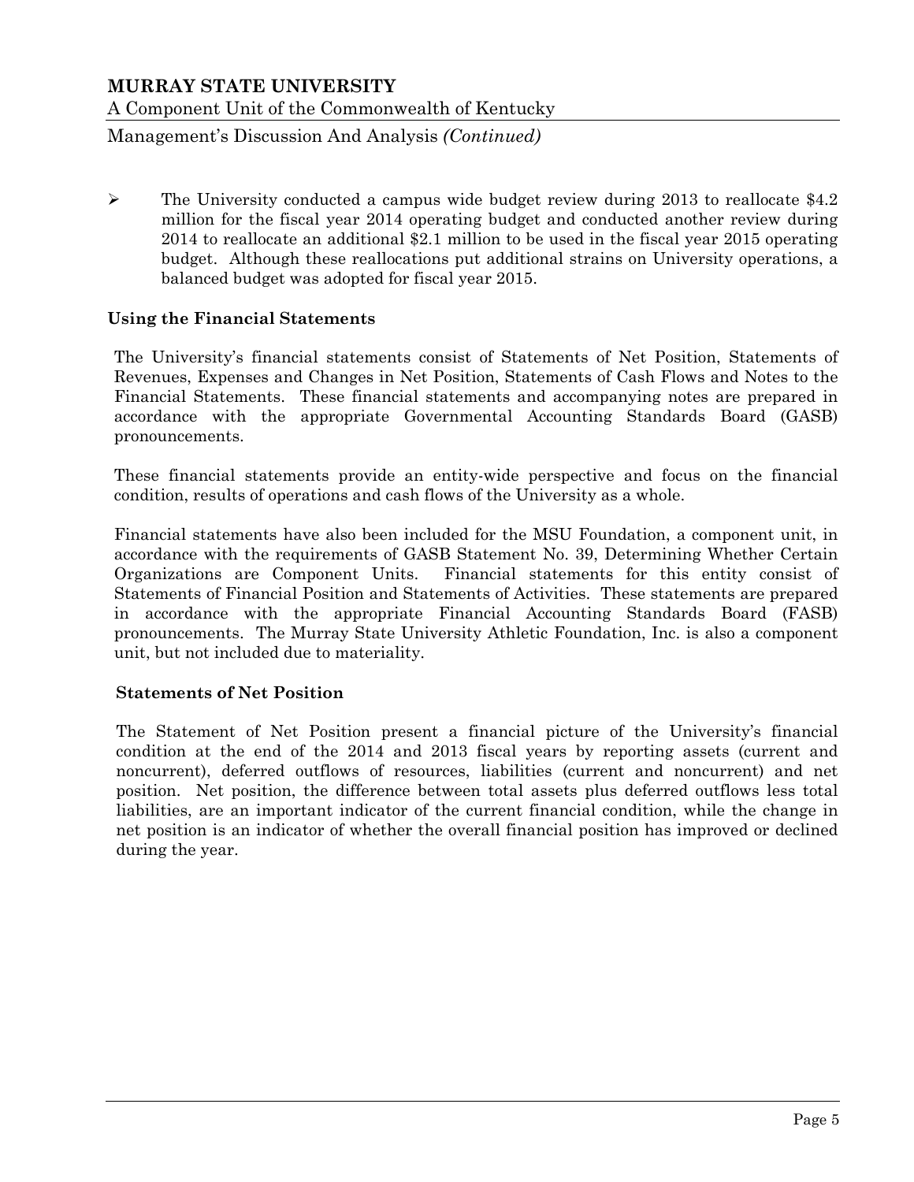- The University conducted a campus wide budget review during 2013 to reallocate $4.2 million for the fiscal year 2014 operating budget and conducted another review during 2014 to reallocate an additional $2.1 million to be used in the fiscal year 2015 operating budget. Although these reallocations put additional strains on University operations, a balanced budget was adopted for fiscal year 2015.

## Using the Financial Statements

The University's financial statements consist of Statements of Net Position, Statements of Revenues, Expenses and Changes in Net Position, Statements of Cash Flows and Notes to the Financial Statements. These financial statements and accompanying notes are prepared in accordance with the appropriate Governmental Accounting Standards Board (GASB) pronouncements.

These financial statements provide an entity-wide perspective and focus on the financial condition, results of operations and cash flows of the University as a whole.

Financial statements have also been included for the MSU Foundation, a component unit, in accordance with the requirements of GASB Statement No. 39, Determining Whether Certain Organizations are Component Units. Financial statements for this entity consist of Statements of Financial Position and Statements of Activities. These statements are prepared in accordance with the appropriate Financial Accounting Standards Board (FASB) pronouncements. The Murray State University Athletic Foundation, Inc. is also a component unit, but not included due to materiality.

### Statements of Net Position

The Statement of Net Position present a financial picture of the University's financial condition at the end of the 2014 and 2013 fiscal years by reporting assets (current and noncurrent), deferred outflows of resources, liabilities (current and noncurrent) and net position. Net position, the difference between total assets plus deferred outflows less total liabilities, are an important indicator of the current financial condition, while the change in net position is an indicator of whether the overall financial position has improved or declined during the year.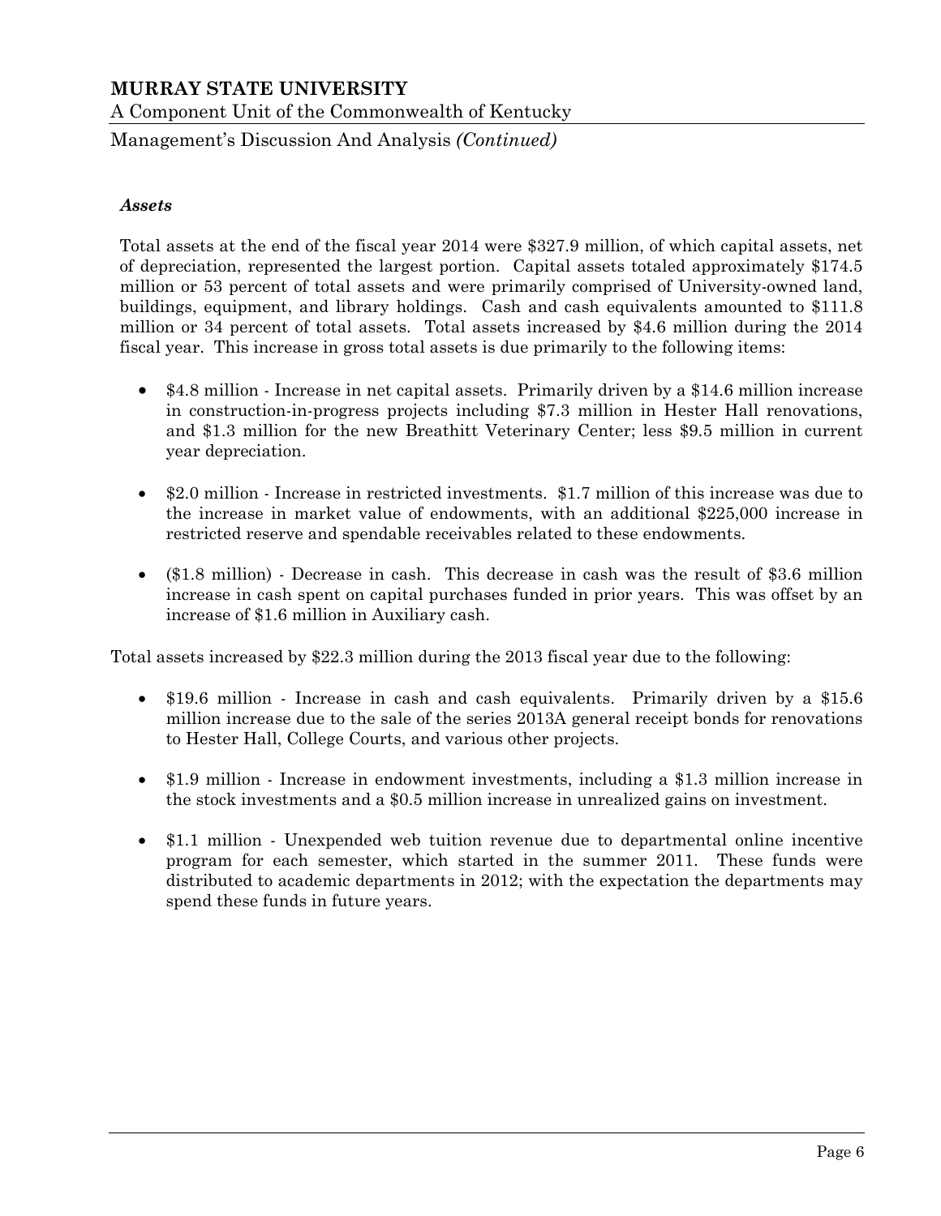### *Assets*

Total assets at the end of the fiscal year 2014 were $327.9 million, of which capital assets, net of depreciation, represented the largest portion. Capital assets totaled approximately $174.5 million or 53 percent of total assets and were primarily comprised of University-owned land, buildings, equipment, and library holdings. Cash and cash equivalents amounted to $111.8 million or 34 percent of total assets. Total assets increased by $4.6 million during the 2014 fiscal year. This increase in gross total assets is due primarily to the following items:

- $4.8 million - Increase in net capital assets. Primarily driven by a $14.6 million increase in construction-in-progress projects including $7.3 million in Hester Hall renovations, and $1.3 million for the new Breathitt Veterinary Center; less $9.5 million in current year depreciation.
- $2.0 million - Increase in restricted investments. $1.7 million of this increase was due to the increase in market value of endowments, with an additional $225,000 increase in restricted reserve and spendable receivables related to these endowments.
- ($1.8 million) - Decrease in cash. This decrease in cash was the result of $3.6 million increase in cash spent on capital purchases funded in prior years. This was offset by an increase of $1.6 million in Auxiliary cash.

Total assets increased by $22.3 million during the 2013 fiscal year due to the following:

- $19.6 million - Increase in cash and cash equivalents. Primarily driven by a $15.6 million increase due to the sale of the series 2013A general receipt bonds for renovations to Hester Hall, College Courts, and various other projects.
- $1.9 million - Increase in endowment investments, including a $1.3 million increase in the stock investments and a $0.5 million increase in unrealized gains on investment.
- $1.1 million - Unexpended web tuition revenue due to departmental online incentive program for each semester, which started in the summer 2011. These funds were distributed to academic departments in 2012; with the expectation the departments may spend these funds in future years.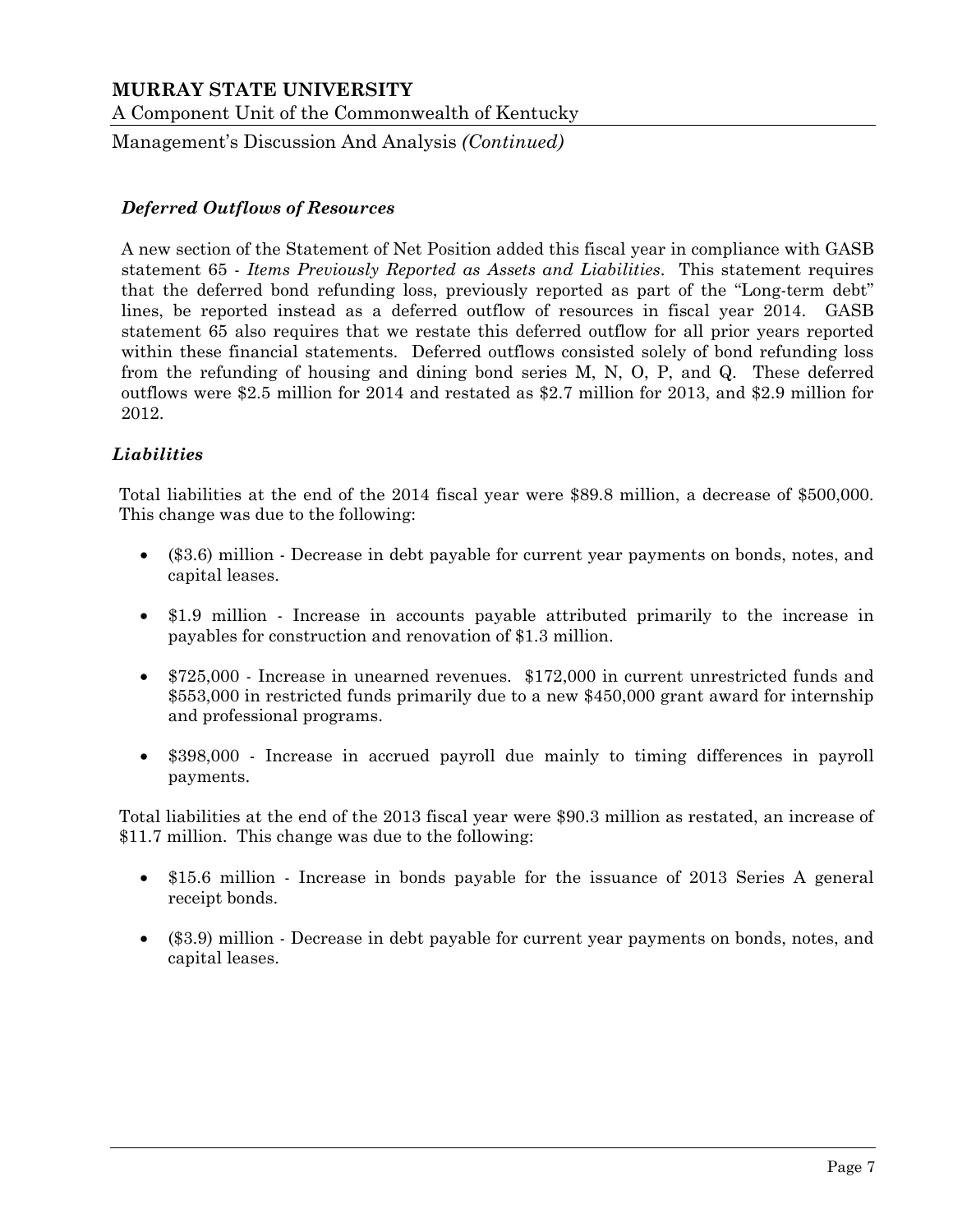### *Deferred Outflows of Resources*

A new section of the Statement of Net Position added this fiscal year in compliance with GASB statement 65 - *Items Previously Reported as Assets and Liabilities*. This statement requires that the deferred bond refunding loss, previously reported as part of the "Long-term debt" lines, be reported instead as a deferred outflow of resources in fiscal year 2014. GASB statement 65 also requires that we restate this deferred outflow for all prior years reported within these financial statements. Deferred outflows consisted solely of bond refunding loss from the refunding of housing and dining bond series M, N, O, P, and Q. These deferred outflows were $2.5 million for 2014 and restated as $2.7 million for 2013, and $2.9 million for 2012.

### *Liabilities*

Total liabilities at the end of the 2014 fiscal year were $89.8 million, a decrease of $500,000. This change was due to the following:

- ($3.6) million - Decrease in debt payable for current year payments on bonds, notes, and capital leases.
- $1.9 million - Increase in accounts payable attributed primarily to the increase in payables for construction and renovation of $1.3 million.
- $725,000 - Increase in unearned revenues. $172,000 in current unrestricted funds and $553,000 in restricted funds primarily due to a new $450,000 grant award for internship and professional programs.
- $398,000 - Increase in accrued payroll due mainly to timing differences in payroll payments.

Total liabilities at the end of the 2013 fiscal year were $90.3 million as restated, an increase of $11.7 million. This change was due to the following:

- $15.6 million - Increase in bonds payable for the issuance of 2013 Series A general receipt bonds.
- ($3.9) million - Decrease in debt payable for current year payments on bonds, notes, and capital leases.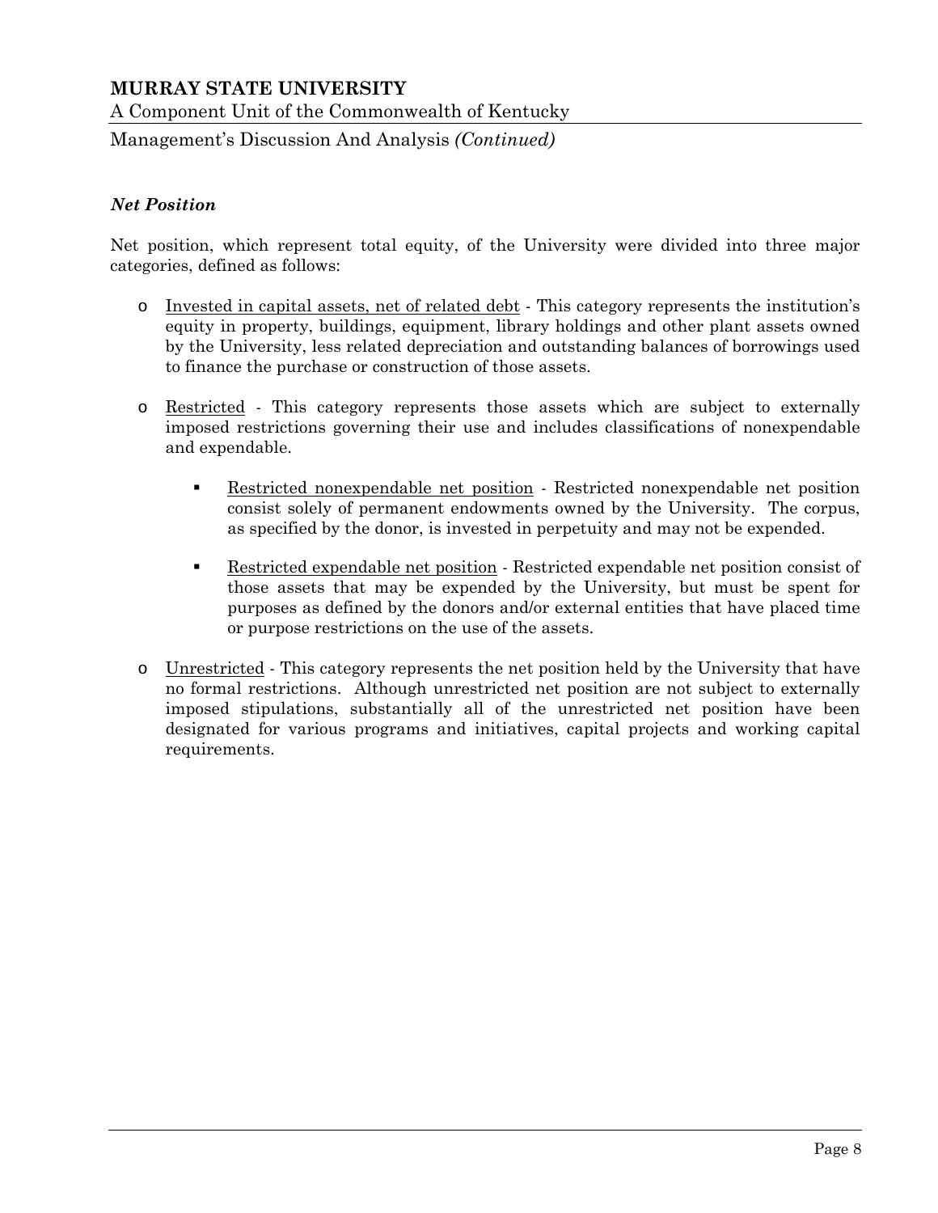### *Net Position*

Net position, which represent total equity, of the University were divided into three major categories, defined as follows:

- Invested in capital assets, net of related debt - This category represents the institution's equity in property, buildings, equipment, library holdings and other plant assets owned by the University, less related depreciation and outstanding balances of borrowings used to finance the purchase or construction of those assets.

- Restricted - This category represents those assets which are subject to externally imposed restrictions governing their use and includes classifications of nonexpendable and expendable.

  - Restricted nonexpendable net position - Restricted nonexpendable net position consist solely of permanent endowments owned by the University. The corpus, as specified by the donor, is invested in perpetuity and may not be expended.

  - Restricted expendable net position - Restricted expendable net position consist of those assets that may be expended by the University, but must be spent for purposes as defined by the donors and/or external entities that have placed time or purpose restrictions on the use of the assets.

- Unrestricted - This category represents the net position held by the University that have no formal restrictions. Although unrestricted net position are not subject to externally imposed stipulations, substantially all of the unrestricted net position have been designated for various programs and initiatives, capital projects and working capital requirements.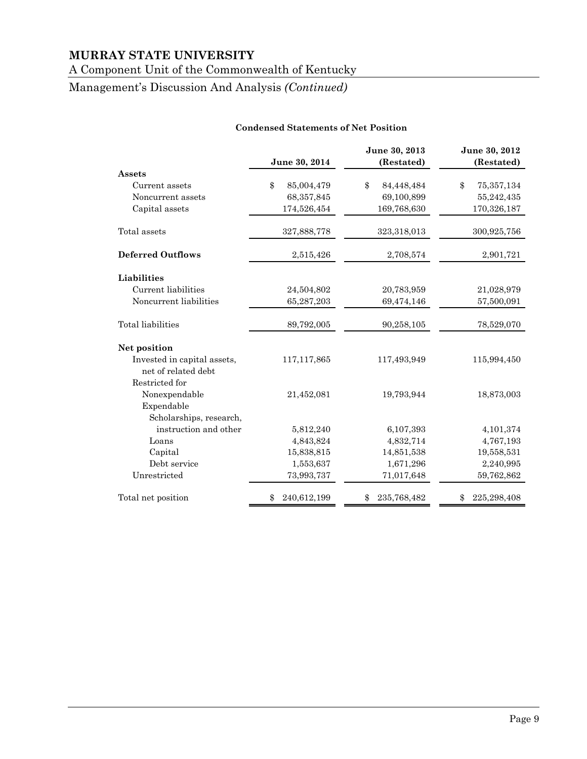# MURRAY STATE UNIVERSITY

A Component Unit of the Commonwealth of Kentucky

Management's Discussion And Analysis *(Continued)*

**Condensed Statements of Net Position**

| | June 30, 2014 | June 30, 2013 (Restated) | June 30, 2012 (Restated) |
|---|---|---|---|
| **Assets** | | | |
| Current assets | $ 85,004,479 | $ 84,448,484 | $ 75,357,134 |
| Noncurrent assets | 68,357,845 | 69,100,899 | 55,242,435 |
| Capital assets | 174,526,454 | 169,768,630 | 170,326,187 |
| Total assets | 327,888,778 | 323,318,013 | 300,925,756 |
| **Deferred Outflows** | 2,515,426 | 2,708,574 | 2,901,721 |
| **Liabilities** | | | |
| Current liabilities | 24,504,802 | 20,783,959 | 21,028,979 |
| Noncurrent liabilities | 65,287,203 | 69,474,146 | 57,500,091 |
| Total liabilities | 89,792,005 | 90,258,105 | 78,529,070 |
| **Net position** | | | |
| Invested in capital assets, net of related debt | 117,117,865 | 117,493,949 | 115,994,450 |
| Restricted for | | | |
| Nonexpendable | 21,452,081 | 19,793,944 | 18,873,003 |
| Expendable | | | |
| Scholarships, research, instruction and other | 5,812,240 | 6,107,393 | 4,101,374 |
| Loans | 4,843,824 | 4,832,714 | 4,767,193 |
| Capital | 15,838,815 | 14,851,538 | 19,558,531 |
| Debt service | 1,553,637 | 1,671,296 | 2,240,995 |
| Unrestricted | 73,993,737 | 71,017,648 | 59,762,862 |
| Total net position | $ 240,612,199 | $ 235,768,482 | $ 225,298,408 |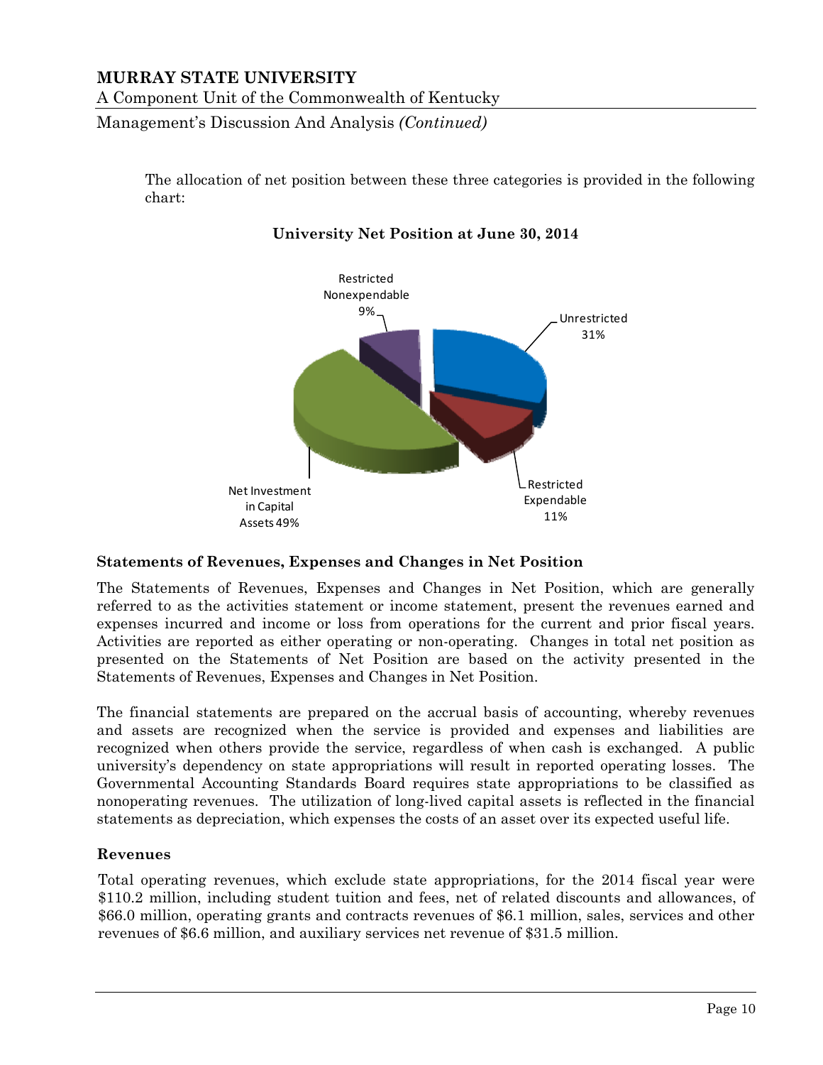The allocation of net position between these three categories is provided in the following chart:

**University Net Position at June 30, 2014**

| Category | Percentage |
|---|---|
| Unrestricted | 31% |
| Restricted Expendable | 11% |
| Net Investment in Capital Assets | 49% |
| Restricted Nonexpendable | 9% |

## Statements of Revenues, Expenses and Changes in Net Position

The Statements of Revenues, Expenses and Changes in Net Position, which are generally referred to as the activities statement or income statement, present the revenues earned and expenses incurred and income or loss from operations for the current and prior fiscal years. Activities are reported as either operating or non-operating. Changes in total net position as presented on the Statements of Net Position are based on the activity presented in the Statements of Revenues, Expenses and Changes in Net Position.

The financial statements are prepared on the accrual basis of accounting, whereby revenues and assets are recognized when the service is provided and expenses and liabilities are recognized when others provide the service, regardless of when cash is exchanged. A public university's dependency on state appropriations will result in reported operating losses. The Governmental Accounting Standards Board requires state appropriations to be classified as nonoperating revenues. The utilization of long-lived capital assets is reflected in the financial statements as depreciation, which expenses the costs of an asset over its expected useful life.

## Revenues

Total operating revenues, which exclude state appropriations, for the 2014 fiscal year were $110.2 million, including student tuition and fees, net of related discounts and allowances, of $66.0 million, operating grants and contracts revenues of $6.1 million, sales, services and other revenues of $6.6 million, and auxiliary services net revenue of $31.5 million.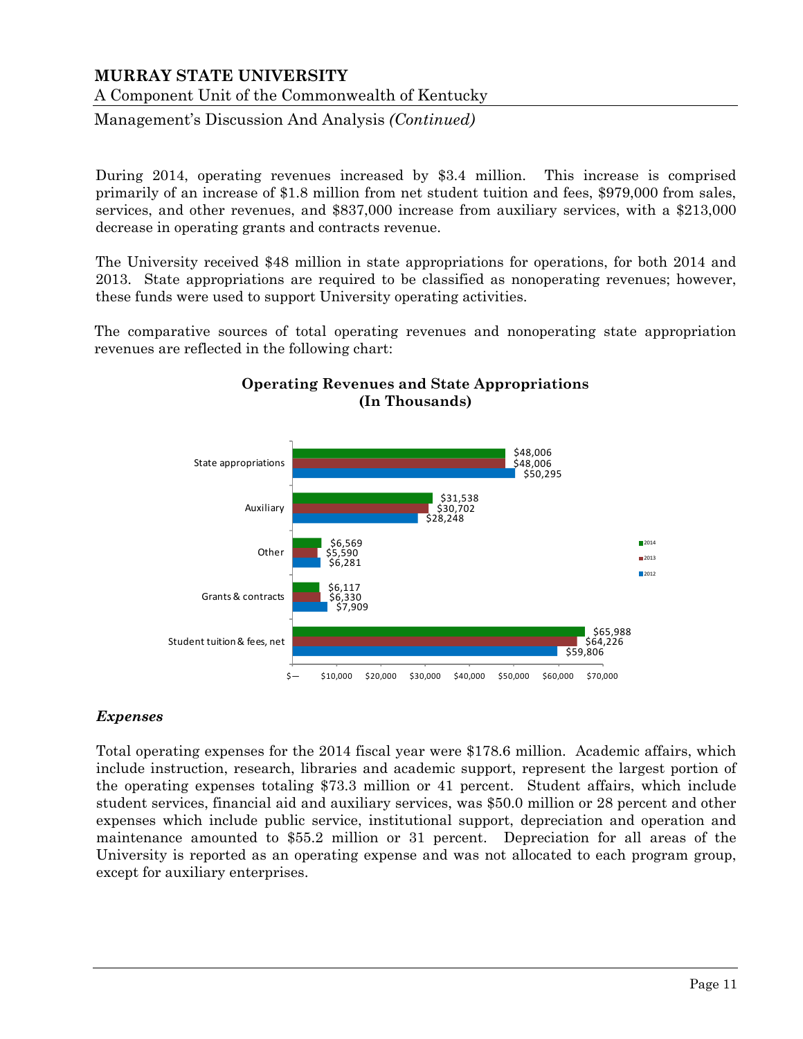During 2014, operating revenues increased by $3.4 million. This increase is comprised primarily of an increase of $1.8 million from net student tuition and fees, $979,000 from sales, services, and other revenues, and $837,000 increase from auxiliary services, with a $213,000 decrease in operating grants and contracts revenue.

The University received $48 million in state appropriations for operations, for both 2014 and 2013. State appropriations are required to be classified as nonoperating revenues; however, these funds were used to support University operating activities.

The comparative sources of total operating revenues and nonoperating state appropriation revenues are reflected in the following chart:

**Operating Revenues and State Appropriations (In Thousands)**

| | 2014 | 2013 | 2012 |
|---|---|---|---|
| State appropriations | $48,006 | $48,006 | $50,295 |
| Auxiliary | $31,538 | $30,702 | $28,248 |
| Other | $6,569 | $5,590 | $6,281 |
| Grants & contracts | $6,117 | $6,330 | $7,909 |
| Student tuition & fees, net | $65,988 | $64,226 | $59,806 |

### *Expenses*

Total operating expenses for the 2014 fiscal year were $178.6 million. Academic affairs, which include instruction, research, libraries and academic support, represent the largest portion of the operating expenses totaling $73.3 million or 41 percent. Student affairs, which include student services, financial aid and auxiliary services, was $50.0 million or 28 percent and other expenses which include public service, institutional support, depreciation and operation and maintenance amounted to $55.2 million or 31 percent. Depreciation for all areas of the University is reported as an operating expense and was not allocated to each program group, except for auxiliary enterprises.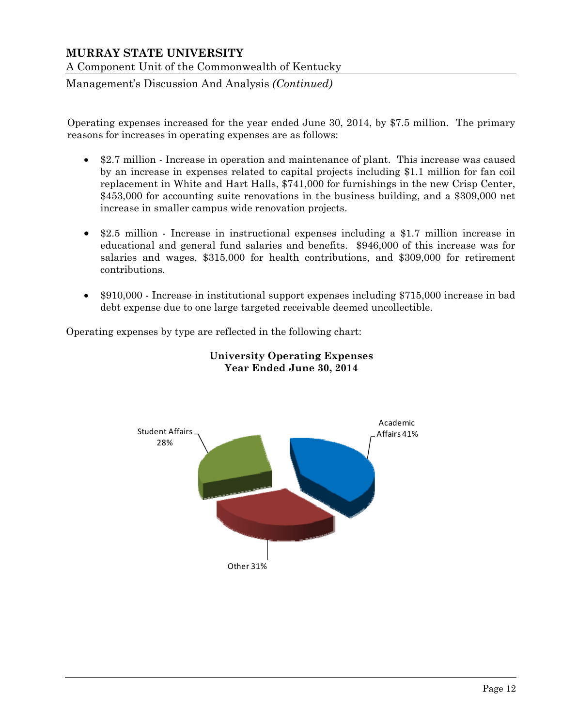Operating expenses increased for the year ended June 30, 2014, by $7.5 million. The primary reasons for increases in operating expenses are as follows:

- $2.7 million - Increase in operation and maintenance of plant. This increase was caused by an increase in expenses related to capital projects including $1.1 million for fan coil replacement in White and Hart Halls, $741,000 for furnishings in the new Crisp Center, $453,000 for accounting suite renovations in the business building, and a $309,000 net increase in smaller campus wide renovation projects.

- $2.5 million - Increase in instructional expenses including a $1.7 million increase in educational and general fund salaries and benefits. $946,000 of this increase was for salaries and wages, $315,000 for health contributions, and $309,000 for retirement contributions.

- $910,000 - Increase in institutional support expenses including $715,000 increase in bad debt expense due to one large targeted receivable deemed uncollectible.

Operating expenses by type are reflected in the following chart:

**University Operating Expenses**
**Year Ended June 30, 2014**

| Category | Percentage |
|---|---|
| Academic Affairs | 41% |
| Other | 31% |
| Student Affairs | 28% |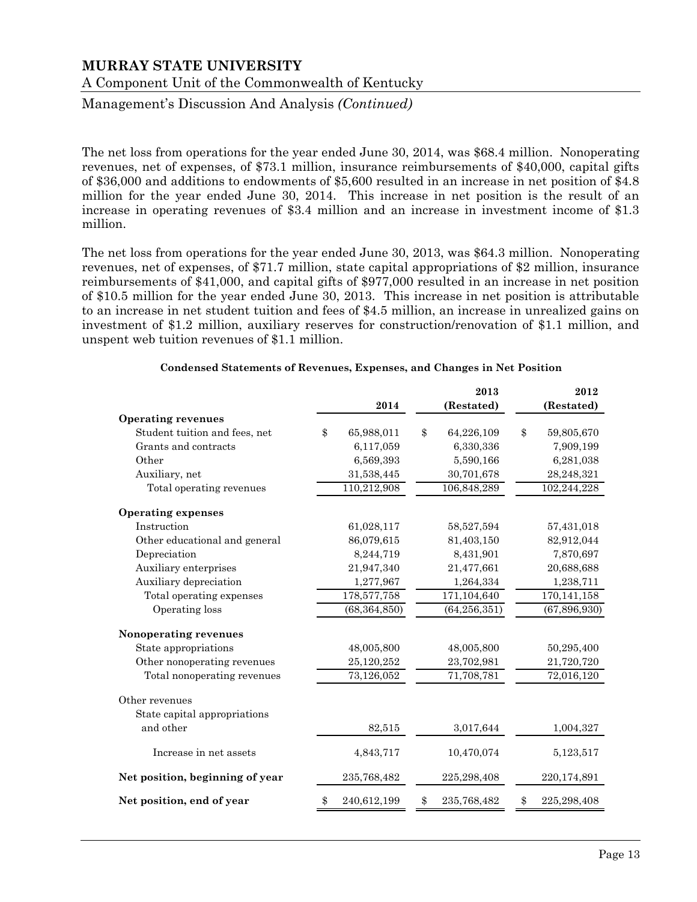The net loss from operations for the year ended June 30, 2014, was $68.4 million. Nonoperating revenues, net of expenses, of $73.1 million, insurance reimbursements of $40,000, capital gifts of $36,000 and additions to endowments of $5,600 resulted in an increase in net position of $4.8 million for the year ended June 30, 2014. This increase in net position is the result of an increase in operating revenues of $3.4 million and an increase in investment income of $1.3 million.

The net loss from operations for the year ended June 30, 2013, was $64.3 million. Nonoperating revenues, net of expenses, of $71.7 million, state capital appropriations of $2 million, insurance reimbursements of $41,000, and capital gifts of $977,000 resulted in an increase in net position of $10.5 million for the year ended June 30, 2013. This increase in net position is attributable to an increase in net student tuition and fees of $4.5 million, an increase in unrealized gains on investment of $1.2 million, auxiliary reserves for construction/renovation of $1.1 million, and unspent web tuition revenues of $1.1 million.

**Condensed Statements of Revenues, Expenses, and Changes in Net Position**

| | 2014 | 2013 (Restated) | 2012 (Restated) |
|---|---|---|---|
| **Operating revenues** | | | |
| Student tuition and fees, net | $ 65,988,011 | $ 64,226,109 | $ 59,805,670 |
| Grants and contracts | 6,117,059 | 6,330,336 | 7,909,199 |
| Other | 6,569,393 | 5,590,166 | 6,281,038 |
| Auxiliary, net | 31,538,445 | 30,701,678 | 28,248,321 |
| Total operating revenues | 110,212,908 | 106,848,289 | 102,244,228 |
| **Operating expenses** | | | |
| Instruction | 61,028,117 | 58,527,594 | 57,431,018 |
| Other educational and general | 86,079,615 | 81,403,150 | 82,912,044 |
| Depreciation | 8,244,719 | 8,431,901 | 7,870,697 |
| Auxiliary enterprises | 21,947,340 | 21,477,661 | 20,688,688 |
| Auxiliary depreciation | 1,277,967 | 1,264,334 | 1,238,711 |
| Total operating expenses | 178,577,758 | 171,104,640 | 170,141,158 |
| Operating loss | (68,364,850) | (64,256,351) | (67,896,930) |
| **Nonoperating revenues** | | | |
| State appropriations | 48,005,800 | 48,005,800 | 50,295,400 |
| Other nonoperating revenues | 25,120,252 | 23,702,981 | 21,720,720 |
| Total nonoperating revenues | 73,126,052 | 71,708,781 | 72,016,120 |
| Other revenues | | | |
| State capital appropriations and other | 82,515 | 3,017,644 | 1,004,327 |
| Increase in net assets | 4,843,717 | 10,470,074 | 5,123,517 |
| **Net position, beginning of year** | 235,768,482 | 225,298,408 | 220,174,891 |
| **Net position, end of year** | $ 240,612,199 | $ 235,768,482 | $ 225,298,408 |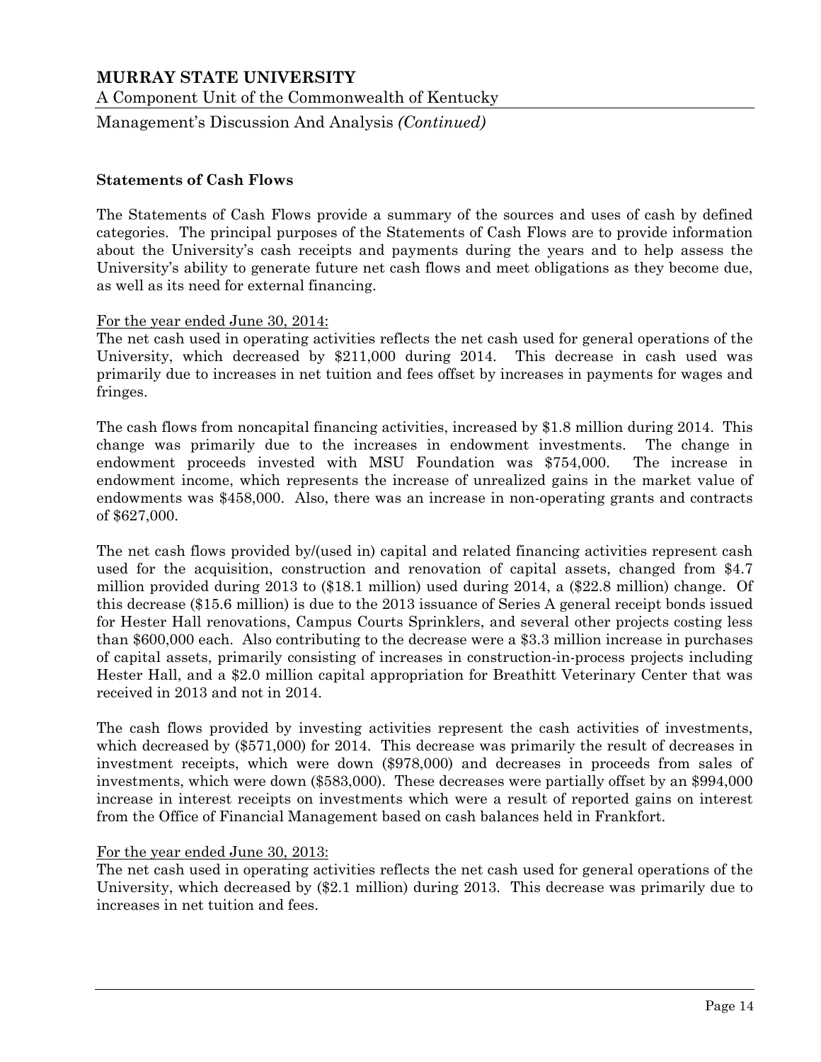## Statements of Cash Flows

The Statements of Cash Flows provide a summary of the sources and uses of cash by defined categories. The principal purposes of the Statements of Cash Flows are to provide information about the University's cash receipts and payments during the years and to help assess the University's ability to generate future net cash flows and meet obligations as they become due, as well as its need for external financing.

For the year ended June 30, 2014:

The net cash used in operating activities reflects the net cash used for general operations of the University, which decreased by $211,000 during 2014. This decrease in cash used was primarily due to increases in net tuition and fees offset by increases in payments for wages and fringes.

The cash flows from noncapital financing activities, increased by $1.8 million during 2014. This change was primarily due to the increases in endowment investments. The change in endowment proceeds invested with MSU Foundation was $754,000. The increase in endowment income, which represents the increase of unrealized gains in the market value of endowments was $458,000. Also, there was an increase in non-operating grants and contracts of $627,000.

The net cash flows provided by/(used in) capital and related financing activities represent cash used for the acquisition, construction and renovation of capital assets, changed from $4.7 million provided during 2013 to ($18.1 million) used during 2014, a ($22.8 million) change. Of this decrease ($15.6 million) is due to the 2013 issuance of Series A general receipt bonds issued for Hester Hall renovations, Campus Courts Sprinklers, and several other projects costing less than $600,000 each. Also contributing to the decrease were a $3.3 million increase in purchases of capital assets, primarily consisting of increases in construction-in-process projects including Hester Hall, and a $2.0 million capital appropriation for Breathitt Veterinary Center that was received in 2013 and not in 2014.

The cash flows provided by investing activities represent the cash activities of investments, which decreased by ($571,000) for 2014. This decrease was primarily the result of decreases in investment receipts, which were down ($978,000) and decreases in proceeds from sales of investments, which were down ($583,000). These decreases were partially offset by an $994,000 increase in interest receipts on investments which were a result of reported gains on interest from the Office of Financial Management based on cash balances held in Frankfort.

For the year ended June 30, 2013:

The net cash used in operating activities reflects the net cash used for general operations of the University, which decreased by ($2.1 million) during 2013. This decrease was primarily due to increases in net tuition and fees.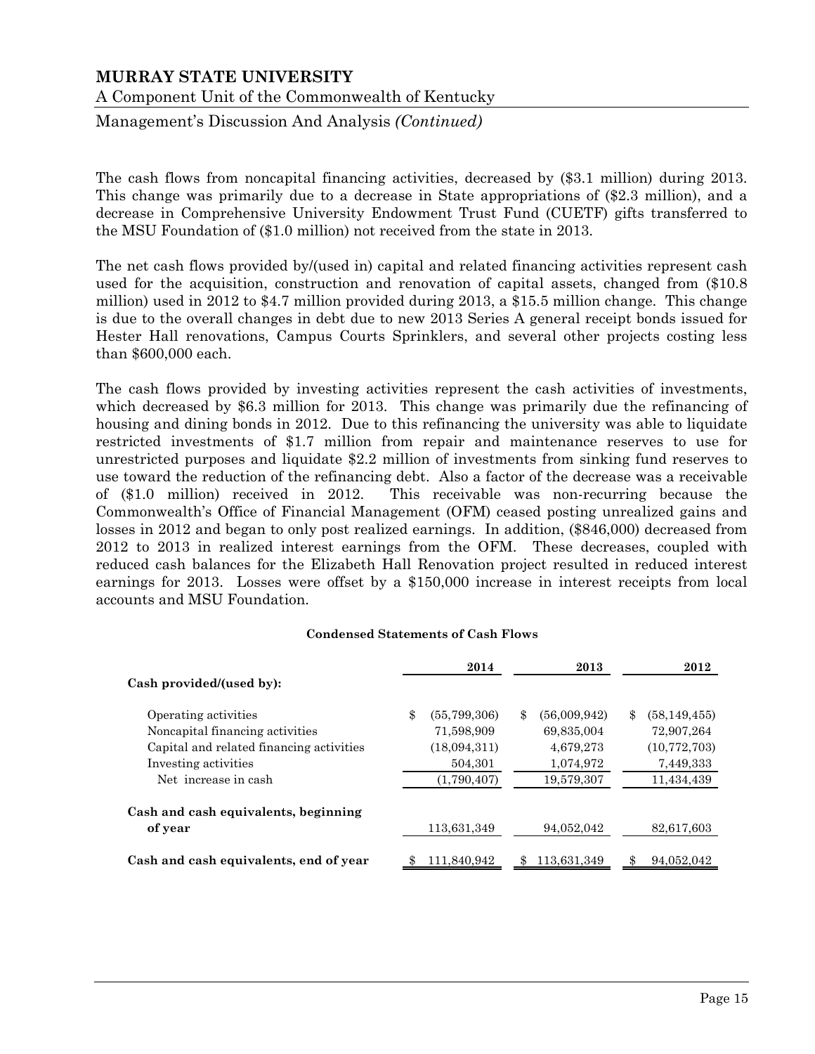The cash flows from noncapital financing activities, decreased by ($3.1 million) during 2013. This change was primarily due to a decrease in State appropriations of ($2.3 million), and a decrease in Comprehensive University Endowment Trust Fund (CUETF) gifts transferred to the MSU Foundation of ($1.0 million) not received from the state in 2013.

The net cash flows provided by/(used in) capital and related financing activities represent cash used for the acquisition, construction and renovation of capital assets, changed from ($10.8 million) used in 2012 to $4.7 million provided during 2013, a $15.5 million change. This change is due to the overall changes in debt due to new 2013 Series A general receipt bonds issued for Hester Hall renovations, Campus Courts Sprinklers, and several other projects costing less than $600,000 each.

The cash flows provided by investing activities represent the cash activities of investments, which decreased by $6.3 million for 2013. This change was primarily due the refinancing of housing and dining bonds in 2012. Due to this refinancing the university was able to liquidate restricted investments of $1.7 million from repair and maintenance reserves to use for unrestricted purposes and liquidate $2.2 million of investments from sinking fund reserves to use toward the reduction of the refinancing debt. Also a factor of the decrease was a receivable of ($1.0 million) received in 2012. This receivable was non-recurring because the Commonwealth's Office of Financial Management (OFM) ceased posting unrealized gains and losses in 2012 and began to only post realized earnings. In addition, ($846,000) decreased from 2012 to 2013 in realized interest earnings from the OFM. These decreases, coupled with reduced cash balances for the Elizabeth Hall Renovation project resulted in reduced interest earnings for 2013. Losses were offset by a $150,000 increase in interest receipts from local accounts and MSU Foundation.

**Condensed Statements of Cash Flows**

| | 2014 | 2013 | 2012 |
|---|---|---|---|
| **Cash provided/(used by):** | | | |
| Operating activities | $ (55,799,306) | $ (56,009,942) | $ (58,149,455) |
| Noncapital financing activities | 71,598,909 | 69,835,004 | 72,907,264 |
| Capital and related financing activities | (18,094,311) | 4,679,273 | (10,772,703) |
| Investing activities | 504,301 | 1,074,972 | 7,449,333 |
| Net increase in cash | (1,790,407) | 19,579,307 | 11,434,439 |
| **Cash and cash equivalents, beginning of year** | 113,631,349 | 94,052,042 | 82,617,603 |
| **Cash and cash equivalents, end of year** | $ 111,840,942 | $ 113,631,349 | $ 94,052,042 |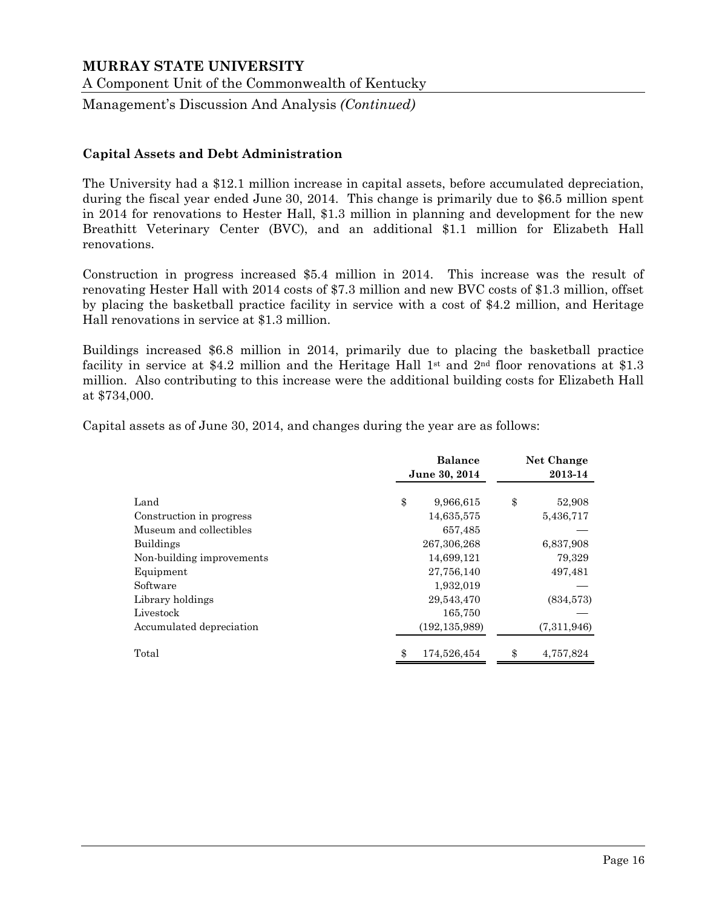### Capital Assets and Debt Administration

The University had a $12.1 million increase in capital assets, before accumulated depreciation, during the fiscal year ended June 30, 2014. This change is primarily due to $6.5 million spent in 2014 for renovations to Hester Hall, $1.3 million in planning and development for the new Breathitt Veterinary Center (BVC), and an additional $1.1 million for Elizabeth Hall renovations.

Construction in progress increased $5.4 million in 2014. This increase was the result of renovating Hester Hall with 2014 costs of $7.3 million and new BVC costs of $1.3 million, offset by placing the basketball practice facility in service with a cost of $4.2 million, and Heritage Hall renovations in service at $1.3 million.

Buildings increased $6.8 million in 2014, primarily due to placing the basketball practice facility in service at $4.2 million and the Heritage Hall 1st and 2nd floor renovations at $1.3 million. Also contributing to this increase were the additional building costs for Elizabeth Hall at $734,000.

Capital assets as of June 30, 2014, and changes during the year are as follows:

| | Balance June 30, 2014 | Net Change 2013-14 |
|---|---|---|
| Land | $ 9,966,615 | $ 52,908 |
| Construction in progress | 14,635,575 | 5,436,717 |
| Museum and collectibles | 657,485 | — |
| Buildings | 267,306,268 | 6,837,908 |
| Non-building improvements | 14,699,121 | 79,329 |
| Equipment | 27,756,140 | 497,481 |
| Software | 1,932,019 | — |
| Library holdings | 29,543,470 | (834,573) |
| Livestock | 165,750 | — |
| Accumulated depreciation | (192,135,989) | (7,311,946) |
| Total | $ 174,526,454 | $ 4,757,824 |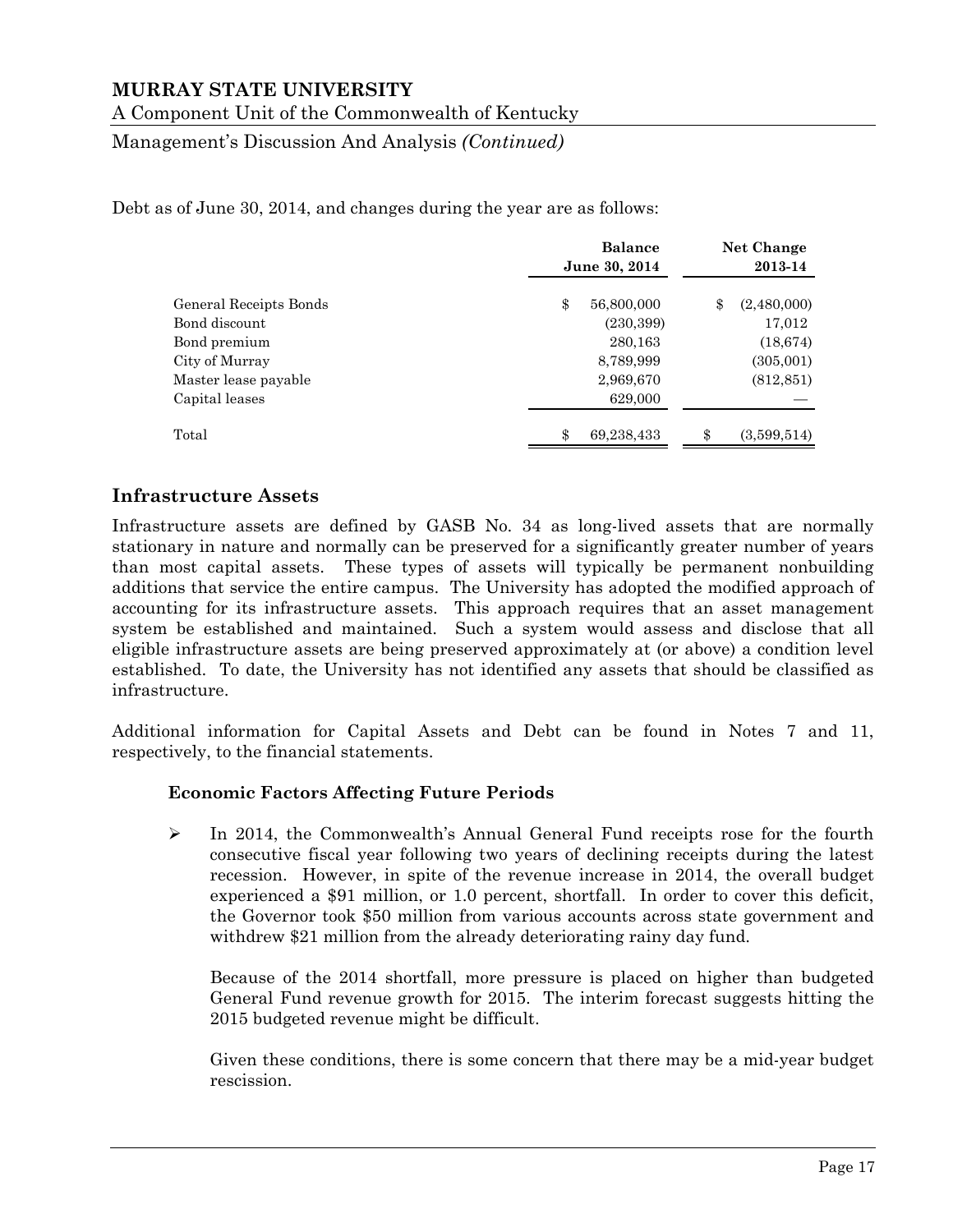Debt as of June 30, 2014, and changes during the year are as follows:

| | Balance June 30, 2014 | Net Change 2013-14 |
|---|---|---|
| General Receipts Bonds | $ 56,800,000 | $ (2,480,000) |
| Bond discount | (230,399) | 17,012 |
| Bond premium | 280,163 | (18,674) |
| City of Murray | 8,789,999 | (305,001) |
| Master lease payable | 2,969,670 | (812,851) |
| Capital leases | 629,000 | — |
| Total | $ 69,238,433 | $ (3,599,514) |

## Infrastructure Assets

Infrastructure assets are defined by GASB No. 34 as long-lived assets that are normally stationary in nature and normally can be preserved for a significantly greater number of years than most capital assets. These types of assets will typically be permanent nonbuilding additions that service the entire campus. The University has adopted the modified approach of accounting for its infrastructure assets. This approach requires that an asset management system be established and maintained. Such a system would assess and disclose that all eligible infrastructure assets are being preserved approximately at (or above) a condition level established. To date, the University has not identified any assets that should be classified as infrastructure.

Additional information for Capital Assets and Debt can be found in Notes 7 and 11, respectively, to the financial statements.

### Economic Factors Affecting Future Periods

- In 2014, the Commonwealth's Annual General Fund receipts rose for the fourth consecutive fiscal year following two years of declining receipts during the latest recession. However, in spite of the revenue increase in 2014, the overall budget experienced a $91 million, or 1.0 percent, shortfall. In order to cover this deficit, the Governor took $50 million from various accounts across state government and withdrew $21 million from the already deteriorating rainy day fund.

  Because of the 2014 shortfall, more pressure is placed on higher than budgeted General Fund revenue growth for 2015. The interim forecast suggests hitting the 2015 budgeted revenue might be difficult.

  Given these conditions, there is some concern that there may be a mid-year budget rescission.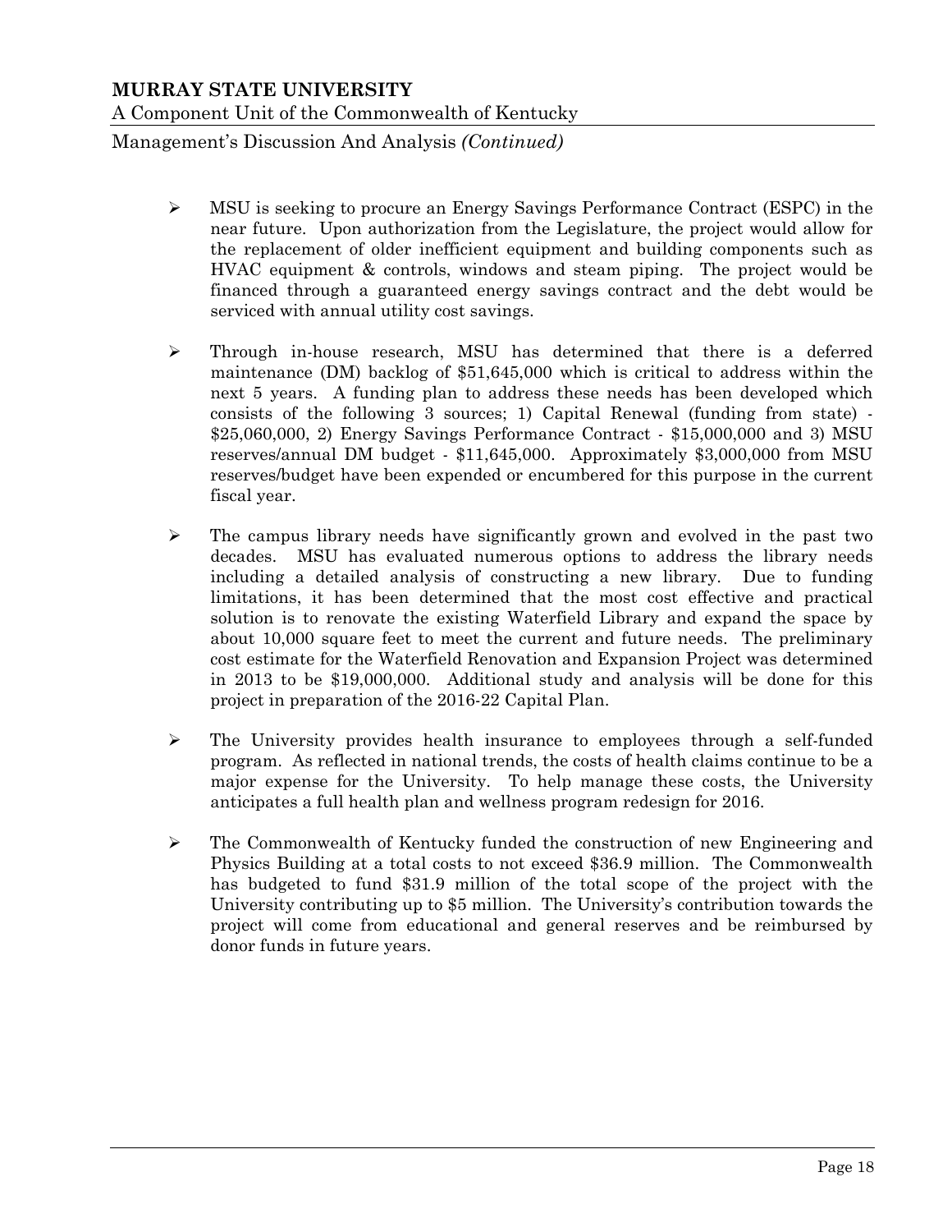- MSU is seeking to procure an Energy Savings Performance Contract (ESPC) in the near future. Upon authorization from the Legislature, the project would allow for the replacement of older inefficient equipment and building components such as HVAC equipment & controls, windows and steam piping. The project would be financed through a guaranteed energy savings contract and the debt would be serviced with annual utility cost savings.

- Through in-house research, MSU has determined that there is a deferred maintenance (DM) backlog of $51,645,000 which is critical to address within the next 5 years. A funding plan to address these needs has been developed which consists of the following 3 sources; 1) Capital Renewal (funding from state) - $25,060,000, 2) Energy Savings Performance Contract - $15,000,000 and 3) MSU reserves/annual DM budget - $11,645,000. Approximately $3,000,000 from MSU reserves/budget have been expended or encumbered for this purpose in the current fiscal year.

- The campus library needs have significantly grown and evolved in the past two decades. MSU has evaluated numerous options to address the library needs including a detailed analysis of constructing a new library. Due to funding limitations, it has been determined that the most cost effective and practical solution is to renovate the existing Waterfield Library and expand the space by about 10,000 square feet to meet the current and future needs. The preliminary cost estimate for the Waterfield Renovation and Expansion Project was determined in 2013 to be $19,000,000. Additional study and analysis will be done for this project in preparation of the 2016-22 Capital Plan.

- The University provides health insurance to employees through a self-funded program. As reflected in national trends, the costs of health claims continue to be a major expense for the University. To help manage these costs, the University anticipates a full health plan and wellness program redesign for 2016.

- The Commonwealth of Kentucky funded the construction of new Engineering and Physics Building at a total costs to not exceed $36.9 million. The Commonwealth has budgeted to fund $31.9 million of the total scope of the project with the University contributing up to $5 million. The University's contribution towards the project will come from educational and general reserves and be reimbursed by donor funds in future years.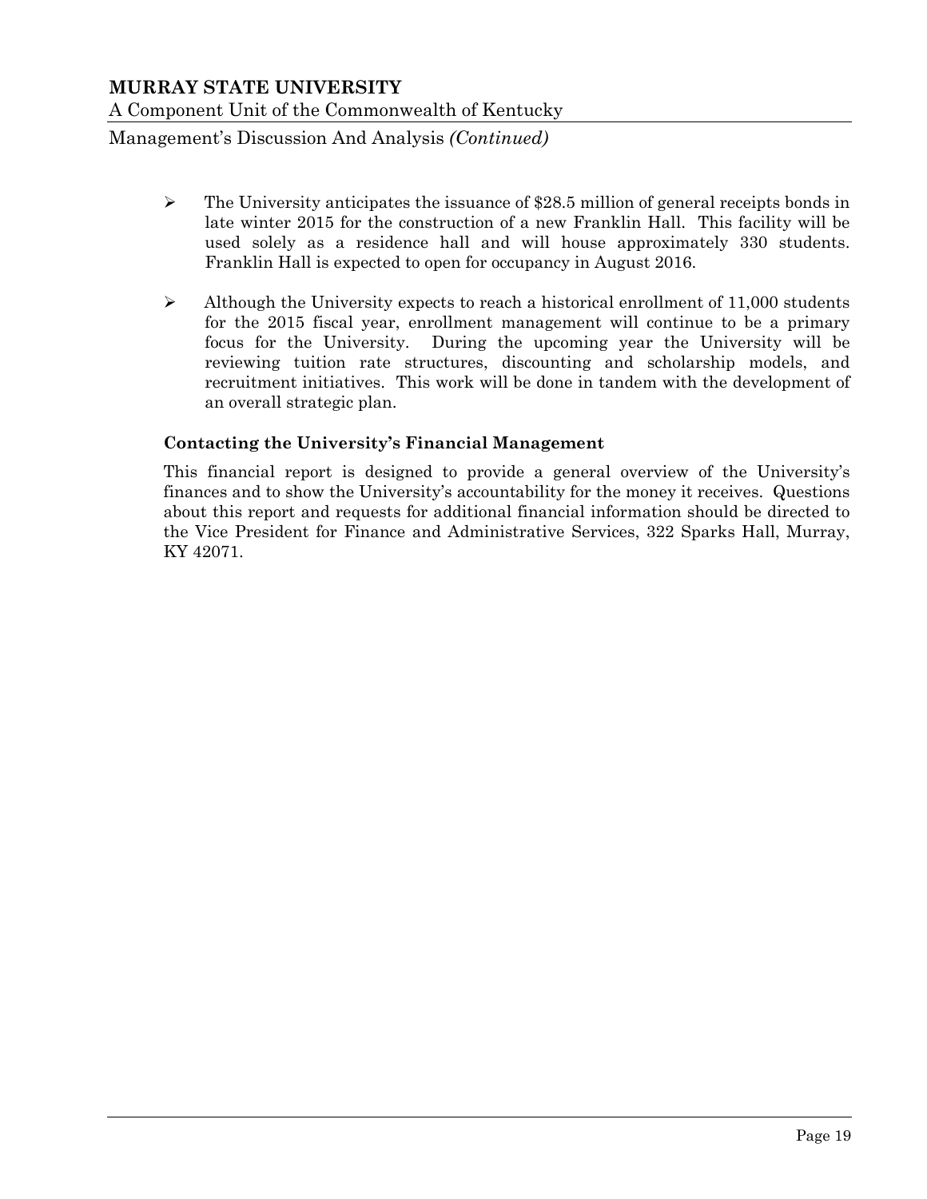- The University anticipates the issuance of $28.5 million of general receipts bonds in late winter 2015 for the construction of a new Franklin Hall. This facility will be used solely as a residence hall and will house approximately 330 students. Franklin Hall is expected to open for occupancy in August 2016.

- Although the University expects to reach a historical enrollment of 11,000 students for the 2015 fiscal year, enrollment management will continue to be a primary focus for the University. During the upcoming year the University will be reviewing tuition rate structures, discounting and scholarship models, and recruitment initiatives. This work will be done in tandem with the development of an overall strategic plan.

### Contacting the University's Financial Management

This financial report is designed to provide a general overview of the University's finances and to show the University's accountability for the money it receives. Questions about this report and requests for additional financial information should be directed to the Vice President for Finance and Administrative Services, 322 Sparks Hall, Murray, KY 42071.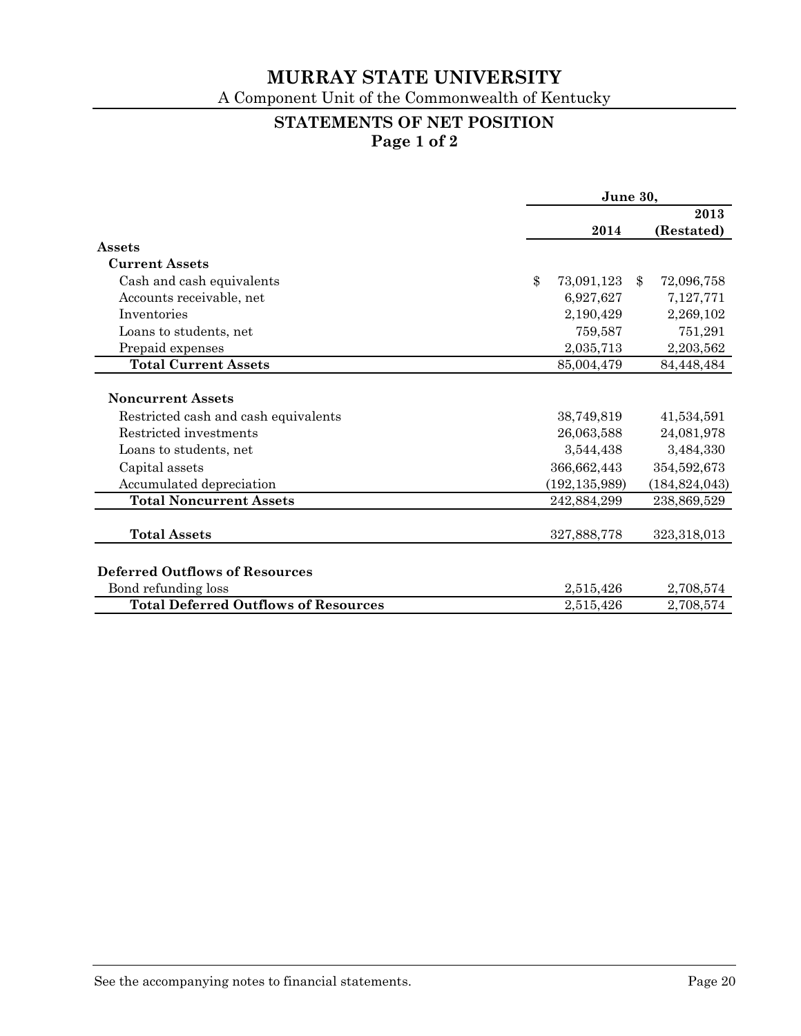# MURRAY STATE UNIVERSITY

A Component Unit of the Commonwealth of Kentucky

## STATEMENTS OF NET POSITION
**Page 1 of 2**

| | June 30, 2014 | June 30, 2013 (Restated) |
|---|---|---|
| **Assets** | | |
| **Current Assets** | | |
| Cash and cash equivalents | $ 73,091,123 | $ 72,096,758 |
| Accounts receivable, net | 6,927,627 | 7,127,771 |
| Inventories | 2,190,429 | 2,269,102 |
| Loans to students, net | 759,587 | 751,291 |
| Prepaid expenses | 2,035,713 | 2,203,562 |
| **Total Current Assets** | 85,004,479 | 84,448,484 |
| **Noncurrent Assets** | | |
| Restricted cash and cash equivalents | 38,749,819 | 41,534,591 |
| Restricted investments | 26,063,588 | 24,081,978 |
| Loans to students, net | 3,544,438 | 3,484,330 |
| Capital assets | 366,662,443 | 354,592,673 |
| Accumulated depreciation | (192,135,989) | (184,824,043) |
| **Total Noncurrent Assets** | 242,884,299 | 238,869,529 |
| **Total Assets** | 327,888,778 | 323,318,013 |
| **Deferred Outflows of Resources** | | |
| Bond refunding loss | 2,515,426 | 2,708,574 |
| **Total Deferred Outflows of Resources** | 2,515,426 | 2,708,574 |

See the accompanying notes to financial statements.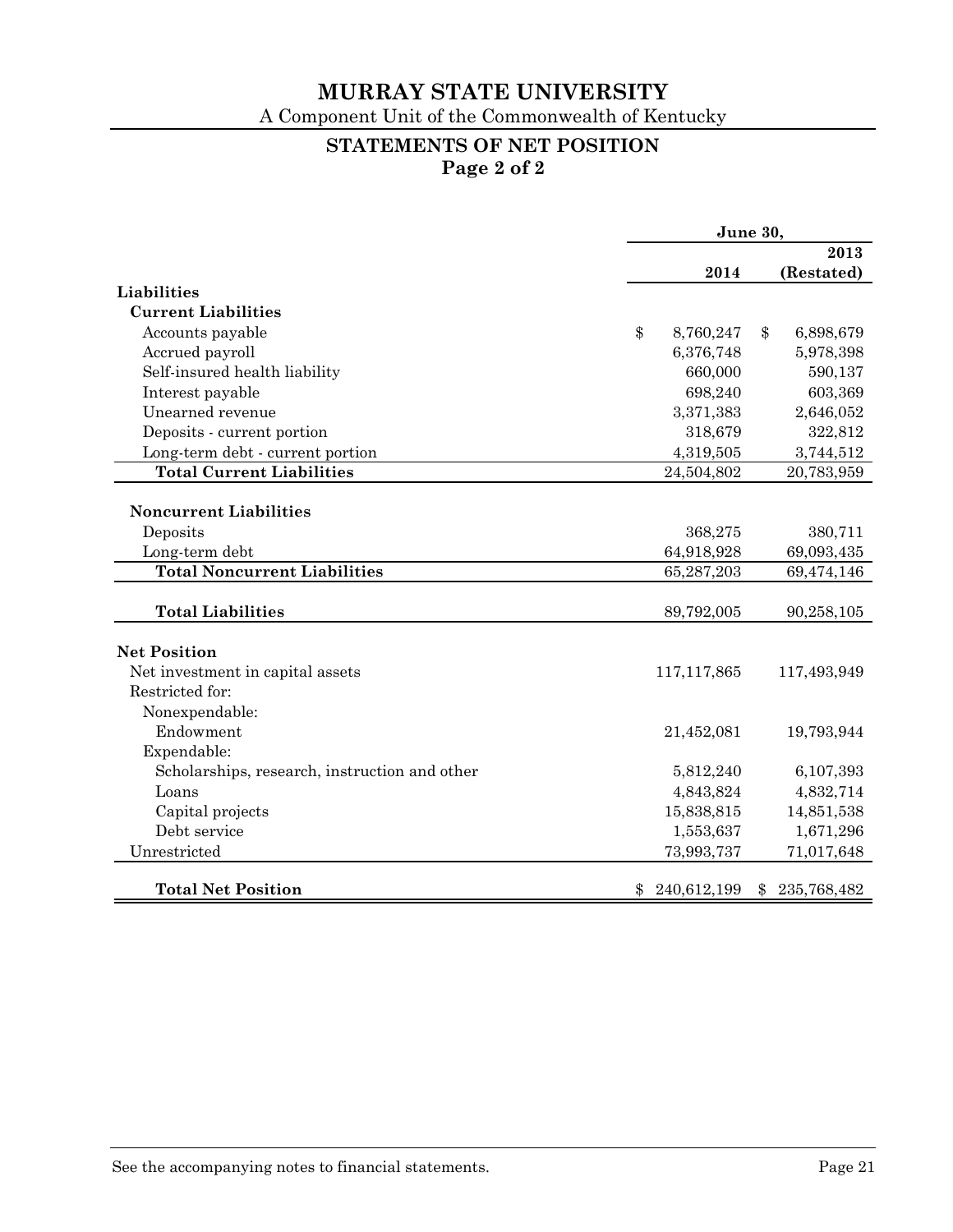# MURRAY STATE UNIVERSITY

A Component Unit of the Commonwealth of Kentucky

## STATEMENTS OF NET POSITION
**Page 2 of 2**

| | June 30, 2014 | June 30, 2013 (Restated) |
|---|---|---|
| **Liabilities** | | |
| **Current Liabilities** | | |
| Accounts payable | $ 8,760,247 | $ 6,898,679 |
| Accrued payroll | 6,376,748 | 5,978,398 |
| Self-insured health liability | 660,000 | 590,137 |
| Interest payable | 698,240 | 603,369 |
| Unearned revenue | 3,371,383 | 2,646,052 |
| Deposits - current portion | 318,679 | 322,812 |
| Long-term debt - current portion | 4,319,505 | 3,744,512 |
| **Total Current Liabilities** | 24,504,802 | 20,783,959 |
| **Noncurrent Liabilities** | | |
| Deposits | 368,275 | 380,711 |
| Long-term debt | 64,918,928 | 69,093,435 |
| **Total Noncurrent Liabilities** | 65,287,203 | 69,474,146 |
| **Total Liabilities** | 89,792,005 | 90,258,105 |
| **Net Position** | | |
| Net investment in capital assets | 117,117,865 | 117,493,949 |
| Restricted for: | | |
| Nonexpendable: | | |
| Endowment | 21,452,081 | 19,793,944 |
| Expendable: | | |
| Scholarships, research, instruction and other | 5,812,240 | 6,107,393 |
| Loans | 4,843,824 | 4,832,714 |
| Capital projects | 15,838,815 | 14,851,538 |
| Debt service | 1,553,637 | 1,671,296 |
| Unrestricted | 73,993,737 | 71,017,648 |
| **Total Net Position** | $ 240,612,199 | $ 235,768,482 |

See the accompanying notes to financial statements.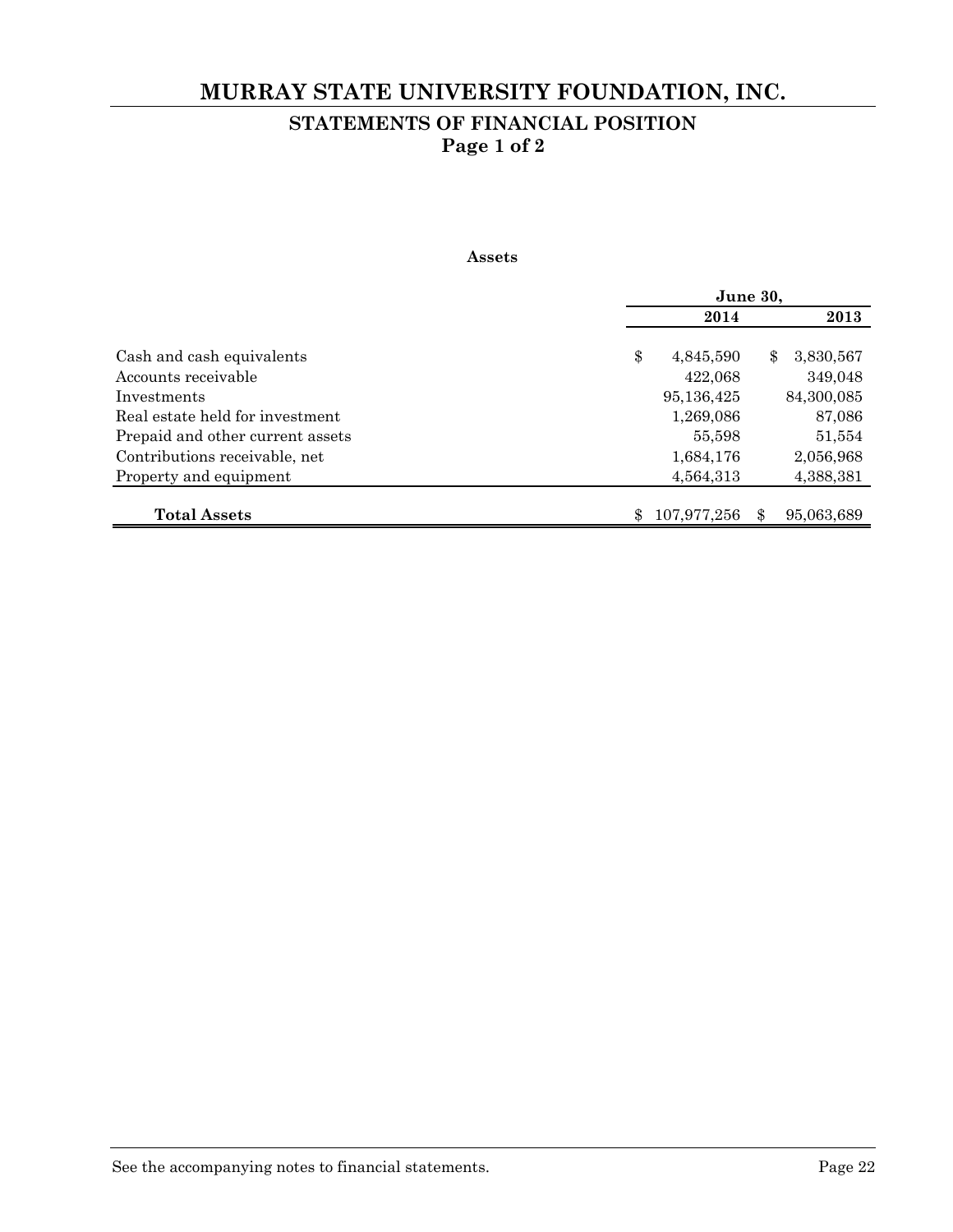# MURRAY STATE UNIVERSITY FOUNDATION, INC.

## STATEMENTS OF FINANCIAL POSITION
### Page 1 of 2

**Assets**

| | June 30, | |
|---|---|---|
| | **2014** | **2013** |
| Cash and cash equivalents | $ 4,845,590 | $ 3,830,567 |
| Accounts receivable | 422,068 | 349,048 |
| Investments | 95,136,425 | 84,300,085 |
| Real estate held for investment | 1,269,086 | 87,086 |
| Prepaid and other current assets | 55,598 | 51,554 |
| Contributions receivable, net | 1,684,176 | 2,056,968 |
| Property and equipment | 4,564,313 | 4,388,381 |
| **Total Assets** | $ 107,977,256 | $ 95,063,689 |

See the accompanying notes to financial statements.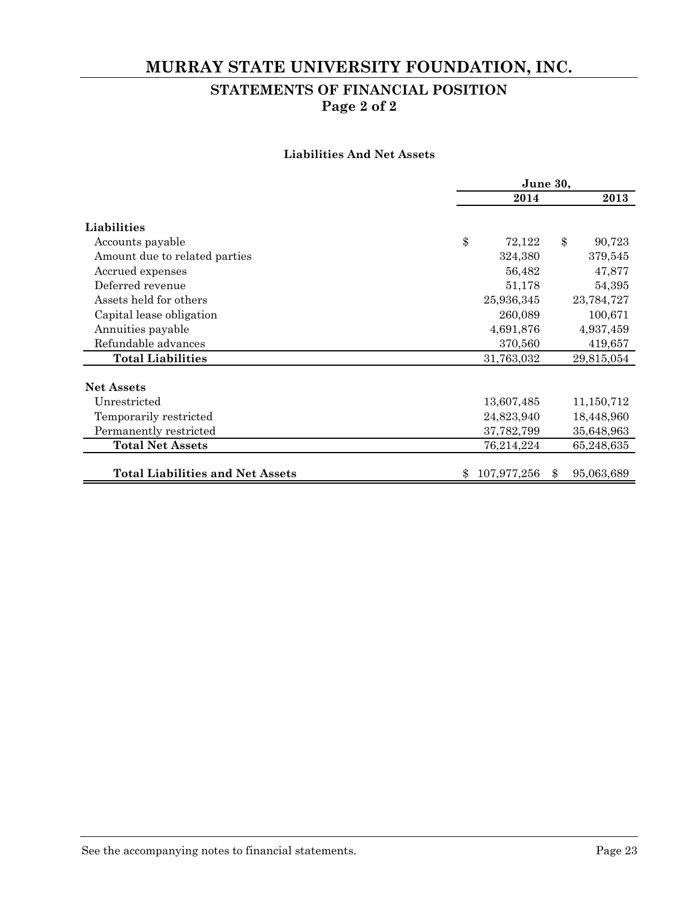# MURRAY STATE UNIVERSITY FOUNDATION, INC.

## STATEMENTS OF FINANCIAL POSITION
### Page 2 of 2

**Liabilities And Net Assets**

| | June 30, | |
|---|---|---|
| | 2014 | 2013 |
| **Liabilities** | | |
| Accounts payable | $ 72,122 | $ 90,723 |
| Amount due to related parties | 324,380 | 379,545 |
| Accrued expenses | 56,482 | 47,877 |
| Deferred revenue | 51,178 | 54,395 |
| Assets held for others | 25,936,345 | 23,784,727 |
| Capital lease obligation | 260,089 | 100,671 |
| Annuities payable | 4,691,876 | 4,937,459 |
| Refundable advances | 370,560 | 419,657 |
| **Total Liabilities** | 31,763,032 | 29,815,054 |
| **Net Assets** | | |
| Unrestricted | 13,607,485 | 11,150,712 |
| Temporarily restricted | 24,823,940 | 18,448,960 |
| Permanently restricted | 37,782,799 | 35,648,963 |
| **Total Net Assets** | 76,214,224 | 65,248,635 |
| **Total Liabilities and Net Assets** | $ 107,977,256 | $ 95,063,689 |

See the accompanying notes to financial statements.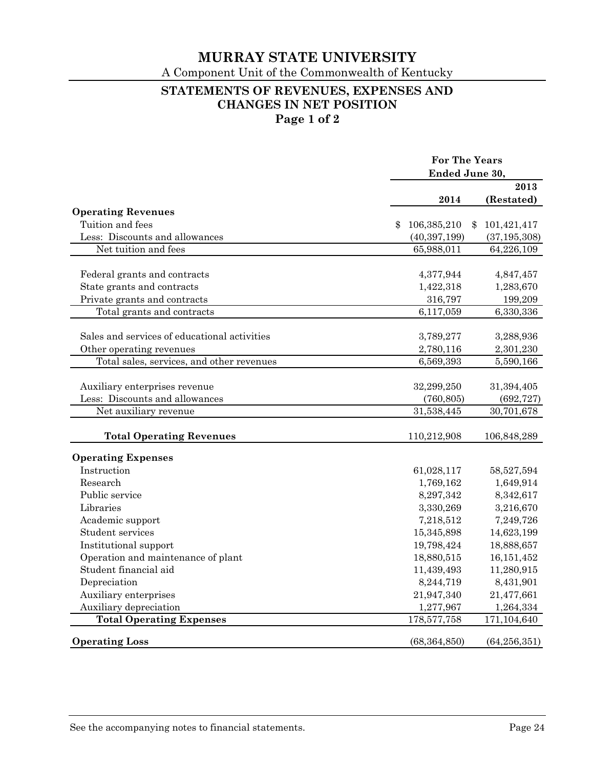# MURRAY STATE UNIVERSITY

A Component Unit of the Commonwealth of Kentucky

## STATEMENTS OF REVENUES, EXPENSES AND CHANGES IN NET POSITION
### Page 1 of 2

| | For The Years Ended June 30, | |
|---|---|---|
| | 2014 | 2013 (Restated) |
| **Operating Revenues** | | |
| Tuition and fees | $ 106,385,210 | $ 101,421,417 |
| Less: Discounts and allowances | (40,397,199) | (37,195,308) |
| Net tuition and fees | 65,988,011 | 64,226,109 |
| | | |
| Federal grants and contracts | 4,377,944 | 4,847,457 |
| State grants and contracts | 1,422,318 | 1,283,670 |
| Private grants and contracts | 316,797 | 199,209 |
| Total grants and contracts | 6,117,059 | 6,330,336 |
| | | |
| Sales and services of educational activities | 3,789,277 | 3,288,936 |
| Other operating revenues | 2,780,116 | 2,301,230 |
| Total sales, services, and other revenues | 6,569,393 | 5,590,166 |
| | | |
| Auxiliary enterprises revenue | 32,299,250 | 31,394,405 |
| Less: Discounts and allowances | (760,805) | (692,727) |
| Net auxiliary revenue | 31,538,445 | 30,701,678 |
| | | |
| **Total Operating Revenues** | 110,212,908 | 106,848,289 |
| | | |
| **Operating Expenses** | | |
| Instruction | 61,028,117 | 58,527,594 |
| Research | 1,769,162 | 1,649,914 |
| Public service | 8,297,342 | 8,342,617 |
| Libraries | 3,330,269 | 3,216,670 |
| Academic support | 7,218,512 | 7,249,726 |
| Student services | 15,345,898 | 14,623,199 |
| Institutional support | 19,798,424 | 18,888,657 |
| Operation and maintenance of plant | 18,880,515 | 16,151,452 |
| Student financial aid | 11,439,493 | 11,280,915 |
| Depreciation | 8,244,719 | 8,431,901 |
| Auxiliary enterprises | 21,947,340 | 21,477,661 |
| Auxiliary depreciation | 1,277,967 | 1,264,334 |
| **Total Operating Expenses** | 178,577,758 | 171,104,640 |
| | | |
| **Operating Loss** | (68,364,850) | (64,256,351) |

See the accompanying notes to financial statements.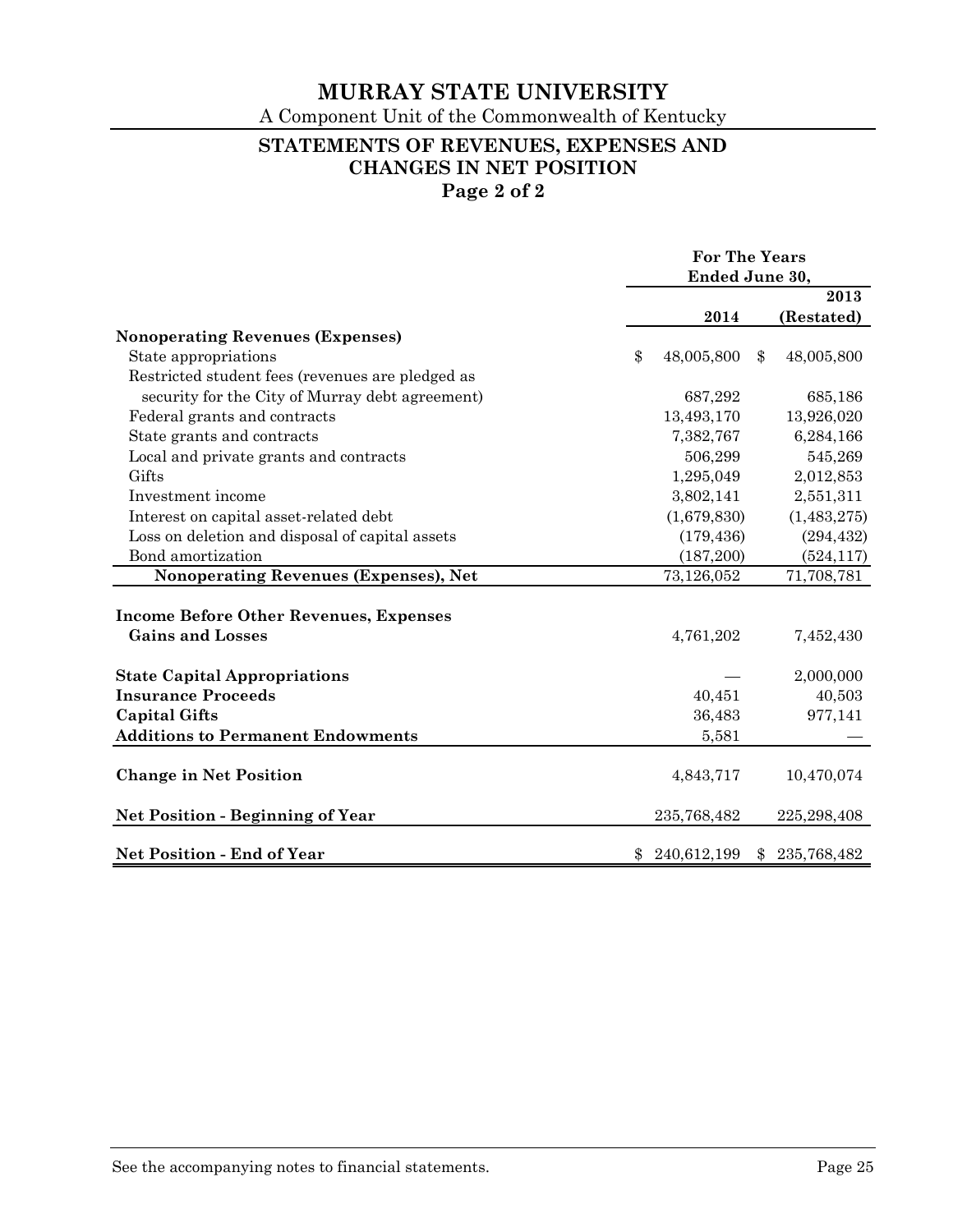# MURRAY STATE UNIVERSITY

A Component Unit of the Commonwealth of Kentucky

## STATEMENTS OF REVENUES, EXPENSES AND CHANGES IN NET POSITION

### Page 2 of 2

| | For The Years Ended June 30, | |
|---|---|---|
| | 2014 | 2013 (Restated) |
| **Nonoperating Revenues (Expenses)** | | |
| State appropriations | $ 48,005,800 | $ 48,005,800 |
| Restricted student fees (revenues are pledged as security for the City of Murray debt agreement) | 687,292 | 685,186 |
| Federal grants and contracts | 13,493,170 | 13,926,020 |
| State grants and contracts | 7,382,767 | 6,284,166 |
| Local and private grants and contracts | 506,299 | 545,269 |
| Gifts | 1,295,049 | 2,012,853 |
| Investment income | 3,802,141 | 2,551,311 |
| Interest on capital asset-related debt | (1,679,830) | (1,483,275) |
| Loss on deletion and disposal of capital assets | (179,436) | (294,432) |
| Bond amortization | (187,200) | (524,117) |
| **Nonoperating Revenues (Expenses), Net** | 73,126,052 | 71,708,781 |
| **Income Before Other Revenues, Expenses Gains and Losses** | 4,761,202 | 7,452,430 |
| **State Capital Appropriations** | — | 2,000,000 |
| **Insurance Proceeds** | 40,451 | 40,503 |
| **Capital Gifts** | 36,483 | 977,141 |
| **Additions to Permanent Endowments** | 5,581 | — |
| **Change in Net Position** | 4,843,717 | 10,470,074 |
| **Net Position - Beginning of Year** | 235,768,482 | 225,298,408 |
| **Net Position - End of Year** | $ 240,612,199 | $ 235,768,482 |

See the accompanying notes to financial statements.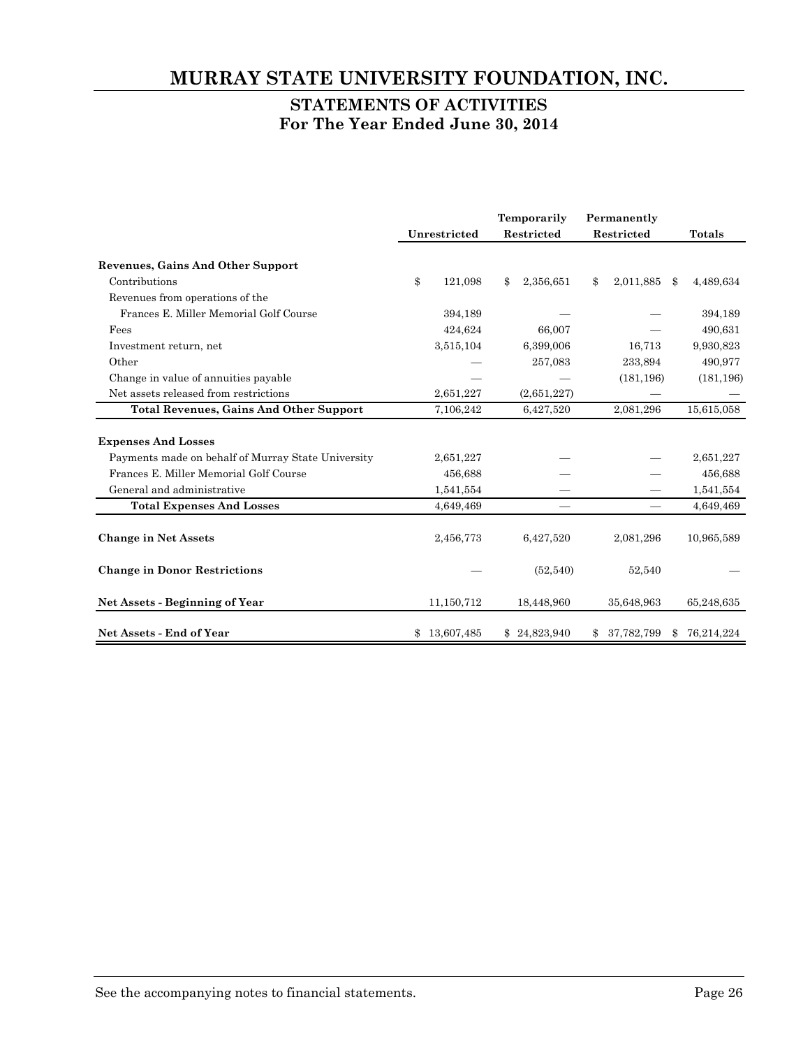# MURRAY STATE UNIVERSITY FOUNDATION, INC.

## STATEMENTS OF ACTIVITIES
## For The Year Ended June 30, 2014

| | Unrestricted | Temporarily Restricted | Permanently Restricted | Totals |
|---|---|---|---|---|
| **Revenues, Gains And Other Support** | | | | |
| Contributions | $ 121,098 | $ 2,356,651 | $ 2,011,885 | $ 4,489,634 |
| Revenues from operations of the Frances E. Miller Memorial Golf Course | 394,189 | — | — | 394,189 |
| Fees | 424,624 | 66,007 | — | 490,631 |
| Investment return, net | 3,515,104 | 6,399,006 | 16,713 | 9,930,823 |
| Other | — | 257,083 | 233,894 | 490,977 |
| Change in value of annuities payable | — | — | (181,196) | (181,196) |
| Net assets released from restrictions | 2,651,227 | (2,651,227) | — | — |
| **Total Revenues, Gains And Other Support** | 7,106,242 | 6,427,520 | 2,081,296 | 15,615,058 |
| **Expenses And Losses** | | | | |
| Payments made on behalf of Murray State University | 2,651,227 | — | — | 2,651,227 |
| Frances E. Miller Memorial Golf Course | 456,688 | — | — | 456,688 |
| General and administrative | 1,541,554 | — | — | 1,541,554 |
| **Total Expenses And Losses** | 4,649,469 | — | — | 4,649,469 |
| **Change in Net Assets** | 2,456,773 | 6,427,520 | 2,081,296 | 10,965,589 |
| **Change in Donor Restrictions** | — | (52,540) | 52,540 | — |
| **Net Assets - Beginning of Year** | 11,150,712 | 18,448,960 | 35,648,963 | 65,248,635 |
| **Net Assets - End of Year** | $ 13,607,485 | $ 24,823,940 | $ 37,782,799 | $ 76,214,224 |

See the accompanying notes to financial statements.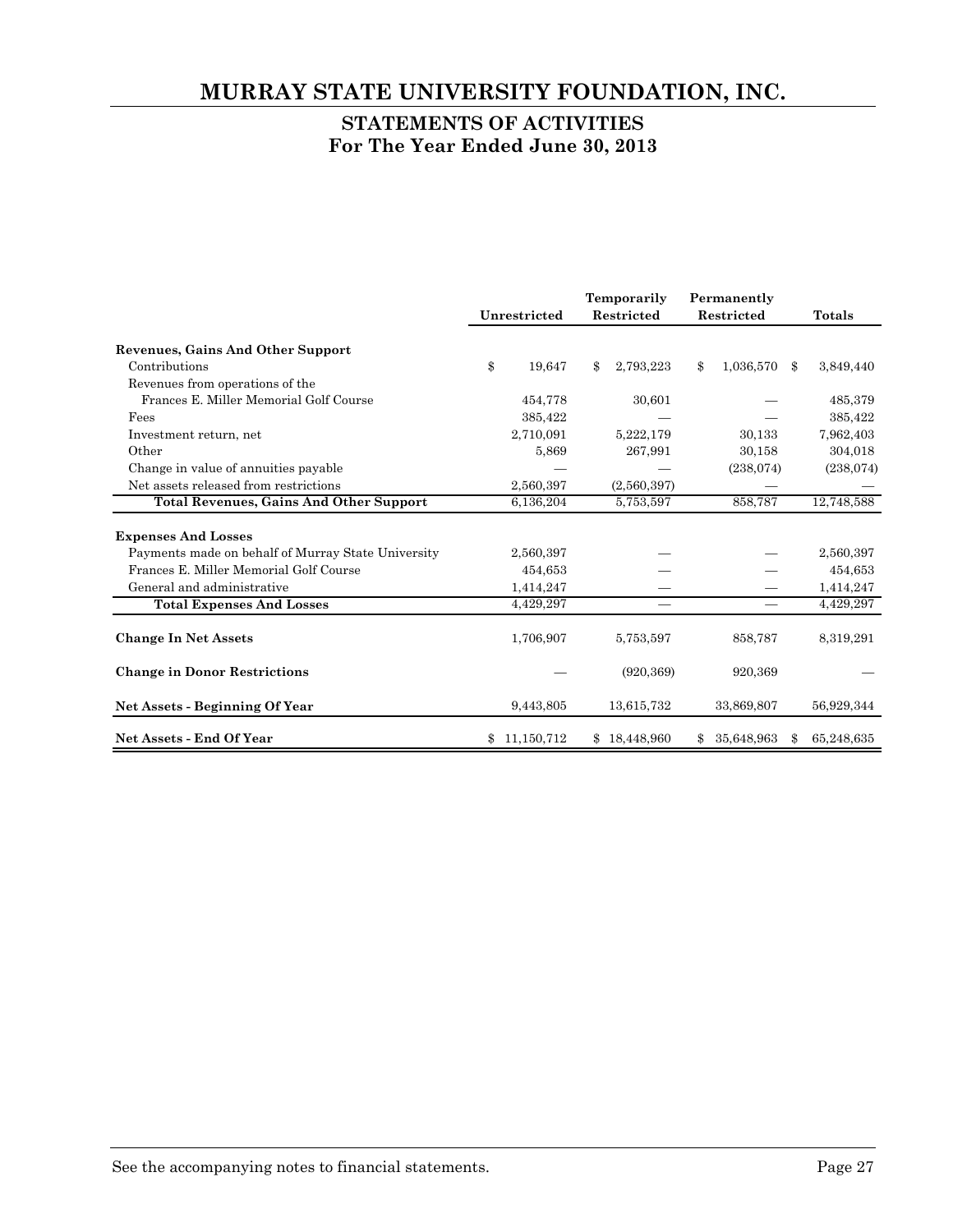# MURRAY STATE UNIVERSITY FOUNDATION, INC.

## STATEMENTS OF ACTIVITIES
## For The Year Ended June 30, 2013

| | Unrestricted | Temporarily Restricted | Permanently Restricted | Totals |
|---|---|---|---|---|
| **Revenues, Gains And Other Support** | | | | |
| Contributions | $ 19,647 | $ 2,793,223 | $ 1,036,570 | $ 3,849,440 |
| Revenues from operations of the Frances E. Miller Memorial Golf Course | 454,778 | 30,601 | — | 485,379 |
| Fees | 385,422 | — | — | 385,422 |
| Investment return, net | 2,710,091 | 5,222,179 | 30,133 | 7,962,403 |
| Other | 5,869 | 267,991 | 30,158 | 304,018 |
| Change in value of annuities payable | — | — | (238,074) | (238,074) |
| Net assets released from restrictions | 2,560,397 | (2,560,397) | — | — |
| **Total Revenues, Gains And Other Support** | 6,136,204 | 5,753,597 | 858,787 | 12,748,588 |
| **Expenses And Losses** | | | | |
| Payments made on behalf of Murray State University | 2,560,397 | — | — | 2,560,397 |
| Frances E. Miller Memorial Golf Course | 454,653 | — | — | 454,653 |
| General and administrative | 1,414,247 | — | — | 1,414,247 |
| **Total Expenses And Losses** | 4,429,297 | — | — | 4,429,297 |
| **Change In Net Assets** | 1,706,907 | 5,753,597 | 858,787 | 8,319,291 |
| **Change in Donor Restrictions** | — | (920,369) | 920,369 | — |
| **Net Assets - Beginning Of Year** | 9,443,805 | 13,615,732 | 33,869,807 | 56,929,344 |
| **Net Assets - End Of Year** | $ 11,150,712 | $ 18,448,960 | $ 35,648,963 | $ 65,248,635 |

See the accompanying notes to financial statements.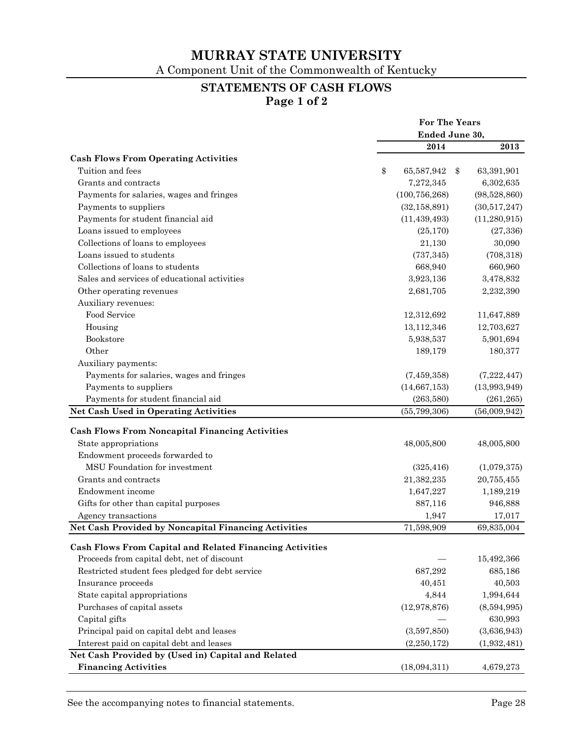# MURRAY STATE UNIVERSITY

A Component Unit of the Commonwealth of Kentucky

## STATEMENTS OF CASH FLOWS
**Page 1 of 2**

| | For The Years Ended June 30, | |
|---|---|---|
| | **2014** | **2013** |
| **Cash Flows From Operating Activities** | | |
| Tuition and fees | $ 65,587,942 | $ 63,391,901 |
| Grants and contracts | 7,272,345 | 6,302,635 |
| Payments for salaries, wages and fringes | (100,756,268) | (98,528,860) |
| Payments to suppliers | (32,158,891) | (30,517,247) |
| Payments for student financial aid | (11,439,493) | (11,280,915) |
| Loans issued to employees | (25,170) | (27,336) |
| Collections of loans to employees | 21,130 | 30,090 |
| Loans issued to students | (737,345) | (708,318) |
| Collections of loans to students | 668,940 | 660,960 |
| Sales and services of educational activities | 3,923,136 | 3,478,832 |
| Other operating revenues | 2,681,705 | 2,232,390 |
| Auxiliary revenues: | | |
| Food Service | 12,312,692 | 11,647,889 |
| Housing | 13,112,346 | 12,703,627 |
| Bookstore | 5,938,537 | 5,901,694 |
| Other | 189,179 | 180,377 |
| Auxiliary payments: | | |
| Payments for salaries, wages and fringes | (7,459,358) | (7,222,447) |
| Payments to suppliers | (14,667,153) | (13,993,949) |
| Payments for student financial aid | (263,580) | (261,265) |
| **Net Cash Used in Operating Activities** | (55,799,306) | (56,009,942) |
| **Cash Flows From Noncapital Financing Activities** | | |
| State appropriations | 48,005,800 | 48,005,800 |
| Endowment proceeds forwarded to MSU Foundation for investment | (325,416) | (1,079,375) |
| Grants and contracts | 21,382,235 | 20,755,455 |
| Endowment income | 1,647,227 | 1,189,219 |
| Gifts for other than capital purposes | 887,116 | 946,888 |
| Agency transactions | 1,947 | 17,017 |
| **Net Cash Provided by Noncapital Financing Activities** | 71,598,909 | 69,835,004 |
| **Cash Flows From Capital and Related Financing Activities** | | |
| Proceeds from capital debt, net of discount | — | 15,492,366 |
| Restricted student fees pledged for debt service | 687,292 | 685,186 |
| Insurance proceeds | 40,451 | 40,503 |
| State capital appropriations | 4,844 | 1,994,644 |
| Purchases of capital assets | (12,978,876) | (8,594,995) |
| Capital gifts | — | 630,993 |
| Principal paid on capital debt and leases | (3,597,850) | (3,636,943) |
| Interest paid on capital debt and leases | (2,250,172) | (1,932,481) |
| **Net Cash Provided by (Used in) Capital and Related Financing Activities** | (18,094,311) | 4,679,273 |

See the accompanying notes to financial statements.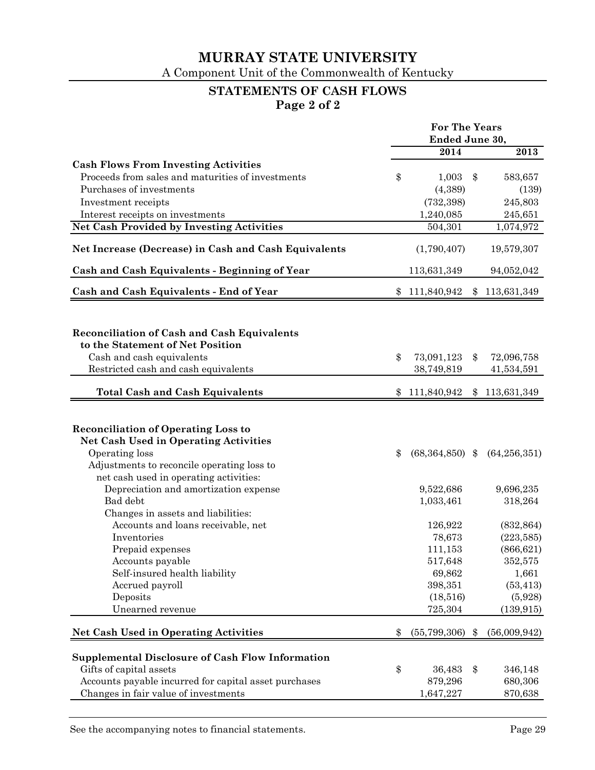# MURRAY STATE UNIVERSITY

A Component Unit of the Commonwealth of Kentucky

## STATEMENTS OF CASH FLOWS
### Page 2 of 2

| | For The Years Ended June 30, 2014 | 2013 |
|---|---|---|
| **Cash Flows From Investing Activities** | | |
| Proceeds from sales and maturities of investments | $ 1,003 | $ 583,657 |
| Purchases of investments | (4,389) | (139) |
| Investment receipts | (732,398) | 245,803 |
| Interest receipts on investments | 1,240,085 | 245,651 |
| **Net Cash Provided by Investing Activities** | 504,301 | 1,074,972 |
| **Net Increase (Decrease) in Cash and Cash Equivalents** | (1,790,407) | 19,579,307 |
| **Cash and Cash Equivalents - Beginning of Year** | 113,631,349 | 94,052,042 |
| **Cash and Cash Equivalents - End of Year** | $ 111,840,942 | $ 113,631,349 |

| | 2014 | 2013 |
|---|---|---|
| **Reconciliation of Cash and Cash Equivalents to the Statement of Net Position** | | |
| Cash and cash equivalents | $ 73,091,123 | $ 72,096,758 |
| Restricted cash and cash equivalents | 38,749,819 | 41,534,591 |
| **Total Cash and Cash Equivalents** | $ 111,840,942 | $ 113,631,349 |

| | 2014 | 2013 |
|---|---|---|
| **Reconciliation of Operating Loss to Net Cash Used in Operating Activities** | | |
| Operating loss | $ (68,364,850) | $ (64,256,351) |
| Adjustments to reconcile operating loss to net cash used in operating activities: | | |
| Depreciation and amortization expense | 9,522,686 | 9,696,235 |
| Bad debt | 1,033,461 | 318,264 |
| Changes in assets and liabilities: | | |
| Accounts and loans receivable, net | 126,922 | (832,864) |
| Inventories | 78,673 | (223,585) |
| Prepaid expenses | 111,153 | (866,621) |
| Accounts payable | 517,648 | 352,575 |
| Self-insured health liability | 69,862 | 1,661 |
| Accrued payroll | 398,351 | (53,413) |
| Deposits | (18,516) | (5,928) |
| Unearned revenue | 725,304 | (139,915) |
| **Net Cash Used in Operating Activities** | $ (55,799,306) | $ (56,009,942) |

| | 2014 | 2013 |
|---|---|---|
| **Supplemental Disclosure of Cash Flow Information** | | |
| Gifts of capital assets | $ 36,483 | $ 346,148 |
| Accounts payable incurred for capital asset purchases | 879,296 | 680,306 |
| Changes in fair value of investments | 1,647,227 | 870,638 |

See the accompanying notes to financial statements.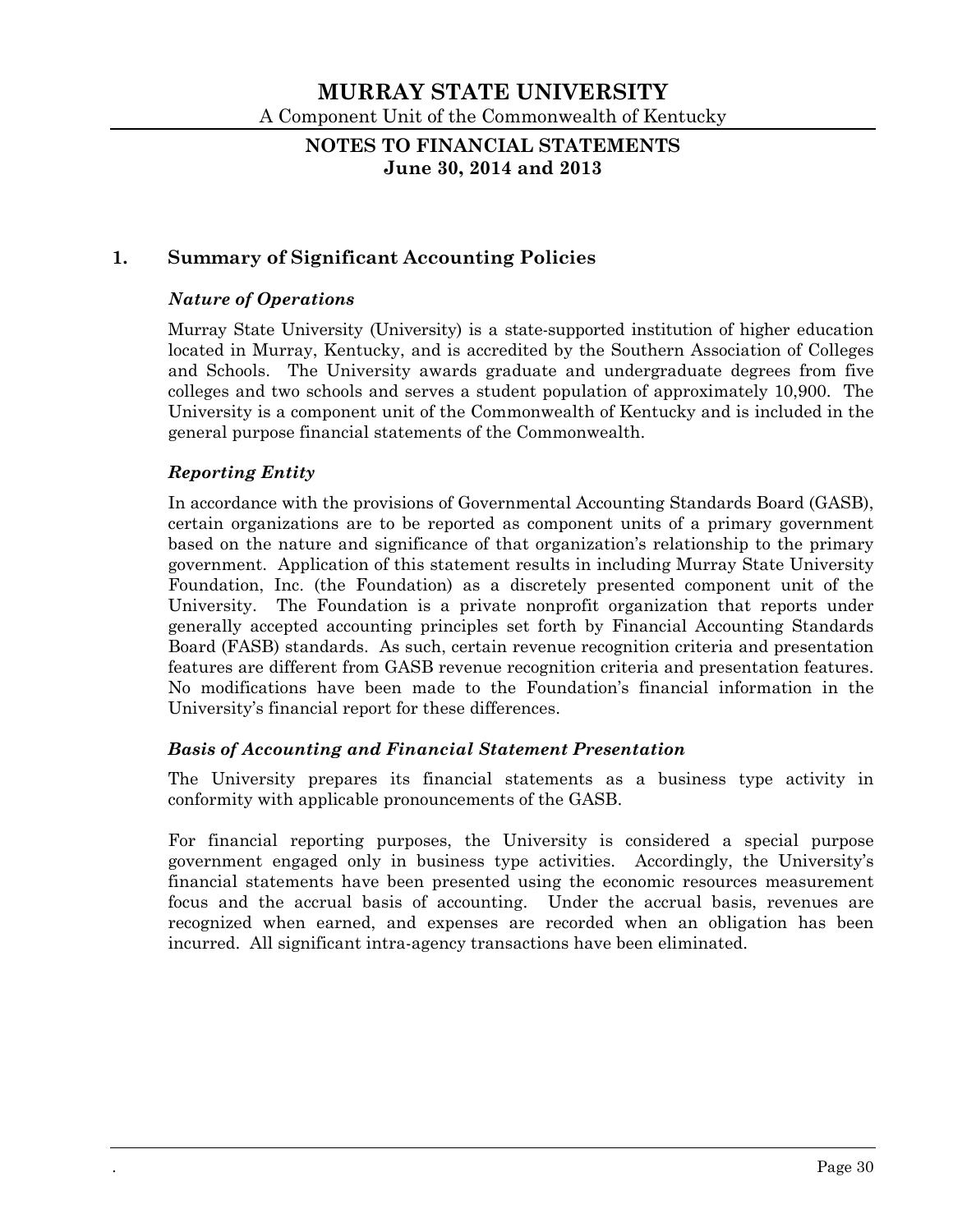# MURRAY STATE UNIVERSITY

A Component Unit of the Commonwealth of Kentucky

## NOTES TO FINANCIAL STATEMENTS
## June 30, 2014 and 2013

### 1. Summary of Significant Accounting Policies

#### *Nature of Operations*

Murray State University (University) is a state-supported institution of higher education located in Murray, Kentucky, and is accredited by the Southern Association of Colleges and Schools. The University awards graduate and undergraduate degrees from five colleges and two schools and serves a student population of approximately 10,900. The University is a component unit of the Commonwealth of Kentucky and is included in the general purpose financial statements of the Commonwealth.

#### *Reporting Entity*

In accordance with the provisions of Governmental Accounting Standards Board (GASB), certain organizations are to be reported as component units of a primary government based on the nature and significance of that organization's relationship to the primary government. Application of this statement results in including Murray State University Foundation, Inc. (the Foundation) as a discretely presented component unit of the University. The Foundation is a private nonprofit organization that reports under generally accepted accounting principles set forth by Financial Accounting Standards Board (FASB) standards. As such, certain revenue recognition criteria and presentation features are different from GASB revenue recognition criteria and presentation features. No modifications have been made to the Foundation's financial information in the University's financial report for these differences.

#### *Basis of Accounting and Financial Statement Presentation*

The University prepares its financial statements as a business type activity in conformity with applicable pronouncements of the GASB.

For financial reporting purposes, the University is considered a special purpose government engaged only in business type activities. Accordingly, the University's financial statements have been presented using the economic resources measurement focus and the accrual basis of accounting. Under the accrual basis, revenues are recognized when earned, and expenses are recorded when an obligation has been incurred. All significant intra-agency transactions have been eliminated.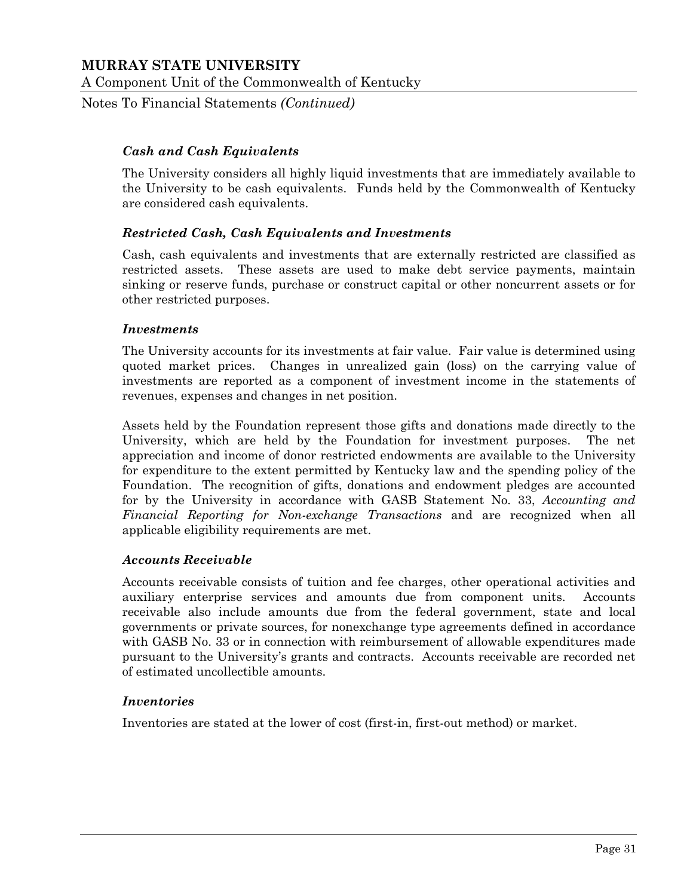### *Cash and Cash Equivalents*

The University considers all highly liquid investments that are immediately available to the University to be cash equivalents. Funds held by the Commonwealth of Kentucky are considered cash equivalents.

### *Restricted Cash, Cash Equivalents and Investments*

Cash, cash equivalents and investments that are externally restricted are classified as restricted assets. These assets are used to make debt service payments, maintain sinking or reserve funds, purchase or construct capital or other noncurrent assets or for other restricted purposes.

### *Investments*

The University accounts for its investments at fair value. Fair value is determined using quoted market prices. Changes in unrealized gain (loss) on the carrying value of investments are reported as a component of investment income in the statements of revenues, expenses and changes in net position.

Assets held by the Foundation represent those gifts and donations made directly to the University, which are held by the Foundation for investment purposes. The net appreciation and income of donor restricted endowments are available to the University for expenditure to the extent permitted by Kentucky law and the spending policy of the Foundation. The recognition of gifts, donations and endowment pledges are accounted for by the University in accordance with GASB Statement No. 33, *Accounting and Financial Reporting for Non-exchange Transactions* and are recognized when all applicable eligibility requirements are met.

### *Accounts Receivable*

Accounts receivable consists of tuition and fee charges, other operational activities and auxiliary enterprise services and amounts due from component units. Accounts receivable also include amounts due from the federal government, state and local governments or private sources, for nonexchange type agreements defined in accordance with GASB No. 33 or in connection with reimbursement of allowable expenditures made pursuant to the University's grants and contracts. Accounts receivable are recorded net of estimated uncollectible amounts.

### *Inventories*

Inventories are stated at the lower of cost (first-in, first-out method) or market.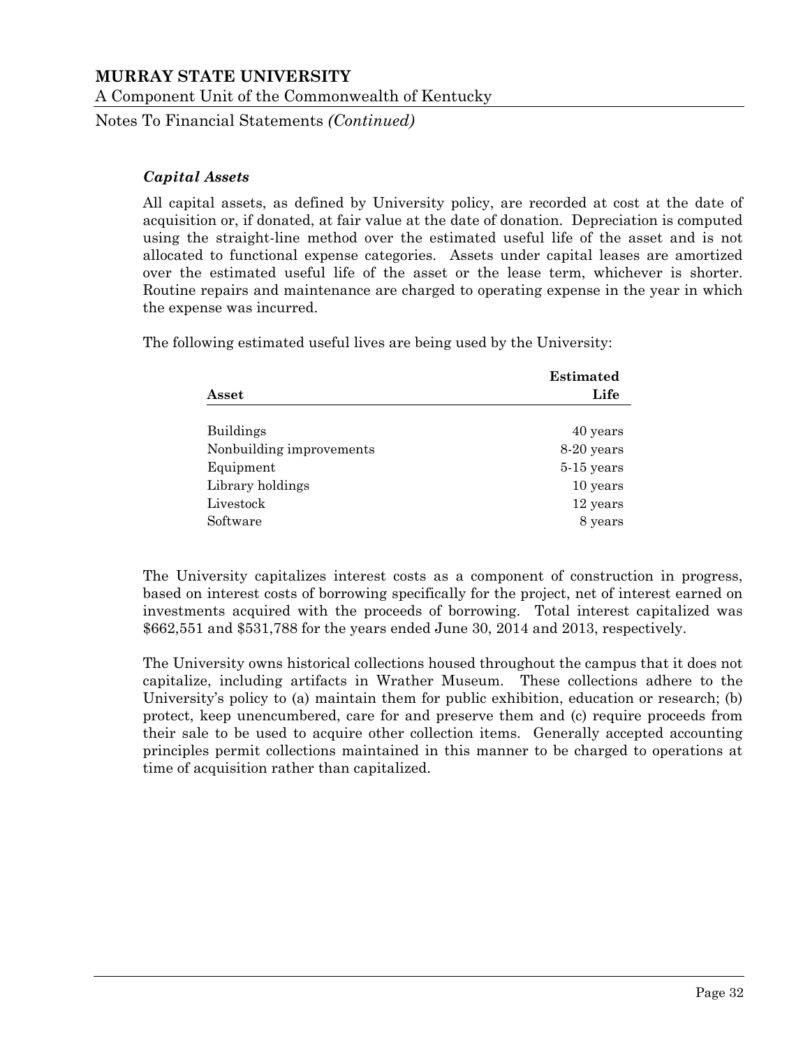### *Capital Assets*

All capital assets, as defined by University policy, are recorded at cost at the date of acquisition or, if donated, at fair value at the date of donation. Depreciation is computed using the straight-line method over the estimated useful life of the asset and is not allocated to functional expense categories. Assets under capital leases are amortized over the estimated useful life of the asset or the lease term, whichever is shorter. Routine repairs and maintenance are charged to operating expense in the year in which the expense was incurred.

The following estimated useful lives are being used by the University:

| Asset | Estimated Life |
|---|---|
| Buildings | 40 years |
| Nonbuilding improvements | 8-20 years |
| Equipment | 5-15 years |
| Library holdings | 10 years |
| Livestock | 12 years |
| Software | 8 years |

The University capitalizes interest costs as a component of construction in progress, based on interest costs of borrowing specifically for the project, net of interest earned on investments acquired with the proceeds of borrowing. Total interest capitalized was $662,551 and $531,788 for the years ended June 30, 2014 and 2013, respectively.

The University owns historical collections housed throughout the campus that it does not capitalize, including artifacts in Wrather Museum. These collections adhere to the University's policy to (a) maintain them for public exhibition, education or research; (b) protect, keep unencumbered, care for and preserve them and (c) require proceeds from their sale to be used to acquire other collection items. Generally accepted accounting principles permit collections maintained in this manner to be charged to operations at time of acquisition rather than capitalized.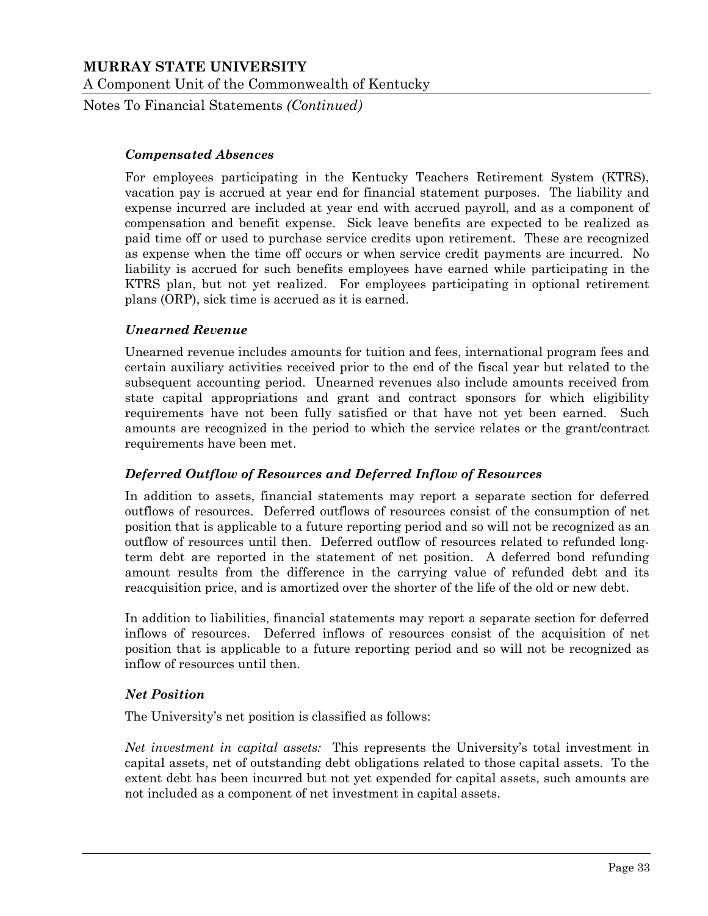### *Compensated Absences*

For employees participating in the Kentucky Teachers Retirement System (KTRS), vacation pay is accrued at year end for financial statement purposes. The liability and expense incurred are included at year end with accrued payroll, and as a component of compensation and benefit expense. Sick leave benefits are expected to be realized as paid time off or used to purchase service credits upon retirement. These are recognized as expense when the time off occurs or when service credit payments are incurred. No liability is accrued for such benefits employees have earned while participating in the KTRS plan, but not yet realized. For employees participating in optional retirement plans (ORP), sick time is accrued as it is earned.

### *Unearned Revenue*

Unearned revenue includes amounts for tuition and fees, international program fees and certain auxiliary activities received prior to the end of the fiscal year but related to the subsequent accounting period. Unearned revenues also include amounts received from state capital appropriations and grant and contract sponsors for which eligibility requirements have not been fully satisfied or that have not yet been earned. Such amounts are recognized in the period to which the service relates or the grant/contract requirements have been met.

### *Deferred Outflow of Resources and Deferred Inflow of Resources*

In addition to assets, financial statements may report a separate section for deferred outflows of resources. Deferred outflows of resources consist of the consumption of net position that is applicable to a future reporting period and so will not be recognized as an outflow of resources until then. Deferred outflow of resources related to refunded long-term debt are reported in the statement of net position. A deferred bond refunding amount results from the difference in the carrying value of refunded debt and its reacquisition price, and is amortized over the shorter of the life of the old or new debt.

In addition to liabilities, financial statements may report a separate section for deferred inflows of resources. Deferred inflows of resources consist of the acquisition of net position that is applicable to a future reporting period and so will not be recognized as inflow of resources until then.

### *Net Position*

The University's net position is classified as follows:

*Net investment in capital assets:* This represents the University's total investment in capital assets, net of outstanding debt obligations related to those capital assets. To the extent debt has been incurred but not yet expended for capital assets, such amounts are not included as a component of net investment in capital assets.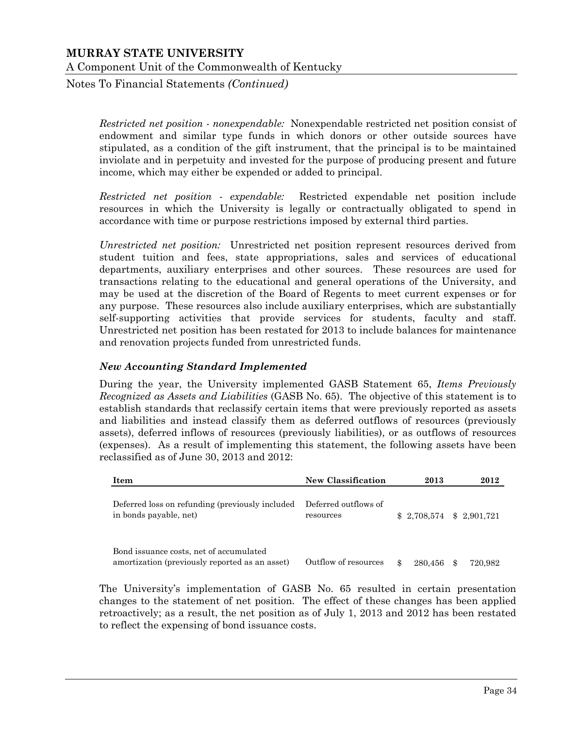*Restricted net position - nonexpendable:* Nonexpendable restricted net position consist of endowment and similar type funds in which donors or other outside sources have stipulated, as a condition of the gift instrument, that the principal is to be maintained inviolate and in perpetuity and invested for the purpose of producing present and future income, which may either be expended or added to principal.

*Restricted net position - expendable:* Restricted expendable net position include resources in which the University is legally or contractually obligated to spend in accordance with time or purpose restrictions imposed by external third parties.

*Unrestricted net position:* Unrestricted net position represent resources derived from student tuition and fees, state appropriations, sales and services of educational departments, auxiliary enterprises and other sources. These resources are used for transactions relating to the educational and general operations of the University, and may be used at the discretion of the Board of Regents to meet current expenses or for any purpose. These resources also include auxiliary enterprises, which are substantially self-supporting activities that provide services for students, faculty and staff. Unrestricted net position has been restated for 2013 to include balances for maintenance and renovation projects funded from unrestricted funds.

### *New Accounting Standard Implemented*

During the year, the University implemented GASB Statement 65, *Items Previously Recognized as Assets and Liabilities* (GASB No. 65). The objective of this statement is to establish standards that reclassify certain items that were previously reported as assets and liabilities and instead classify them as deferred outflows of resources (previously assets), deferred inflows of resources (previously liabilities), or as outflows of resources (expenses). As a result of implementing this statement, the following assets have been reclassified as of June 30, 2013 and 2012:

| Item | New Classification | 2013 | 2012 |
|---|---|---|---|
| Deferred loss on refunding (previously included in bonds payable, net) | Deferred outflows of resources | $ 2,708,574 | $ 2,901,721 |
| Bond issuance costs, net of accumulated amortization (previously reported as an asset) | Outflow of resources | $ 280,456 | $ 720,982 |

The University's implementation of GASB No. 65 resulted in certain presentation changes to the statement of net position. The effect of these changes has been applied retroactively; as a result, the net position as of July 1, 2013 and 2012 has been restated to reflect the expensing of bond issuance costs.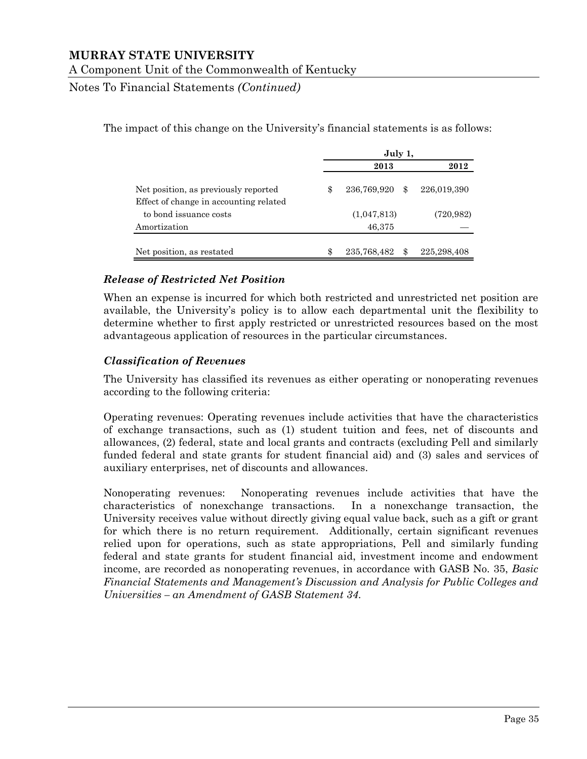The impact of this change on the University's financial statements is as follows:

| | July 1, 2013 | July 1, 2012 |
|---|---|---|
| Net position, as previously reported | $ 236,769,920 | $ 226,019,390 |
| Effect of change in accounting related to bond issuance costs | (1,047,813) | (720,982) |
| Amortization | 46,375 | — |
| Net position, as restated | $ 235,768,482 | $ 225,298,408 |

### *Release of Restricted Net Position*

When an expense is incurred for which both restricted and unrestricted net position are available, the University's policy is to allow each departmental unit the flexibility to determine whether to first apply restricted or unrestricted resources based on the most advantageous application of resources in the particular circumstances.

### *Classification of Revenues*

The University has classified its revenues as either operating or nonoperating revenues according to the following criteria:

Operating revenues: Operating revenues include activities that have the characteristics of exchange transactions, such as (1) student tuition and fees, net of discounts and allowances, (2) federal, state and local grants and contracts (excluding Pell and similarly funded federal and state grants for student financial aid) and (3) sales and services of auxiliary enterprises, net of discounts and allowances.

Nonoperating revenues: Nonoperating revenues include activities that have the characteristics of nonexchange transactions. In a nonexchange transaction, the University receives value without directly giving equal value back, such as a gift or grant for which there is no return requirement. Additionally, certain significant revenues relied upon for operations, such as state appropriations, Pell and similarly funding federal and state grants for student financial aid, investment income and endowment income, are recorded as nonoperating revenues, in accordance with GASB No. 35, *Basic Financial Statements and Management's Discussion and Analysis for Public Colleges and Universities – an Amendment of GASB Statement 34*.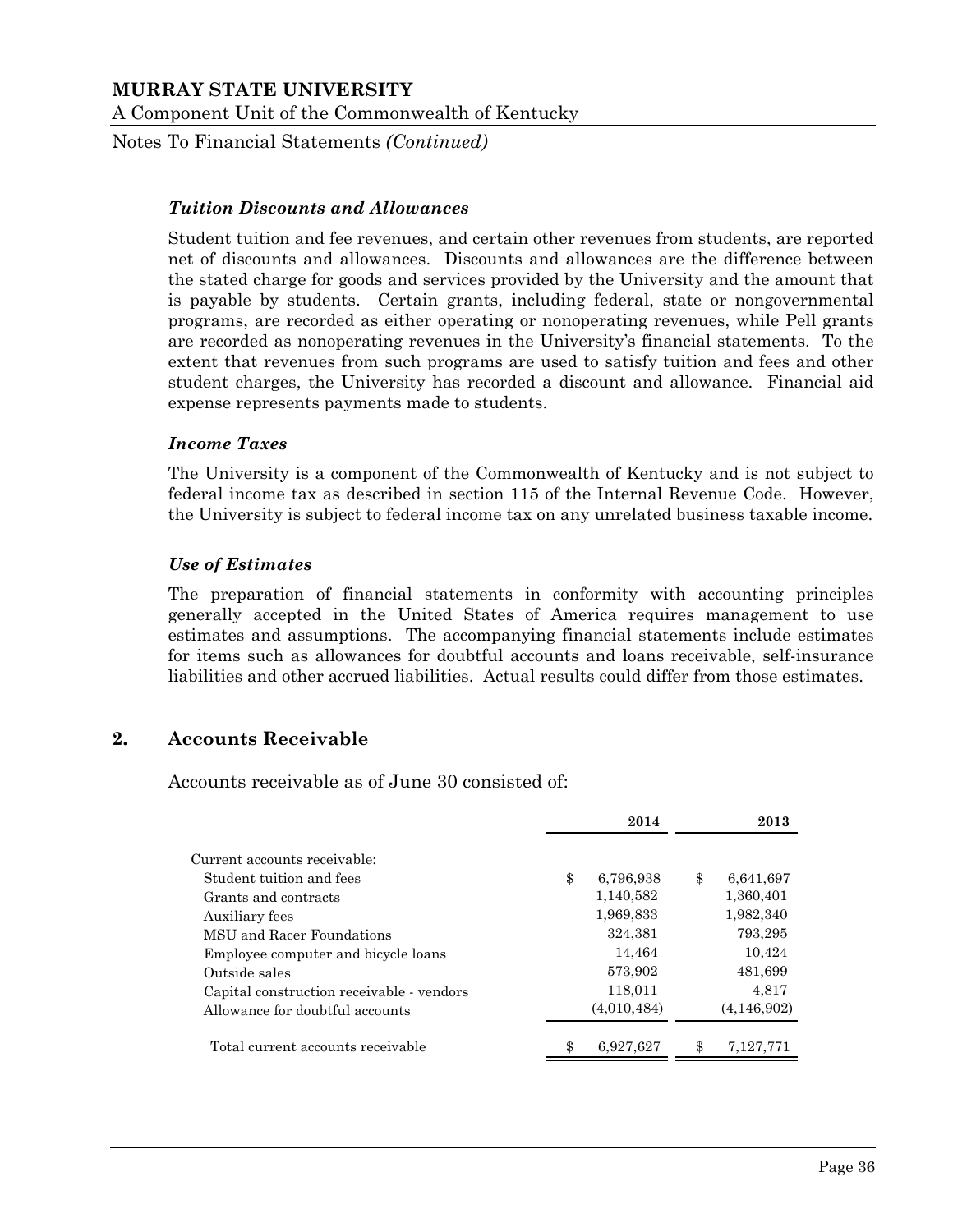### *Tuition Discounts and Allowances*

Student tuition and fee revenues, and certain other revenues from students, are reported net of discounts and allowances. Discounts and allowances are the difference between the stated charge for goods and services provided by the University and the amount that is payable by students. Certain grants, including federal, state or nongovernmental programs, are recorded as either operating or nonoperating revenues, while Pell grants are recorded as nonoperating revenues in the University's financial statements. To the extent that revenues from such programs are used to satisfy tuition and fees and other student charges, the University has recorded a discount and allowance. Financial aid expense represents payments made to students.

### *Income Taxes*

The University is a component of the Commonwealth of Kentucky and is not subject to federal income tax as described in section 115 of the Internal Revenue Code. However, the University is subject to federal income tax on any unrelated business taxable income.

### *Use of Estimates*

The preparation of financial statements in conformity with accounting principles generally accepted in the United States of America requires management to use estimates and assumptions. The accompanying financial statements include estimates for items such as allowances for doubtful accounts and loans receivable, self-insurance liabilities and other accrued liabilities. Actual results could differ from those estimates.

## 2. Accounts Receivable

Accounts receivable as of June 30 consisted of:

| | 2014 | 2013 |
|---|---|---|
| Current accounts receivable: | | |
| Student tuition and fees | $ 6,796,938 | $ 6,641,697 |
| Grants and contracts | 1,140,582 | 1,360,401 |
| Auxiliary fees | 1,969,833 | 1,982,340 |
| MSU and Racer Foundations | 324,381 | 793,295 |
| Employee computer and bicycle loans | 14,464 | 10,424 |
| Outside sales | 573,902 | 481,699 |
| Capital construction receivable - vendors | 118,011 | 4,817 |
| Allowance for doubtful accounts | (4,010,484) | (4,146,902) |
| Total current accounts receivable | $ 6,927,627 | $ 7,127,771 |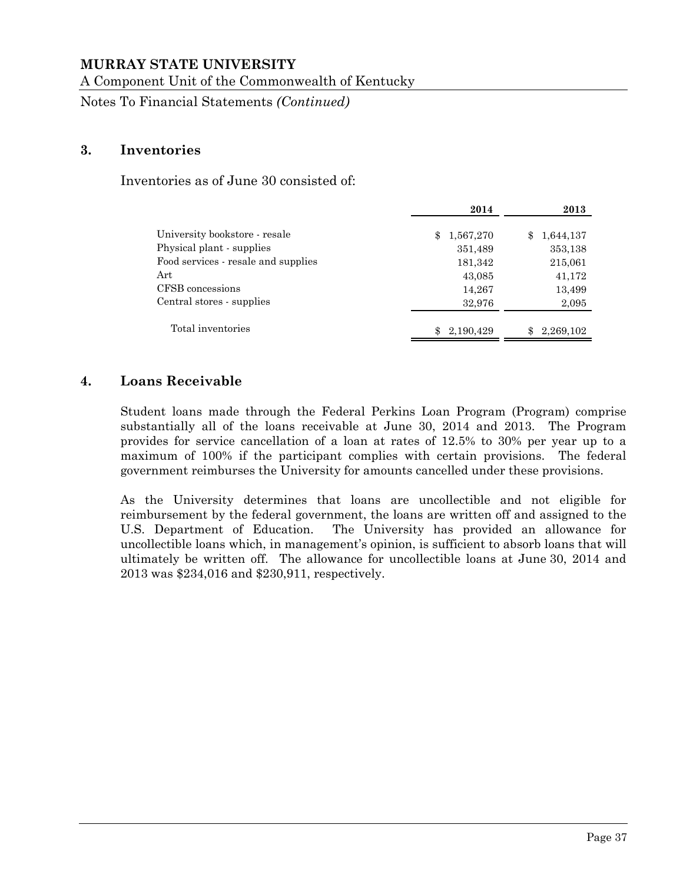# MURRAY STATE UNIVERSITY

A Component Unit of the Commonwealth of Kentucky

Notes To Financial Statements *(Continued)*

## 3. Inventories

Inventories as of June 30 consisted of:

| | 2014 | 2013 |
|---|---|---|
| University bookstore - resale | $ 1,567,270 | $ 1,644,137 |
| Physical plant - supplies | 351,489 | 353,138 |
| Food services - resale and supplies | 181,342 | 215,061 |
| Art | 43,085 | 41,172 |
| CFSB concessions | 14,267 | 13,499 |
| Central stores - supplies | 32,976 | 2,095 |
| Total inventories | $ 2,190,429 | $ 2,269,102 |

## 4. Loans Receivable

Student loans made through the Federal Perkins Loan Program (Program) comprise substantially all of the loans receivable at June 30, 2014 and 2013. The Program provides for service cancellation of a loan at rates of 12.5% to 30% per year up to a maximum of 100% if the participant complies with certain provisions. The federal government reimburses the University for amounts cancelled under these provisions.

As the University determines that loans are uncollectible and not eligible for reimbursement by the federal government, the loans are written off and assigned to the U.S. Department of Education. The University has provided an allowance for uncollectible loans which, in management's opinion, is sufficient to absorb loans that will ultimately be written off. The allowance for uncollectible loans at June 30, 2014 and 2013 was $234,016 and $230,911, respectively.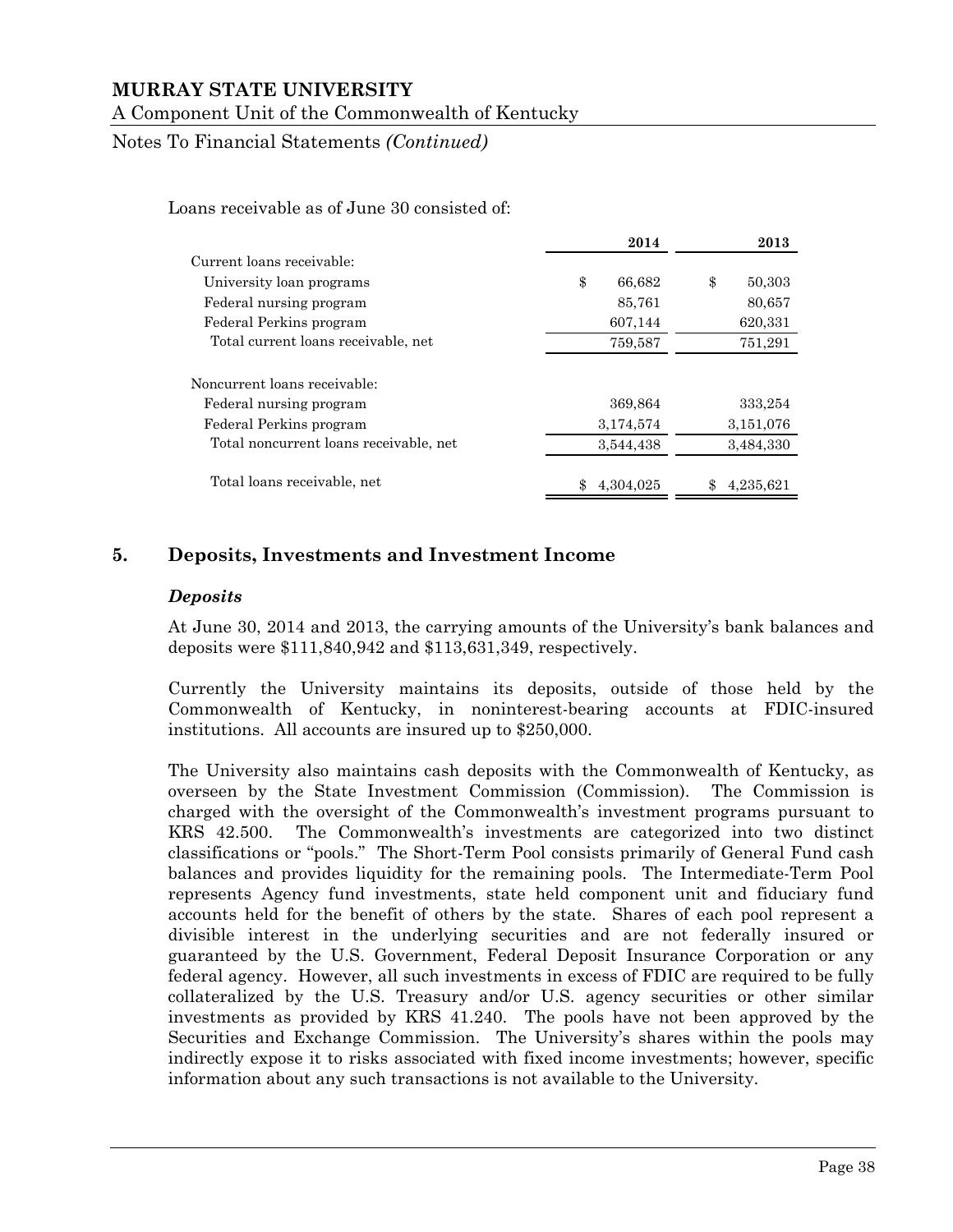Loans receivable as of June 30 consisted of:

| | 2014 | 2013 |
|---|---|---|
| Current loans receivable: | | |
| University loan programs | $ 66,682 | $ 50,303 |
| Federal nursing program | 85,761 | 80,657 |
| Federal Perkins program | 607,144 | 620,331 |
| Total current loans receivable, net | 759,587 | 751,291 |
| Noncurrent loans receivable: | | |
| Federal nursing program | 369,864 | 333,254 |
| Federal Perkins program | 3,174,574 | 3,151,076 |
| Total noncurrent loans receivable, net | 3,544,438 | 3,484,330 |
| Total loans receivable, net | $ 4,304,025 | $ 4,235,621 |

## 5. Deposits, Investments and Investment Income

### *Deposits*

At June 30, 2014 and 2013, the carrying amounts of the University's bank balances and deposits were $111,840,942 and $113,631,349, respectively.

Currently the University maintains its deposits, outside of those held by the Commonwealth of Kentucky, in noninterest-bearing accounts at FDIC-insured institutions. All accounts are insured up to $250,000.

The University also maintains cash deposits with the Commonwealth of Kentucky, as overseen by the State Investment Commission (Commission). The Commission is charged with the oversight of the Commonwealth's investment programs pursuant to KRS 42.500. The Commonwealth's investments are categorized into two distinct classifications or "pools." The Short-Term Pool consists primarily of General Fund cash balances and provides liquidity for the remaining pools. The Intermediate-Term Pool represents Agency fund investments, state held component unit and fiduciary fund accounts held for the benefit of others by the state. Shares of each pool represent a divisible interest in the underlying securities and are not federally insured or guaranteed by the U.S. Government, Federal Deposit Insurance Corporation or any federal agency. However, all such investments in excess of FDIC are required to be fully collateralized by the U.S. Treasury and/or U.S. agency securities or other similar investments as provided by KRS 41.240. The pools have not been approved by the Securities and Exchange Commission. The University's shares within the pools may indirectly expose it to risks associated with fixed income investments; however, specific information about any such transactions is not available to the University.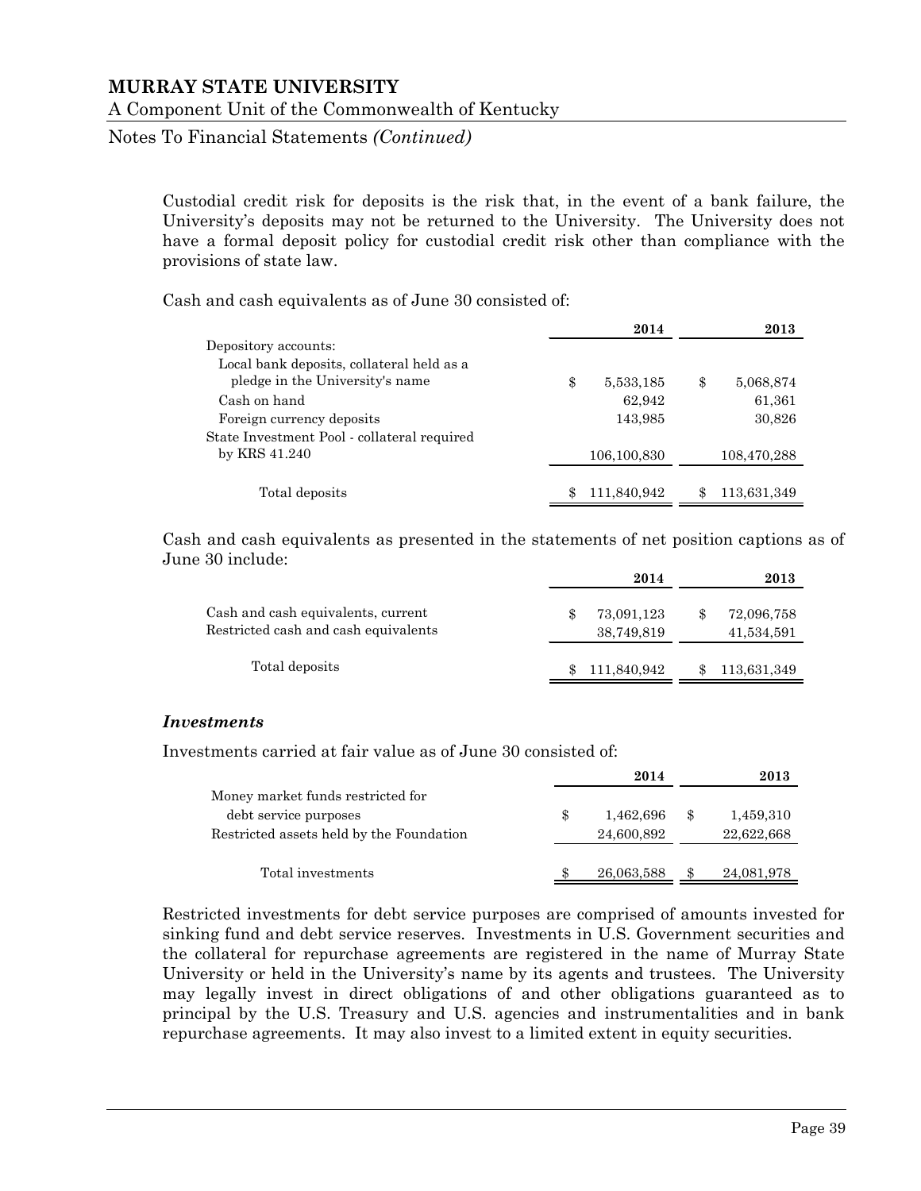Custodial credit risk for deposits is the risk that, in the event of a bank failure, the University's deposits may not be returned to the University. The University does not have a formal deposit policy for custodial credit risk other than compliance with the provisions of state law.

Cash and cash equivalents as of June 30 consisted of:

| | 2014 | 2013 |
|---|---|---|
| Depository accounts: | | |
| Local bank deposits, collateral held as a pledge in the University's name | $ 5,533,185 | $ 5,068,874 |
| Cash on hand | 62,942 | 61,361 |
| Foreign currency deposits | 143,985 | 30,826 |
| State Investment Pool - collateral required by KRS 41.240 | 106,100,830 | 108,470,288 |
| Total deposits | $ 111,840,942 | $ 113,631,349 |

Cash and cash equivalents as presented in the statements of net position captions as of June 30 include:

| | 2014 | 2013 |
|---|---|---|
| Cash and cash equivalents, current | $ 73,091,123 | $ 72,096,758 |
| Restricted cash and cash equivalents | 38,749,819 | 41,534,591 |
| Total deposits | $ 111,840,942 | $ 113,631,349 |

### *Investments*

Investments carried at fair value as of June 30 consisted of:

| | 2014 | 2013 |
|---|---|---|
| Money market funds restricted for debt service purposes | $ 1,462,696 | $ 1,459,310 |
| Restricted assets held by the Foundation | 24,600,892 | 22,622,668 |
| Total investments | $ 26,063,588 | $ 24,081,978 |

Restricted investments for debt service purposes are comprised of amounts invested for sinking fund and debt service reserves. Investments in U.S. Government securities and the collateral for repurchase agreements are registered in the name of Murray State University or held in the University's name by its agents and trustees. The University may legally invest in direct obligations of and other obligations guaranteed as to principal by the U.S. Treasury and U.S. agencies and instrumentalities and in bank repurchase agreements. It may also invest to a limited extent in equity securities.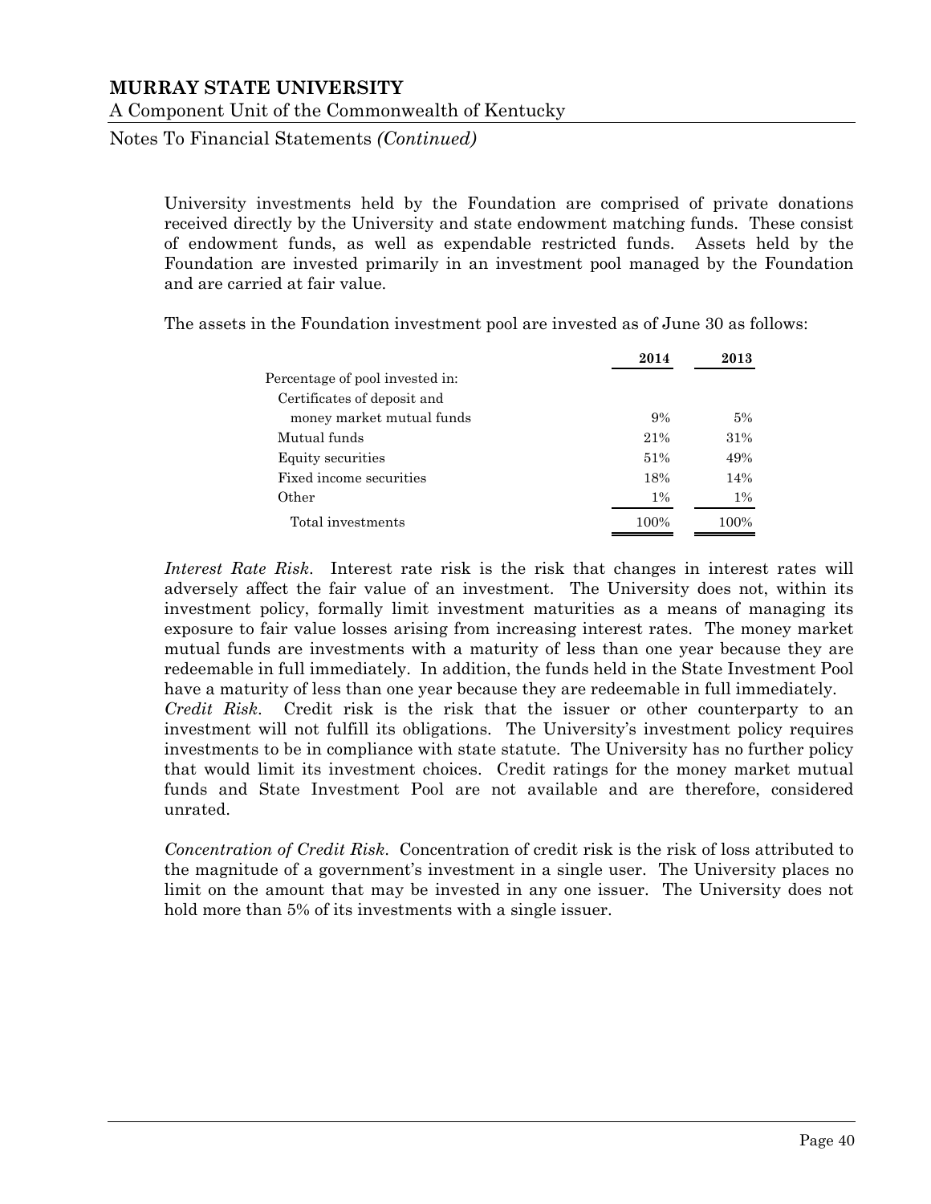University investments held by the Foundation are comprised of private donations received directly by the University and state endowment matching funds. These consist of endowment funds, as well as expendable restricted funds. Assets held by the Foundation are invested primarily in an investment pool managed by the Foundation and are carried at fair value.

The assets in the Foundation investment pool are invested as of June 30 as follows:

| | 2014 | 2013 |
|---|---|---|
| Percentage of pool invested in: | | |
| Certificates of deposit and money market mutual funds | 9% | 5% |
| Mutual funds | 21% | 31% |
| Equity securities | 51% | 49% |
| Fixed income securities | 18% | 14% |
| Other | 1% | 1% |
| Total investments | 100% | 100% |

*Interest Rate Risk*. Interest rate risk is the risk that changes in interest rates will adversely affect the fair value of an investment. The University does not, within its investment policy, formally limit investment maturities as a means of managing its exposure to fair value losses arising from increasing interest rates. The money market mutual funds are investments with a maturity of less than one year because they are redeemable in full immediately. In addition, the funds held in the State Investment Pool have a maturity of less than one year because they are redeemable in full immediately.

*Credit Risk*. Credit risk is the risk that the issuer or other counterparty to an investment will not fulfill its obligations. The University's investment policy requires investments to be in compliance with state statute. The University has no further policy that would limit its investment choices. Credit ratings for the money market mutual funds and State Investment Pool are not available and are therefore, considered unrated.

*Concentration of Credit Risk*. Concentration of credit risk is the risk of loss attributed to the magnitude of a government's investment in a single user. The University places no limit on the amount that may be invested in any one issuer. The University does not hold more than 5% of its investments with a single issuer.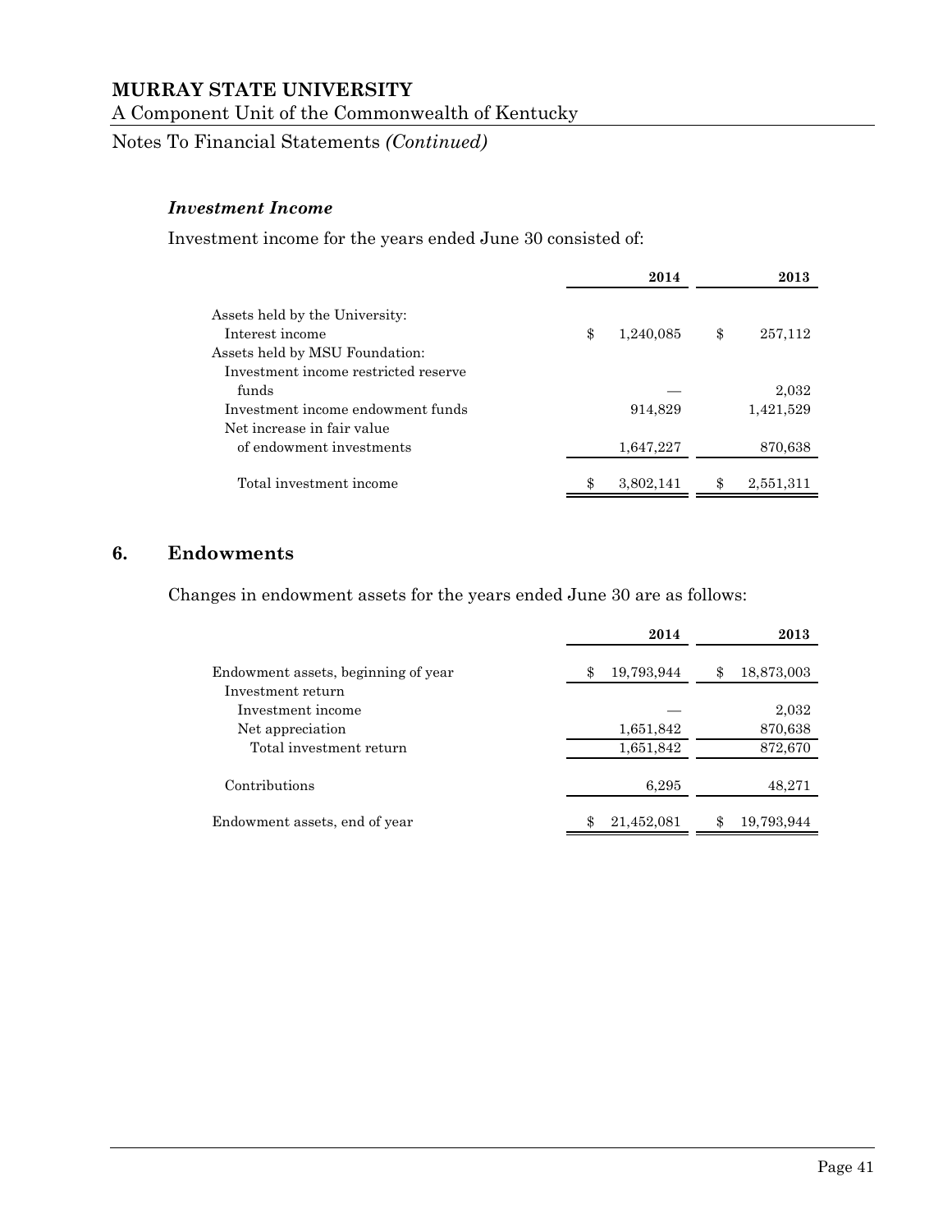### *Investment Income*

Investment income for the years ended June 30 consisted of:

| | 2014 | 2013 |
|---|---|---|
| Assets held by the University: | | |
| Interest income | $ 1,240,085 | $ 257,112 |
| Assets held by MSU Foundation: | | |
| Investment income restricted reserve funds | — | 2,032 |
| Investment income endowment funds | 914,829 | 1,421,529 |
| Net increase in fair value of endowment investments | 1,647,227 | 870,638 |
| Total investment income | $ 3,802,141 | $ 2,551,311 |

## 6. Endowments

Changes in endowment assets for the years ended June 30 are as follows:

| | 2014 | 2013 |
|---|---|---|
| Endowment assets, beginning of year | $ 19,793,944 | $ 18,873,003 |
| Investment return | | |
| Investment income | — | 2,032 |
| Net appreciation | 1,651,842 | 870,638 |
| Total investment return | 1,651,842 | 872,670 |
| Contributions | 6,295 | 48,271 |
| Endowment assets, end of year | $ 21,452,081 | $ 19,793,944 |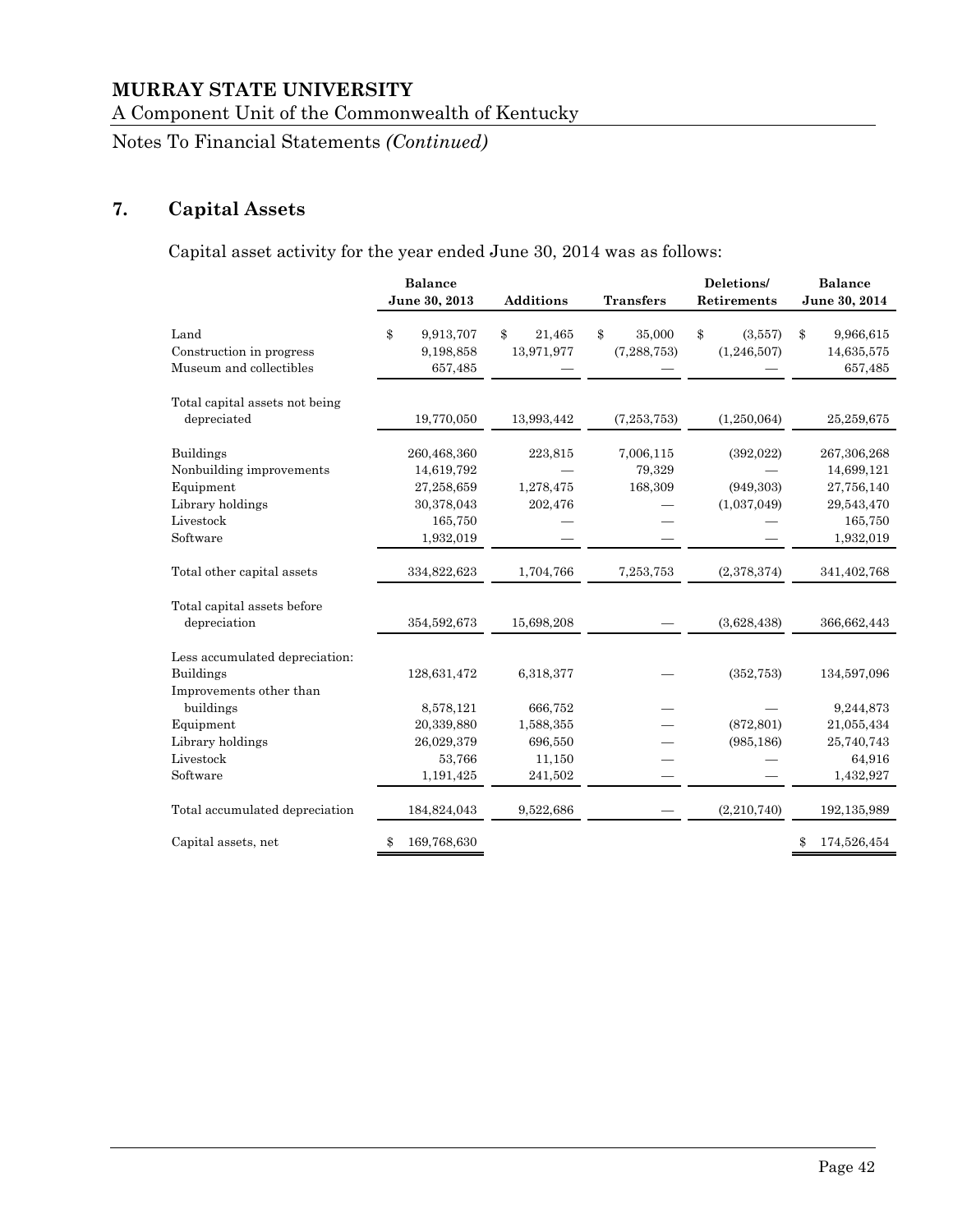## 7. Capital Assets

Capital asset activity for the year ended June 30, 2014 was as follows:

| | Balance June 30, 2013 | Additions | Transfers | Deletions/ Retirements | Balance June 30, 2014 |
|---|---|---|---|---|---|
| Land | $ 9,913,707 | $ 21,465 | $ 35,000 | $ (3,557) | $ 9,966,615 |
| Construction in progress | 9,198,858 | 13,971,977 | (7,288,753) | (1,246,507) | 14,635,575 |
| Museum and collectibles | 657,485 | — | — | — | 657,485 |
| Total capital assets not being depreciated | 19,770,050 | 13,993,442 | (7,253,753) | (1,250,064) | 25,259,675 |
| Buildings | 260,468,360 | 223,815 | 7,006,115 | (392,022) | 267,306,268 |
| Nonbuilding improvements | 14,619,792 | — | 79,329 | — | 14,699,121 |
| Equipment | 27,258,659 | 1,278,475 | 168,309 | (949,303) | 27,756,140 |
| Library holdings | 30,378,043 | 202,476 | — | (1,037,049) | 29,543,470 |
| Livestock | 165,750 | — | — | — | 165,750 |
| Software | 1,932,019 | — | — | — | 1,932,019 |
| Total other capital assets | 334,822,623 | 1,704,766 | 7,253,753 | (2,378,374) | 341,402,768 |
| Total capital assets before depreciation | 354,592,673 | 15,698,208 | — | (3,628,438) | 366,662,443 |
| Less accumulated depreciation: | | | | | |
| Buildings | 128,631,472 | 6,318,377 | — | (352,753) | 134,597,096 |
| Improvements other than buildings | 8,578,121 | 666,752 | — | — | 9,244,873 |
| Equipment | 20,339,880 | 1,588,355 | — | (872,801) | 21,055,434 |
| Library holdings | 26,029,379 | 696,550 | — | (985,186) | 25,740,743 |
| Livestock | 53,766 | 11,150 | — | — | 64,916 |
| Software | 1,191,425 | 241,502 | — | — | 1,432,927 |
| Total accumulated depreciation | 184,824,043 | 9,522,686 | — | (2,210,740) | 192,135,989 |
| Capital assets, net | $ 169,768,630 | | | | $ 174,526,454 |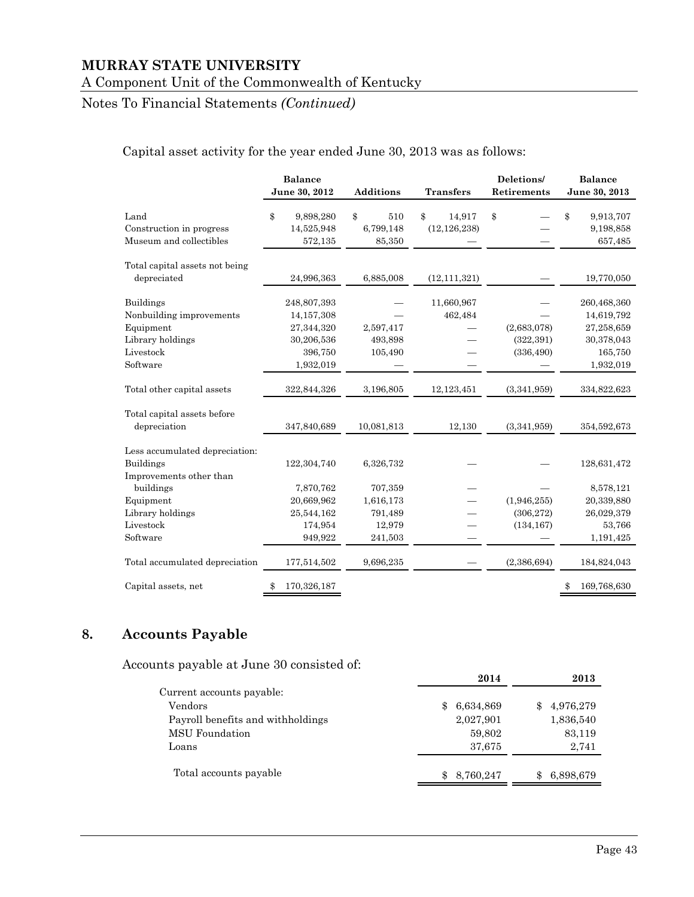# MURRAY STATE UNIVERSITY

A Component Unit of the Commonwealth of Kentucky

Notes To Financial Statements *(Continued)*

Capital asset activity for the year ended June 30, 2013 was as follows:

| | Balance June 30, 2012 | Additions | Transfers | Deletions/ Retirements | Balance June 30, 2013 |
|---|---|---|---|---|---|
| Land | $ 9,898,280 | $ 510 | $ 14,917 | $ — | $ 9,913,707 |
| Construction in progress | 14,525,948 | 6,799,148 | (12,126,238) | — | 9,198,858 |
| Museum and collectibles | 572,135 | 85,350 | — | — | 657,485 |
| Total capital assets not being depreciated | 24,996,363 | 6,885,008 | (12,111,321) | — | 19,770,050 |
| Buildings | 248,807,393 | — | 11,660,967 | — | 260,468,360 |
| Nonbuilding improvements | 14,157,308 | — | 462,484 | — | 14,619,792 |
| Equipment | 27,344,320 | 2,597,417 | — | (2,683,078) | 27,258,659 |
| Library holdings | 30,206,536 | 493,898 | — | (322,391) | 30,378,043 |
| Livestock | 396,750 | 105,490 | — | (336,490) | 165,750 |
| Software | 1,932,019 | — | — | — | 1,932,019 |
| Total other capital assets | 322,844,326 | 3,196,805 | 12,123,451 | (3,341,959) | 334,822,623 |
| Total capital assets before depreciation | 347,840,689 | 10,081,813 | 12,130 | (3,341,959) | 354,592,673 |
| Less accumulated depreciation: | | | | | |
| Buildings | 122,304,740 | 6,326,732 | — | — | 128,631,472 |
| Improvements other than buildings | 7,870,762 | 707,359 | — | — | 8,578,121 |
| Equipment | 20,669,962 | 1,616,173 | — | (1,946,255) | 20,339,880 |
| Library holdings | 25,544,162 | 791,489 | — | (306,272) | 26,029,379 |
| Livestock | 174,954 | 12,979 | — | (134,167) | 53,766 |
| Software | 949,922 | 241,503 | — | — | 1,191,425 |
| Total accumulated depreciation | 177,514,502 | 9,696,235 | — | (2,386,694) | 184,824,043 |
| Capital assets, net | $ 170,326,187 | | | | $ 169,768,630 |

## 8. Accounts Payable

Accounts payable at June 30 consisted of:

| | 2014 | 2013 |
|---|---|---|
| Current accounts payable: | | |
| Vendors | $ 6,634,869 | $ 4,976,279 |
| Payroll benefits and withholdings | 2,027,901 | 1,836,540 |
| MSU Foundation | 59,802 | 83,119 |
| Loans | 37,675 | 2,741 |
| Total accounts payable | $ 8,760,247 | $ 6,898,679 |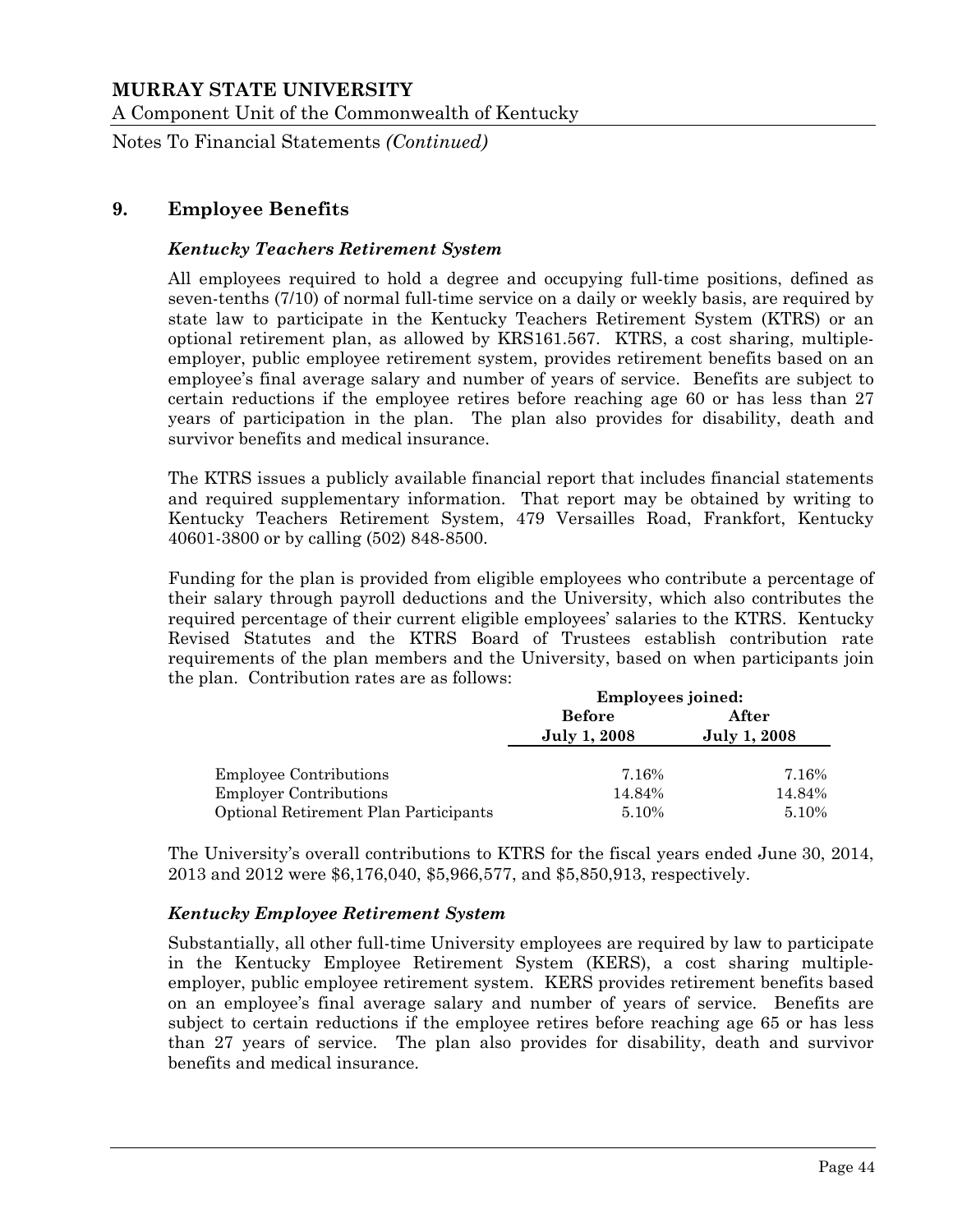## 9. Employee Benefits

### *Kentucky Teachers Retirement System*

All employees required to hold a degree and occupying full-time positions, defined as seven-tenths (7/10) of normal full-time service on a daily or weekly basis, are required by state law to participate in the Kentucky Teachers Retirement System (KTRS) or an optional retirement plan, as allowed by KRS161.567. KTRS, a cost sharing, multiple-employer, public employee retirement system, provides retirement benefits based on an employee's final average salary and number of years of service. Benefits are subject to certain reductions if the employee retires before reaching age 60 or has less than 27 years of participation in the plan. The plan also provides for disability, death and survivor benefits and medical insurance.

The KTRS issues a publicly available financial report that includes financial statements and required supplementary information. That report may be obtained by writing to Kentucky Teachers Retirement System, 479 Versailles Road, Frankfort, Kentucky 40601-3800 or by calling (502) 848-8500.

Funding for the plan is provided from eligible employees who contribute a percentage of their salary through payroll deductions and the University, which also contributes the required percentage of their current eligible employees' salaries to the KTRS. Kentucky Revised Statutes and the KTRS Board of Trustees establish contribution rate requirements of the plan members and the University, based on when participants join the plan. Contribution rates are as follows:

| | **Employees joined:** | |
|---|---|---|
| | **Before July 1, 2008** | **After July 1, 2008** |
| Employee Contributions | 7.16% | 7.16% |
| Employer Contributions | 14.84% | 14.84% |
| Optional Retirement Plan Participants | 5.10% | 5.10% |

The University's overall contributions to KTRS for the fiscal years ended June 30, 2014, 2013 and 2012 were $6,176,040, $5,966,577, and $5,850,913, respectively.

### *Kentucky Employee Retirement System*

Substantially, all other full-time University employees are required by law to participate in the Kentucky Employee Retirement System (KERS), a cost sharing multiple-employer, public employee retirement system. KERS provides retirement benefits based on an employee's final average salary and number of years of service. Benefits are subject to certain reductions if the employee retires before reaching age 65 or has less than 27 years of service. The plan also provides for disability, death and survivor benefits and medical insurance.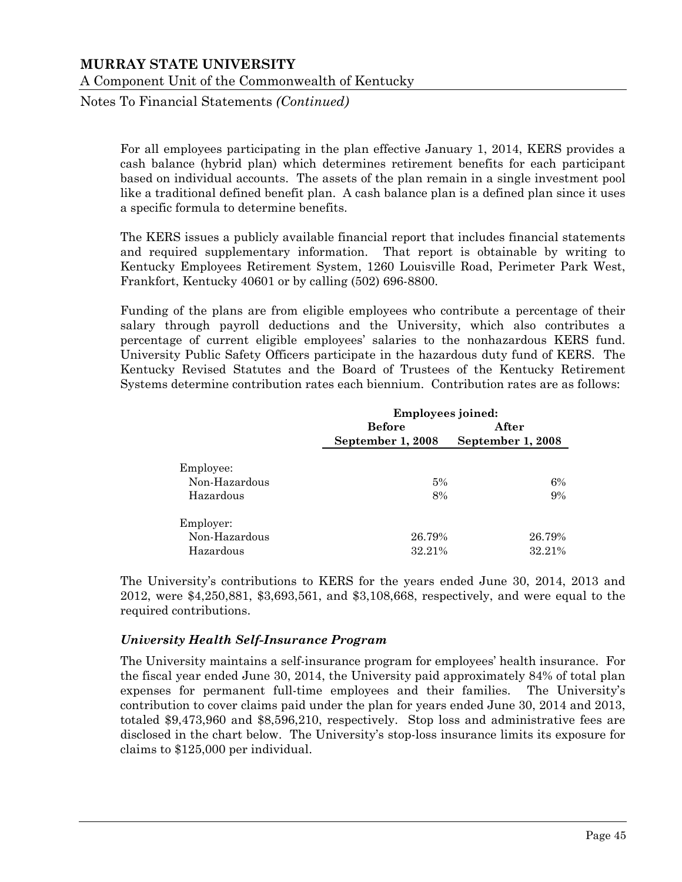For all employees participating in the plan effective January 1, 2014, KERS provides a cash balance (hybrid plan) which determines retirement benefits for each participant based on individual accounts. The assets of the plan remain in a single investment pool like a traditional defined benefit plan. A cash balance plan is a defined plan since it uses a specific formula to determine benefits.

The KERS issues a publicly available financial report that includes financial statements and required supplementary information. That report is obtainable by writing to Kentucky Employees Retirement System, 1260 Louisville Road, Perimeter Park West, Frankfort, Kentucky 40601 or by calling (502) 696-8800.

Funding of the plans are from eligible employees who contribute a percentage of their salary through payroll deductions and the University, which also contributes a percentage of current eligible employees' salaries to the nonhazardous KERS fund. University Public Safety Officers participate in the hazardous duty fund of KERS. The Kentucky Revised Statutes and the Board of Trustees of the Kentucky Retirement Systems determine contribution rates each biennium. Contribution rates are as follows:

| | **Employees joined:** | |
|---|---|---|
| | **Before September 1, 2008** | **After September 1, 2008** |
| Employee: | | |
| Non-Hazardous | 5% | 6% |
| Hazardous | 8% | 9% |
| Employer: | | |
| Non-Hazardous | 26.79% | 26.79% |
| Hazardous | 32.21% | 32.21% |

The University's contributions to KERS for the years ended June 30, 2014, 2013 and 2012, were $4,250,881, $3,693,561, and $3,108,668, respectively, and were equal to the required contributions.

### *University Health Self-Insurance Program*

The University maintains a self-insurance program for employees' health insurance. For the fiscal year ended June 30, 2014, the University paid approximately 84% of total plan expenses for permanent full-time employees and their families. The University's contribution to cover claims paid under the plan for years ended June 30, 2014 and 2013, totaled $9,473,960 and $8,596,210, respectively. Stop loss and administrative fees are disclosed in the chart below. The University's stop-loss insurance limits its exposure for claims to $125,000 per individual.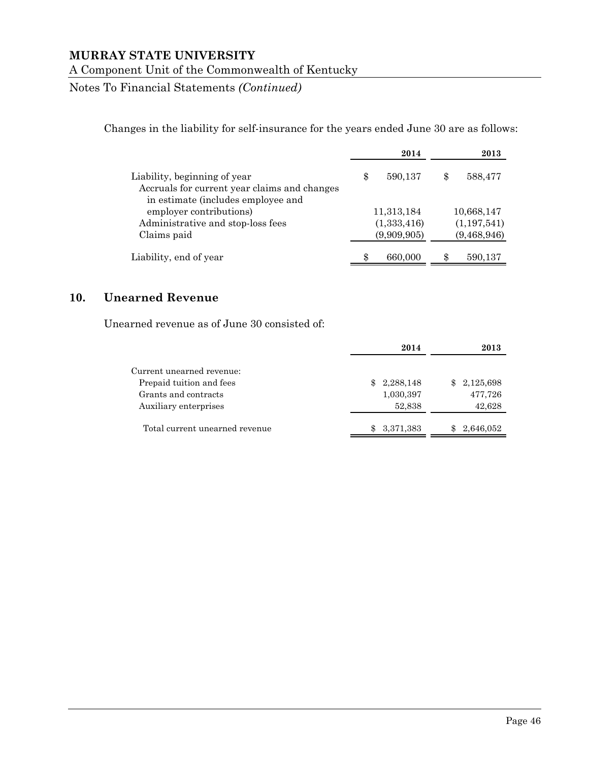Changes in the liability for self-insurance for the years ended June 30 are as follows:

| | 2014 | 2013 |
|---|---|---|
| Liability, beginning of year | $ 590,137 | $ 588,477 |
| Accruals for current year claims and changes in estimate (includes employee and employer contributions) | 11,313,184 | 10,668,147 |
| Administrative and stop-loss fees | (1,333,416) | (1,197,541) |
| Claims paid | (9,909,905) | (9,468,946) |
| Liability, end of year | $ 660,000 | $ 590,137 |

## 10. Unearned Revenue

Unearned revenue as of June 30 consisted of:

| | 2014 | 2013 |
|---|---|---|
| Current unearned revenue: | | |
| Prepaid tuition and fees | $ 2,288,148 | $ 2,125,698 |
| Grants and contracts | 1,030,397 | 477,726 |
| Auxiliary enterprises | 52,838 | 42,628 |
| Total current unearned revenue | $ 3,371,383 | $ 2,646,052 |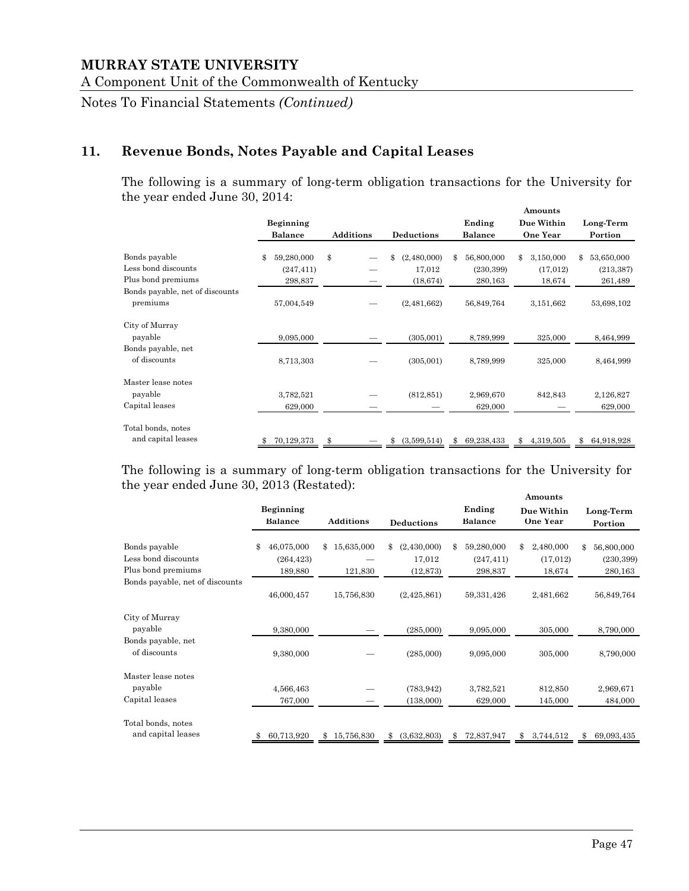## 11. Revenue Bonds, Notes Payable and Capital Leases

The following is a summary of long-term obligation transactions for the University for the year ended June 30, 2014:

| | Beginning Balance | Additions | Deductions | Ending Balance | Amounts Due Within One Year | Long-Term Portion |
|---|---|---|---|---|---|---|
| Bonds payable | $ 59,280,000 | $ — | $ (2,480,000) | $ 56,800,000 | $ 3,150,000 | $ 53,650,000 |
| Less bond discounts | (247,411) | — | 17,012 | (230,399) | (17,012) | (213,387) |
| Plus bond premiums | 298,837 | — | (18,674) | 280,163 | 18,674 | 261,489 |
| Bonds payable, net of discounts premiums | 57,004,549 | — | (2,481,662) | 56,849,764 | 3,151,662 | 53,698,102 |
| City of Murray payable | 9,095,000 | — | (305,001) | 8,789,999 | 325,000 | 8,464,999 |
| Bonds payable, net of discounts | 8,713,303 | — | (305,001) | 8,789,999 | 325,000 | 8,464,999 |
| Master lease notes payable | 3,782,521 | — | (812,851) | 2,969,670 | 842,843 | 2,126,827 |
| Capital leases | 629,000 | — | — | 629,000 | — | 629,000 |
| Total bonds, notes and capital leases | $ 70,129,373 | $ — | $ (3,599,514) | $ 69,238,433 | $ 4,319,505 | $ 64,918,928 |

The following is a summary of long-term obligation transactions for the University for the year ended June 30, 2013 (Restated):

| | Beginning Balance | Additions | Deductions | Ending Balance | Amounts Due Within One Year | Long-Term Portion |
|---|---|---|---|---|---|---|
| Bonds payable | $ 46,075,000 | $ 15,635,000 | $ (2,430,000) | $ 59,280,000 | $ 2,480,000 | $ 56,800,000 |
| Less bond discounts | (264,423) | — | 17,012 | (247,411) | (17,012) | (230,399) |
| Plus bond premiums | 189,880 | 121,830 | (12,873) | 298,837 | 18,674 | 280,163 |
| Bonds payable, net of discounts | 46,000,457 | 15,756,830 | (2,425,861) | 59,331,426 | 2,481,662 | 56,849,764 |
| City of Murray payable | 9,380,000 | — | (285,000) | 9,095,000 | 305,000 | 8,790,000 |
| Bonds payable, net of discounts | 9,380,000 | — | (285,000) | 9,095,000 | 305,000 | 8,790,000 |
| Master lease notes payable | 4,566,463 | — | (783,942) | 3,782,521 | 812,850 | 2,969,671 |
| Capital leases | 767,000 | — | (138,000) | 629,000 | 145,000 | 484,000 |
| Total bonds, notes and capital leases | $ 60,713,920 | $ 15,756,830 | $ (3,632,803) | $ 72,837,947 | $ 3,744,512 | $ 69,093,435 |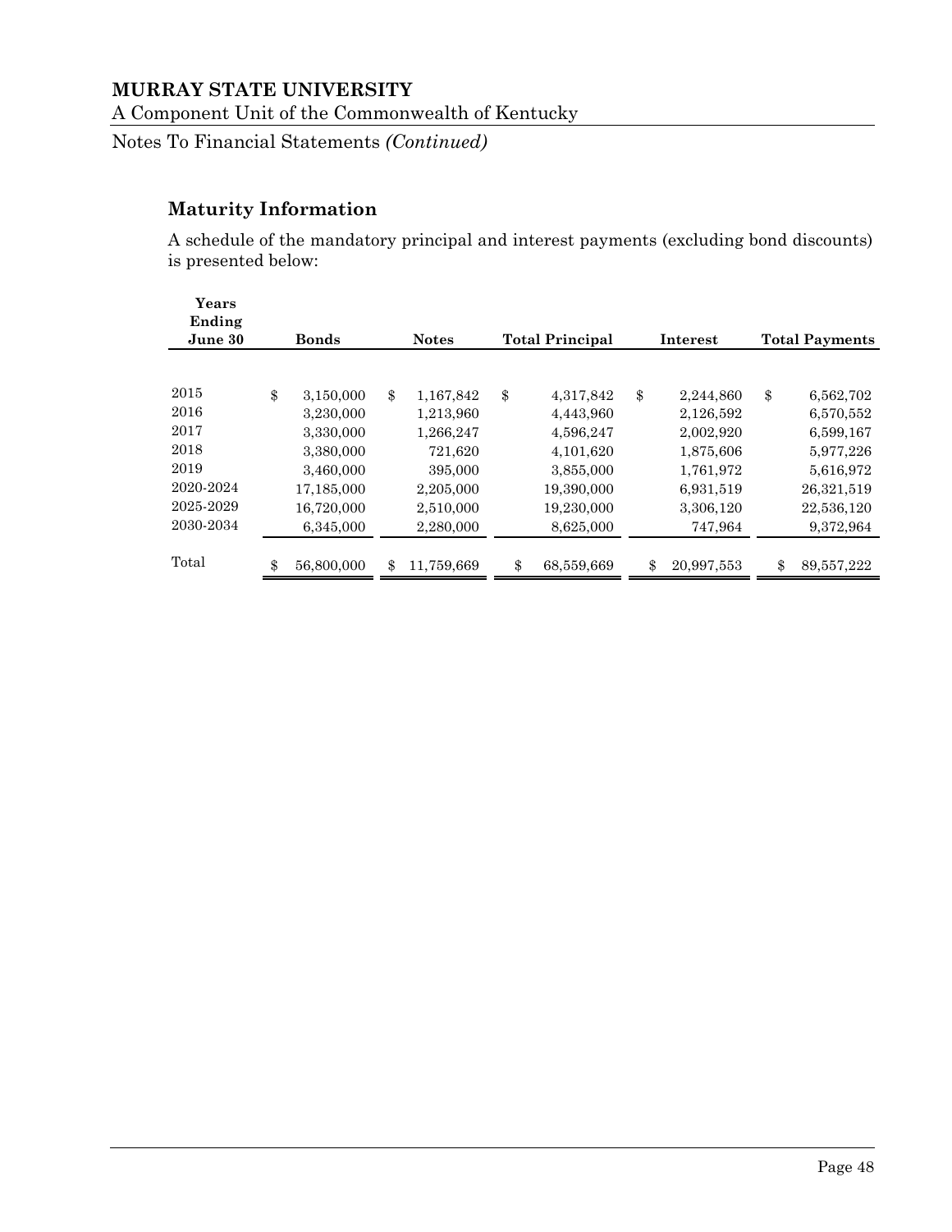## Maturity Information

A schedule of the mandatory principal and interest payments (excluding bond discounts) is presented below:

| Years Ending June 30 | Bonds | Notes | Total Principal | Interest | Total Payments |
|---|---|---|---|---|---|
| 2015 | $ 3,150,000 | $ 1,167,842 | $ 4,317,842 | $ 2,244,860 | $ 6,562,702 |
| 2016 | 3,230,000 | 1,213,960 | 4,443,960 | 2,126,592 | 6,570,552 |
| 2017 | 3,330,000 | 1,266,247 | 4,596,247 | 2,002,920 | 6,599,167 |
| 2018 | 3,380,000 | 721,620 | 4,101,620 | 1,875,606 | 5,977,226 |
| 2019 | 3,460,000 | 395,000 | 3,855,000 | 1,761,972 | 5,616,972 |
| 2020-2024 | 17,185,000 | 2,205,000 | 19,390,000 | 6,931,519 | 26,321,519 |
| 2025-2029 | 16,720,000 | 2,510,000 | 19,230,000 | 3,306,120 | 22,536,120 |
| 2030-2034 | 6,345,000 | 2,280,000 | 8,625,000 | 747,964 | 9,372,964 |
| Total | $ 56,800,000 | $ 11,759,669 | $ 68,559,669 | $ 20,997,553 | $ 89,557,222 |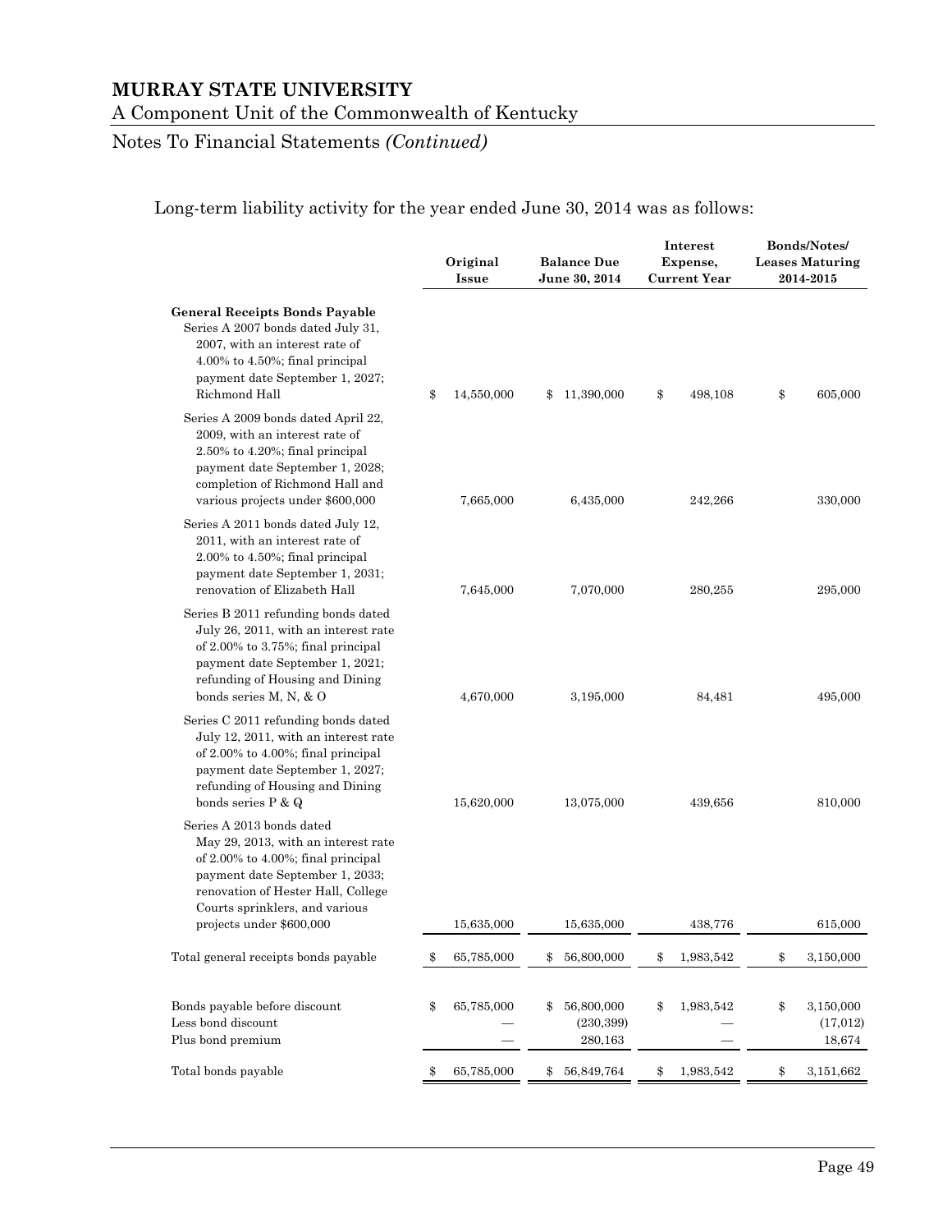Long-term liability activity for the year ended June 30, 2014 was as follows:

| | Original Issue | Balance Due June 30, 2014 | Interest Expense, Current Year | Bonds/Notes/ Leases Maturing 2014-2015 |
|---|---|---|---|---|
| **General Receipts Bonds Payable** | | | | |
| Series A 2007 bonds dated July 31, 2007, with an interest rate of 4.00% to 4.50%; final principal payment date September 1, 2027; Richmond Hall | $ 14,550,000 | $ 11,390,000 | $ 498,108 | $ 605,000 |
| Series A 2009 bonds dated April 22, 2009, with an interest rate of 2.50% to 4.20%; final principal payment date September 1, 2028; completion of Richmond Hall and various projects under $600,000 | 7,665,000 | 6,435,000 | 242,266 | 330,000 |
| Series A 2011 bonds dated July 12, 2011, with an interest rate of 2.00% to 4.50%; final principal payment date September 1, 2031; renovation of Elizabeth Hall | 7,645,000 | 7,070,000 | 280,255 | 295,000 |
| Series B 2011 refunding bonds dated July 26, 2011, with an interest rate of 2.00% to 3.75%; final principal payment date September 1, 2021; refunding of Housing and Dining bonds series M, N, & O | 4,670,000 | 3,195,000 | 84,481 | 495,000 |
| Series C 2011 refunding bonds dated July 12, 2011, with an interest rate of 2.00% to 4.00%; final principal payment date September 1, 2027; refunding of Housing and Dining bonds series P & Q | 15,620,000 | 13,075,000 | 439,656 | 810,000 |
| Series A 2013 bonds dated May 29, 2013, with an interest rate of 2.00% to 4.00%; final principal payment date September 1, 2033; renovation of Hester Hall, College Courts sprinklers, and various projects under $600,000 | 15,635,000 | 15,635,000 | 438,776 | 615,000 |
| Total general receipts bonds payable | $ 65,785,000 | $ 56,800,000 | $ 1,983,542 | $ 3,150,000 |
| | | | | |
| Bonds payable before discount | $ 65,785,000 | $ 56,800,000 | $ 1,983,542 | $ 3,150,000 |
| Less bond discount | — | (230,399) | — | (17,012) |
| Plus bond premium | — | 280,163 | — | 18,674 |
| Total bonds payable | $ 65,785,000 | $ 56,849,764 | $ 1,983,542 | $ 3,151,662 |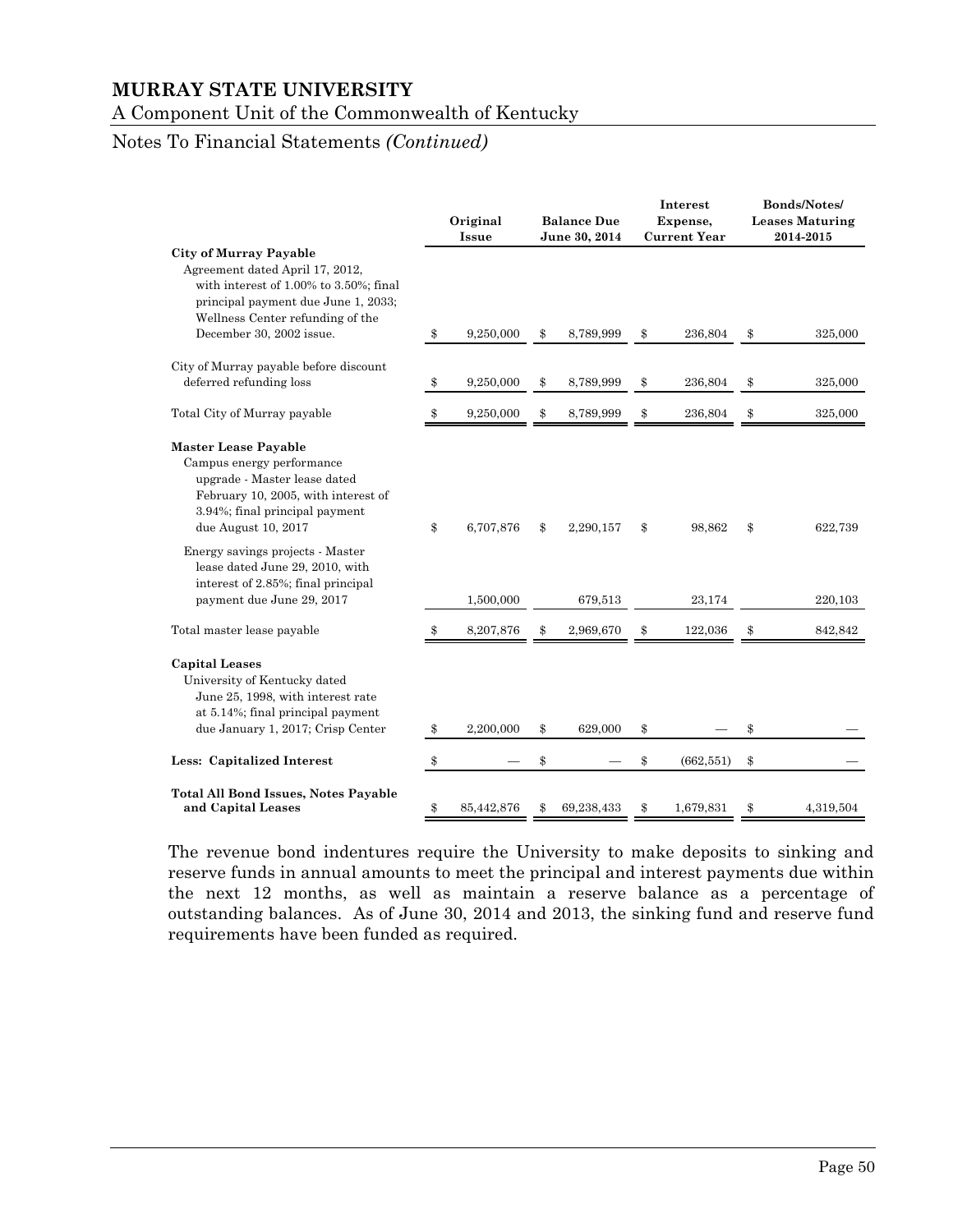# MURRAY STATE UNIVERSITY

A Component Unit of the Commonwealth of Kentucky

Notes To Financial Statements *(Continued)*

| | Original Issue | Balance Due June 30, 2014 | Interest Expense, Current Year | Bonds/Notes/ Leases Maturing 2014-2015 |
|---|---|---|---|---|
| **City of Murray Payable** | | | | |
| Agreement dated April 17, 2012, with interest of 1.00% to 3.50%; final principal payment due June 1, 2033; Wellness Center refunding of the December 30, 2002 issue. | $ 9,250,000 | $ 8,789,999 | $ 236,804 | $ 325,000 |
| City of Murray payable before discount deferred refunding loss | $ 9,250,000 | $ 8,789,999 | $ 236,804 | $ 325,000 |
| Total City of Murray payable | $ 9,250,000 | $ 8,789,999 | $ 236,804 | $ 325,000 |
| **Master Lease Payable** | | | | |
| Campus energy performance upgrade - Master lease dated February 10, 2005, with interest of 3.94%; final principal payment due August 10, 2017 | $ 6,707,876 | $ 2,290,157 | $ 98,862 | $ 622,739 |
| Energy savings projects - Master lease dated June 29, 2010, with interest of 2.85%; final principal payment due June 29, 2017 | 1,500,000 | 679,513 | 23,174 | 220,103 |
| Total master lease payable | $ 8,207,876 | $ 2,969,670 | $ 122,036 | $ 842,842 |
| **Capital Leases** | | | | |
| University of Kentucky dated June 25, 1998, with interest rate at 5.14%; final principal payment due January 1, 2017; Crisp Center | $ 2,200,000 | $ 629,000 | $ — | $ — |
| **Less: Capitalized Interest** | $ — | $ — | $ (662,551) | $ — |
| **Total All Bond Issues, Notes Payable and Capital Leases** | $ 85,442,876 | $ 69,238,433 | $ 1,679,831 | $ 4,319,504 |

The revenue bond indentures require the University to make deposits to sinking and reserve funds in annual amounts to meet the principal and interest payments due within the next 12 months, as well as maintain a reserve balance as a percentage of outstanding balances. As of June 30, 2014 and 2013, the sinking fund and reserve fund requirements have been funded as required.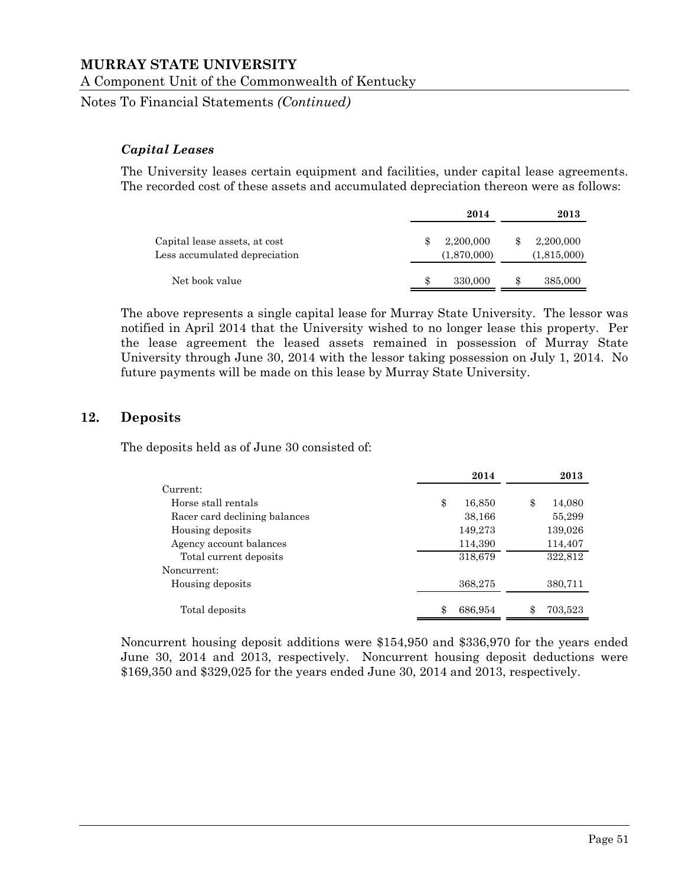### *Capital Leases*

The University leases certain equipment and facilities, under capital lease agreements. The recorded cost of these assets and accumulated depreciation thereon were as follows:

| | 2014 | 2013 |
|---|---|---|
| Capital lease assets, at cost | $ 2,200,000 | $ 2,200,000 |
| Less accumulated depreciation | (1,870,000) | (1,815,000) |
| Net book value | $ 330,000 | $ 385,000 |

The above represents a single capital lease for Murray State University. The lessor was notified in April 2014 that the University wished to no longer lease this property. Per the lease agreement the leased assets remained in possession of Murray State University through June 30, 2014 with the lessor taking possession on July 1, 2014. No future payments will be made on this lease by Murray State University.

## 12. Deposits

The deposits held as of June 30 consisted of:

| | 2014 | 2013 |
|---|---|---|
| Current: | | |
| Horse stall rentals | $ 16,850 | $ 14,080 |
| Racer card declining balances | 38,166 | 55,299 |
| Housing deposits | 149,273 | 139,026 |
| Agency account balances | 114,390 | 114,407 |
| Total current deposits | 318,679 | 322,812 |
| Noncurrent: | | |
| Housing deposits | 368,275 | 380,711 |
| Total deposits | $ 686,954 | $ 703,523 |

Noncurrent housing deposit additions were $154,950 and $336,970 for the years ended June 30, 2014 and 2013, respectively. Noncurrent housing deposit deductions were $169,350 and $329,025 for the years ended June 30, 2014 and 2013, respectively.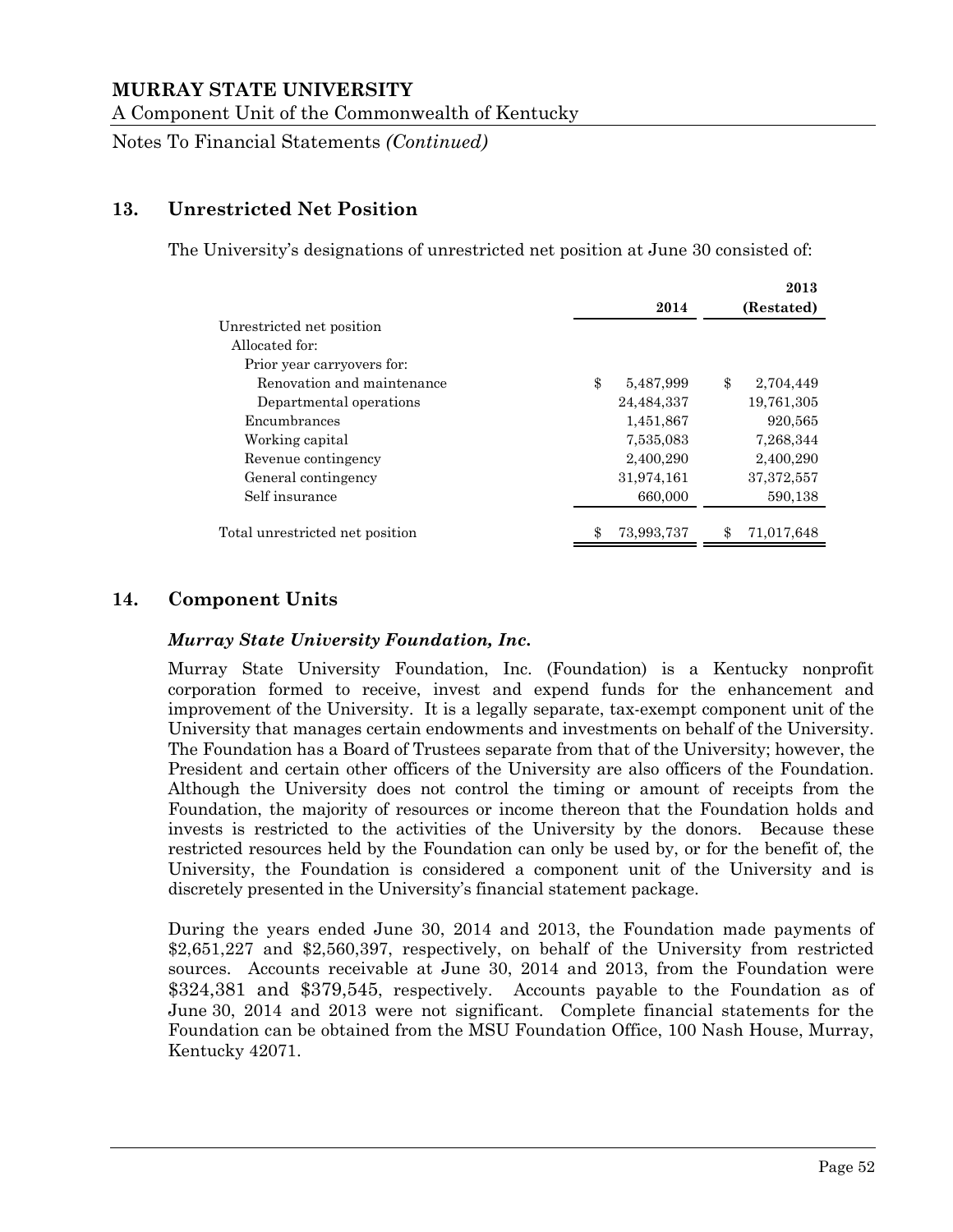## 13. Unrestricted Net Position

The University's designations of unrestricted net position at June 30 consisted of:

| | 2014 | 2013 (Restated) |
|---|---|---|
| Unrestricted net position | | |
| Allocated for: | | |
| Prior year carryovers for: | | |
| Renovation and maintenance | $ 5,487,999 | $ 2,704,449 |
| Departmental operations | 24,484,337 | 19,761,305 |
| Encumbrances | 1,451,867 | 920,565 |
| Working capital | 7,535,083 | 7,268,344 |
| Revenue contingency | 2,400,290 | 2,400,290 |
| General contingency | 31,974,161 | 37,372,557 |
| Self insurance | 660,000 | 590,138 |
| Total unrestricted net position | $ 73,993,737 | $ 71,017,648 |

## 14. Component Units

### *Murray State University Foundation, Inc.*

Murray State University Foundation, Inc. (Foundation) is a Kentucky nonprofit corporation formed to receive, invest and expend funds for the enhancement and improvement of the University. It is a legally separate, tax-exempt component unit of the University that manages certain endowments and investments on behalf of the University. The Foundation has a Board of Trustees separate from that of the University; however, the President and certain other officers of the University are also officers of the Foundation. Although the University does not control the timing or amount of receipts from the Foundation, the majority of resources or income thereon that the Foundation holds and invests is restricted to the activities of the University by the donors. Because these restricted resources held by the Foundation can only be used by, or for the benefit of, the University, the Foundation is considered a component unit of the University and is discretely presented in the University's financial statement package.

During the years ended June 30, 2014 and 2013, the Foundation made payments of $2,651,227 and $2,560,397, respectively, on behalf of the University from restricted sources. Accounts receivable at June 30, 2014 and 2013, from the Foundation were $324,381 and $379,545, respectively. Accounts payable to the Foundation as of June 30, 2014 and 2013 were not significant. Complete financial statements for the Foundation can be obtained from the MSU Foundation Office, 100 Nash House, Murray, Kentucky 42071.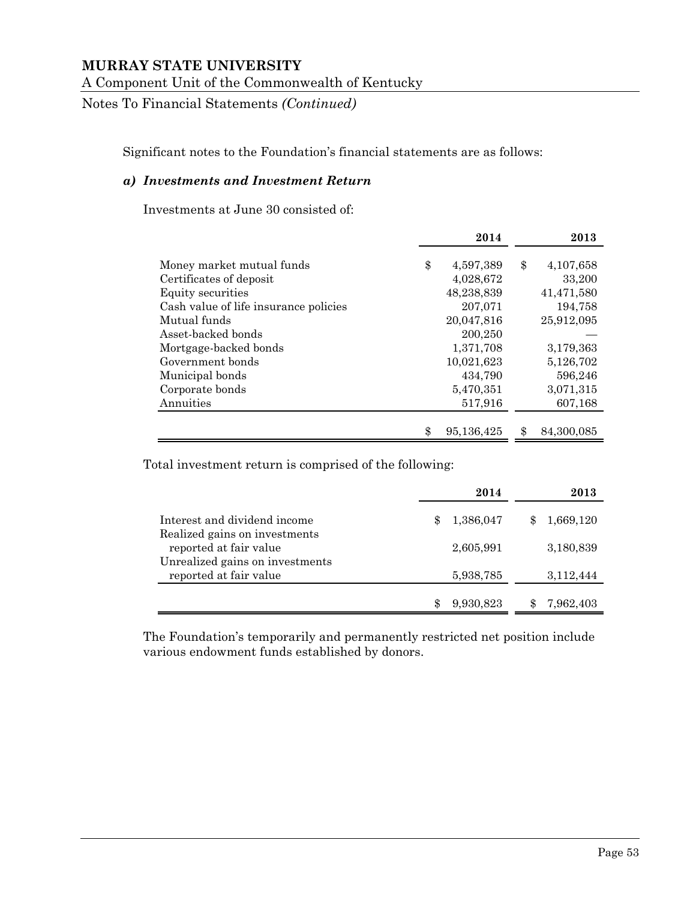Significant notes to the Foundation's financial statements are as follows:

### *a) Investments and Investment Return*

Investments at June 30 consisted of:

| | 2014 | 2013 |
|---|---|---|
| Money market mutual funds | $ 4,597,389 | $ 4,107,658 |
| Certificates of deposit | 4,028,672 | 33,200 |
| Equity securities | 48,238,839 | 41,471,580 |
| Cash value of life insurance policies | 207,071 | 194,758 |
| Mutual funds | 20,047,816 | 25,912,095 |
| Asset-backed bonds | 200,250 | — |
| Mortgage-backed bonds | 1,371,708 | 3,179,363 |
| Government bonds | 10,021,623 | 5,126,702 |
| Municipal bonds | 434,790 | 596,246 |
| Corporate bonds | 5,470,351 | 3,071,315 |
| Annuities | 517,916 | 607,168 |
| | $ 95,136,425 | $ 84,300,085 |

Total investment return is comprised of the following:

| | 2014 | 2013 |
|---|---|---|
| Interest and dividend income | $ 1,386,047 | $ 1,669,120 |
| Realized gains on investments reported at fair value | 2,605,991 | 3,180,839 |
| Unrealized gains on investments reported at fair value | 5,938,785 | 3,112,444 |
| | $ 9,930,823 | $ 7,962,403 |

The Foundation's temporarily and permanently restricted net position include various endowment funds established by donors.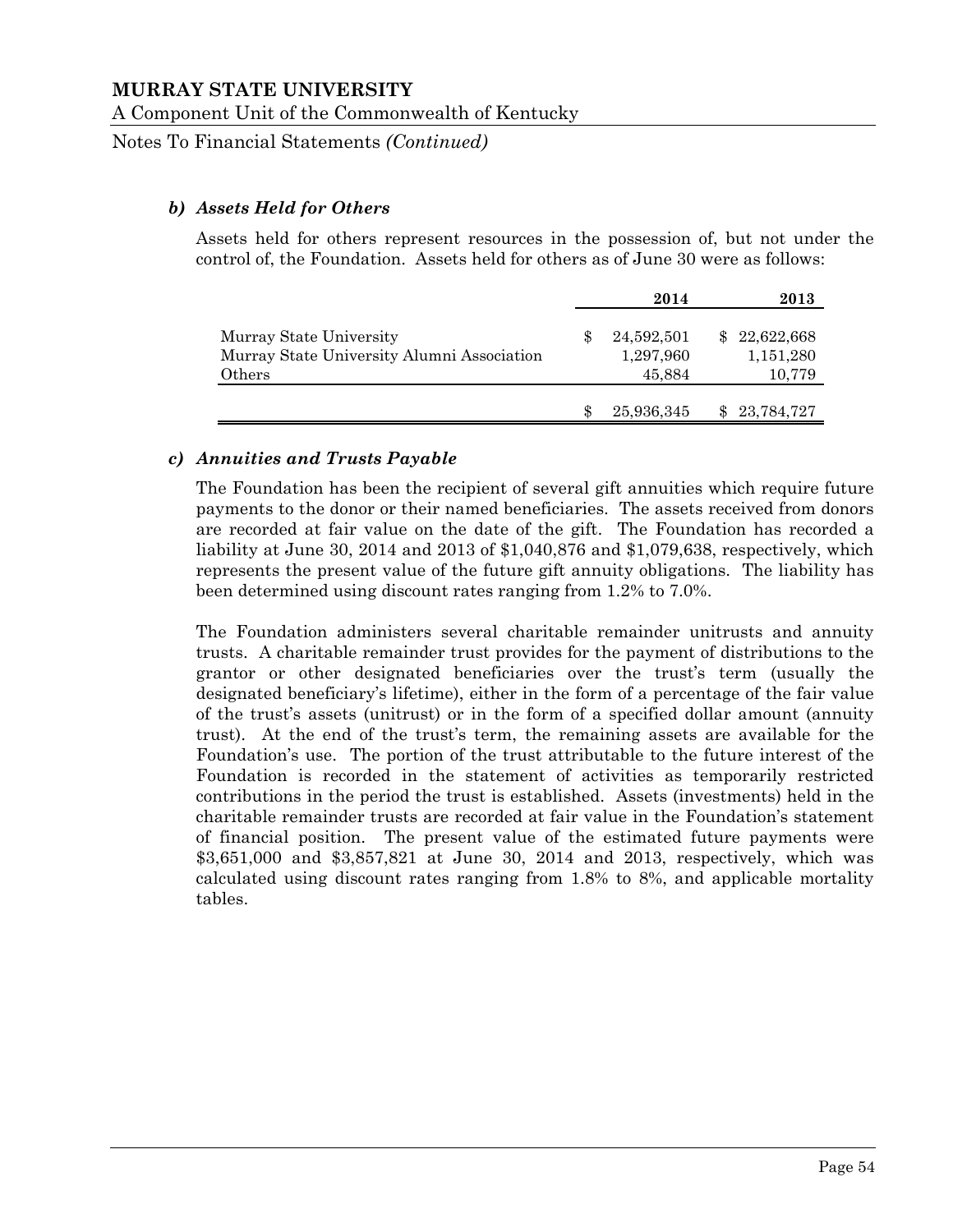### *b) Assets Held for Others*

Assets held for others represent resources in the possession of, but not under the control of, the Foundation. Assets held for others as of June 30 were as follows:

| | 2014 | 2013 |
|---|---|---|
| Murray State University | $ 24,592,501 | $ 22,622,668 |
| Murray State University Alumni Association | 1,297,960 | 1,151,280 |
| Others | 45,884 | 10,779 |
| | $ 25,936,345 | $ 23,784,727 |

### *c) Annuities and Trusts Payable*

The Foundation has been the recipient of several gift annuities which require future payments to the donor or their named beneficiaries. The assets received from donors are recorded at fair value on the date of the gift. The Foundation has recorded a liability at June 30, 2014 and 2013 of $1,040,876 and $1,079,638, respectively, which represents the present value of the future gift annuity obligations. The liability has been determined using discount rates ranging from 1.2% to 7.0%.

The Foundation administers several charitable remainder unitrusts and annuity trusts. A charitable remainder trust provides for the payment of distributions to the grantor or other designated beneficiaries over the trust's term (usually the designated beneficiary's lifetime), either in the form of a percentage of the fair value of the trust's assets (unitrust) or in the form of a specified dollar amount (annuity trust). At the end of the trust's term, the remaining assets are available for the Foundation's use. The portion of the trust attributable to the future interest of the Foundation is recorded in the statement of activities as temporarily restricted contributions in the period the trust is established. Assets (investments) held in the charitable remainder trusts are recorded at fair value in the Foundation's statement of financial position. The present value of the estimated future payments were $3,651,000 and $3,857,821 at June 30, 2014 and 2013, respectively, which was calculated using discount rates ranging from 1.8% to 8%, and applicable mortality tables.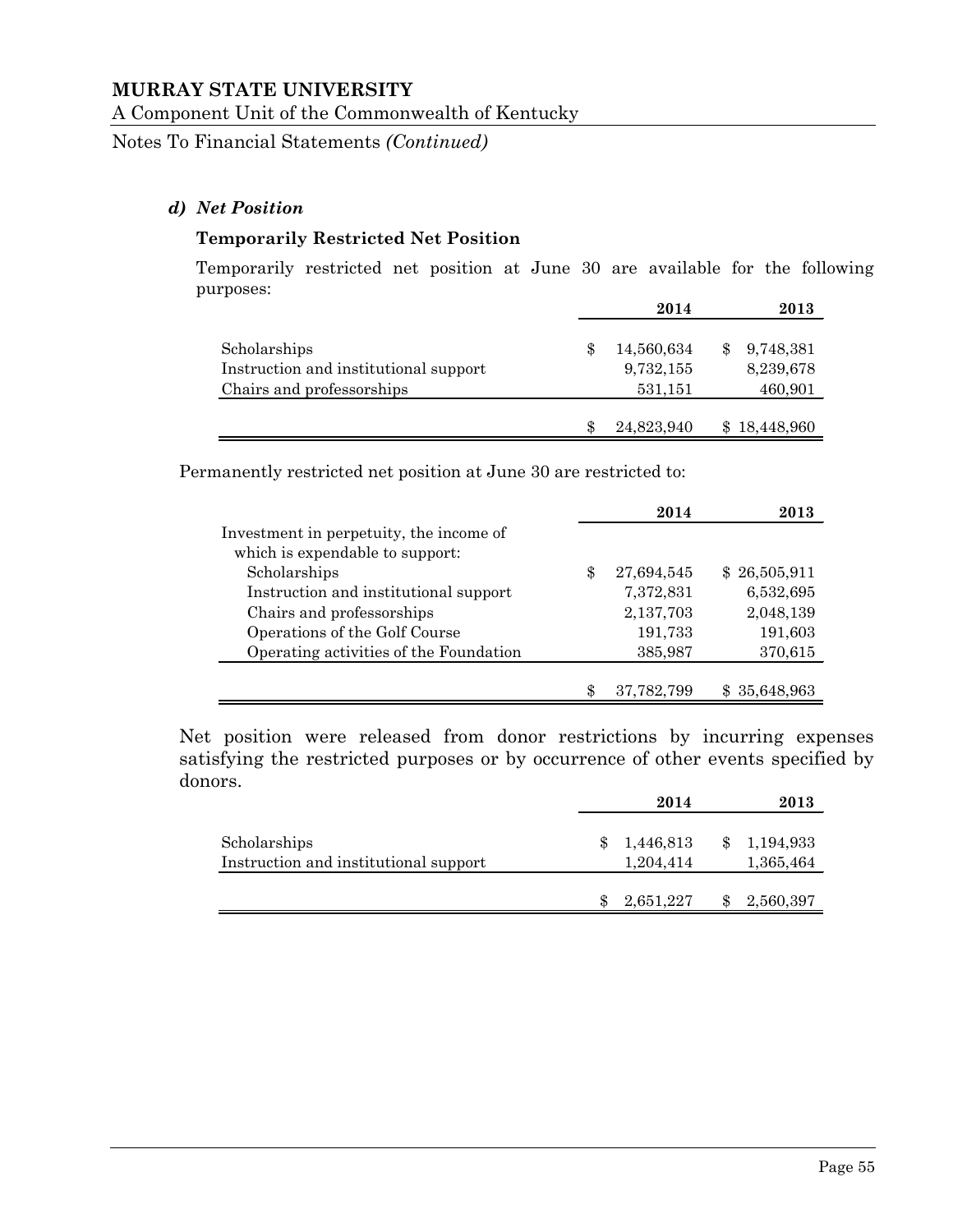### *d) Net Position*

**Temporarily Restricted Net Position**

Temporarily restricted net position at June 30 are available for the following purposes:

| | 2014 | 2013 |
|---|---|---|
| Scholarships | $ 14,560,634 | $ 9,748,381 |
| Instruction and institutional support | 9,732,155 | 8,239,678 |
| Chairs and professorships | 531,151 | 460,901 |
| | $ 24,823,940 | $ 18,448,960 |

Permanently restricted net position at June 30 are restricted to:

| | 2014 | 2013 |
|---|---|---|
| Investment in perpetuity, the income of which is expendable to support: | | |
| Scholarships | $ 27,694,545 | $ 26,505,911 |
| Instruction and institutional support | 7,372,831 | 6,532,695 |
| Chairs and professorships | 2,137,703 | 2,048,139 |
| Operations of the Golf Course | 191,733 | 191,603 |
| Operating activities of the Foundation | 385,987 | 370,615 |
| | $ 37,782,799 | $ 35,648,963 |

Net position were released from donor restrictions by incurring expenses satisfying the restricted purposes or by occurrence of other events specified by donors.

| | 2014 | 2013 |
|---|---|---|
| Scholarships | $ 1,446,813 | $ 1,194,933 |
| Instruction and institutional support | 1,204,414 | 1,365,464 |
| | $ 2,651,227 | $ 2,560,397 |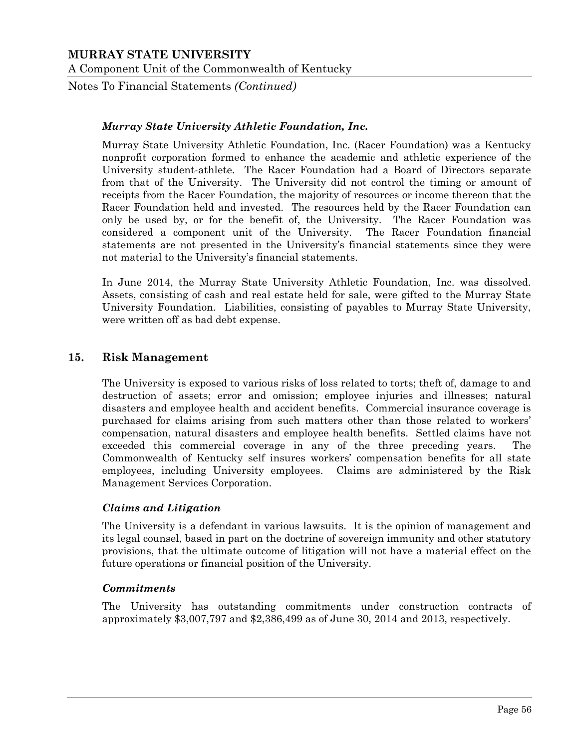### *Murray State University Athletic Foundation, Inc.*

Murray State University Athletic Foundation, Inc. (Racer Foundation) was a Kentucky nonprofit corporation formed to enhance the academic and athletic experience of the University student-athlete. The Racer Foundation had a Board of Directors separate from that of the University. The University did not control the timing or amount of receipts from the Racer Foundation, the majority of resources or income thereon that the Racer Foundation held and invested. The resources held by the Racer Foundation can only be used by, or for the benefit of, the University. The Racer Foundation was considered a component unit of the University. The Racer Foundation financial statements are not presented in the University's financial statements since they were not material to the University's financial statements.

In June 2014, the Murray State University Athletic Foundation, Inc. was dissolved. Assets, consisting of cash and real estate held for sale, were gifted to the Murray State University Foundation. Liabilities, consisting of payables to Murray State University, were written off as bad debt expense.

## 15. Risk Management

The University is exposed to various risks of loss related to torts; theft of, damage to and destruction of assets; error and omission; employee injuries and illnesses; natural disasters and employee health and accident benefits. Commercial insurance coverage is purchased for claims arising from such matters other than those related to workers' compensation, natural disasters and employee health benefits. Settled claims have not exceeded this commercial coverage in any of the three preceding years. The Commonwealth of Kentucky self insures workers' compensation benefits for all state employees, including University employees. Claims are administered by the Risk Management Services Corporation.

### *Claims and Litigation*

The University is a defendant in various lawsuits. It is the opinion of management and its legal counsel, based in part on the doctrine of sovereign immunity and other statutory provisions, that the ultimate outcome of litigation will not have a material effect on the future operations or financial position of the University.

### *Commitments*

The University has outstanding commitments under construction contracts of approximately $3,007,797 and $2,386,499 as of June 30, 2014 and 2013, respectively.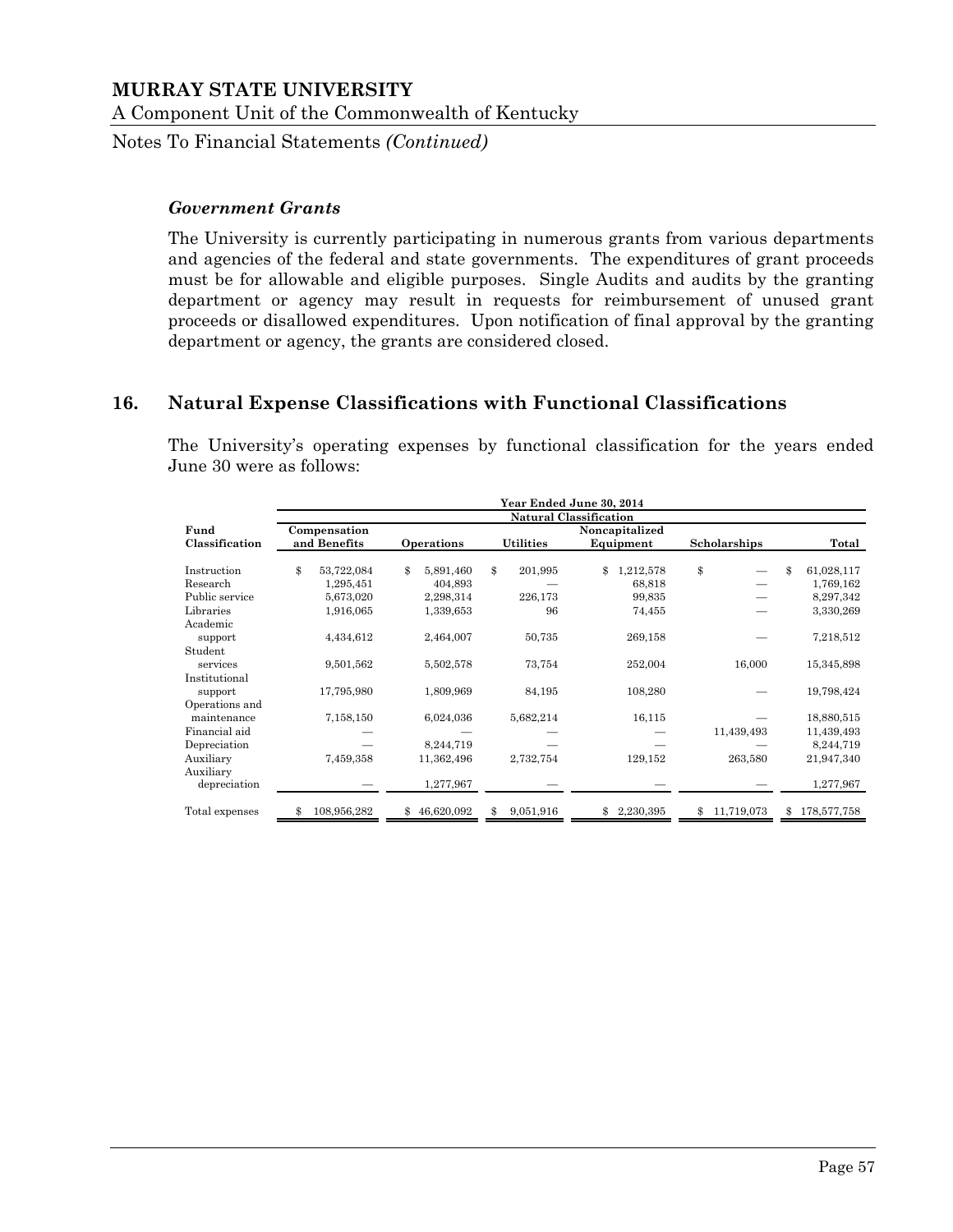### *Government Grants*

The University is currently participating in numerous grants from various departments and agencies of the federal and state governments. The expenditures of grant proceeds must be for allowable and eligible purposes. Single Audits and audits by the granting department or agency may result in requests for reimbursement of unused grant proceeds or disallowed expenditures. Upon notification of final approval by the granting department or agency, the grants are considered closed.

## 16. Natural Expense Classifications with Functional Classifications

The University's operating expenses by functional classification for the years ended June 30 were as follows:

| | Year Ended June 30, 2014 | | | | | |
|---|---|---|---|---|---|---|
| | Natural Classification | | | | | |
| Fund Classification | Compensation and Benefits | Operations | Utilities | Noncapitalized Equipment | Scholarships | Total |
| Instruction | $ 53,722,084 | $ 5,891,460 | $ 201,995 | $ 1,212,578 | $ — | $ 61,028,117 |
| Research | 1,295,451 | 404,893 | — | 68,818 | — | 1,769,162 |
| Public service | 5,673,020 | 2,298,314 | 226,173 | 99,835 | — | 8,297,342 |
| Libraries | 1,916,065 | 1,339,653 | 96 | 74,455 | — | 3,330,269 |
| Academic support | 4,434,612 | 2,464,007 | 50,735 | 269,158 | — | 7,218,512 |
| Student services | 9,501,562 | 5,502,578 | 73,754 | 252,004 | 16,000 | 15,345,898 |
| Institutional support | 17,795,980 | 1,809,969 | 84,195 | 108,280 | — | 19,798,424 |
| Operations and maintenance | 7,158,150 | 6,024,036 | 5,682,214 | 16,115 | — | 18,880,515 |
| Financial aid | — | — | — | — | 11,439,493 | 11,439,493 |
| Depreciation | — | 8,244,719 | — | — | — | 8,244,719 |
| Auxiliary | 7,459,358 | 11,362,496 | 2,732,754 | 129,152 | 263,580 | 21,947,340 |
| Auxiliary depreciation | — | 1,277,967 | — | — | — | 1,277,967 |
| Total expenses | $ 108,956,282 | $ 46,620,092 | $ 9,051,916 | $ 2,230,395 | $ 11,719,073 | $ 178,577,758 |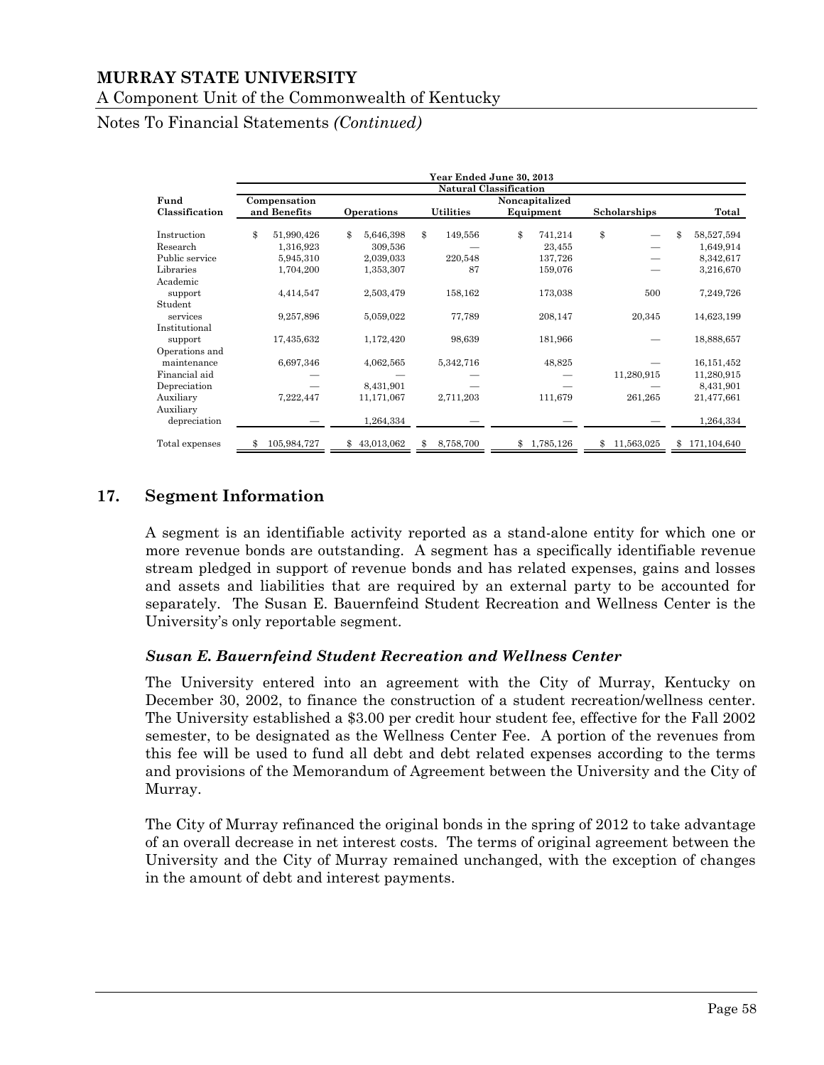|  | Year Ended June 30, 2013 |  |  |  |  |  |
|---|---|---|---|---|---|---|
|  | Natural Classification |  |  |  |  |  |
| Fund Classification | Compensation and Benefits | Operations | Utilities | Noncapitalized Equipment | Scholarships | Total |
| Instruction | $ 51,990,426 | $ 5,646,398 | $ 149,556 | $ 741,214 | $ — | $ 58,527,594 |
| Research | 1,316,923 | 309,536 | — | 23,455 | — | 1,649,914 |
| Public service | 5,945,310 | 2,039,033 | 220,548 | 137,726 | — | 8,342,617 |
| Libraries | 1,704,200 | 1,353,307 | 87 | 159,076 | — | 3,216,670 |
| Academic support | 4,414,547 | 2,503,479 | 158,162 | 173,038 | 500 | 7,249,726 |
| Student services | 9,257,896 | 5,059,022 | 77,789 | 208,147 | 20,345 | 14,623,199 |
| Institutional support | 17,435,632 | 1,172,420 | 98,639 | 181,966 | — | 18,888,657 |
| Operations and maintenance | 6,697,346 | 4,062,565 | 5,342,716 | 48,825 | — | 16,151,452 |
| Financial aid | — | — | — | — | 11,280,915 | 11,280,915 |
| Depreciation | — | 8,431,901 | — | — | — | 8,431,901 |
| Auxiliary | 7,222,447 | 11,171,067 | 2,711,203 | 111,679 | 261,265 | 21,477,661 |
| Auxiliary depreciation | — | 1,264,334 | — | — | — | 1,264,334 |
| Total expenses | $ 105,984,727 | $ 43,013,062 | $ 8,758,700 | $ 1,785,126 | $ 11,563,025 | $ 171,104,640 |

## 17. Segment Information

A segment is an identifiable activity reported as a stand-alone entity for which one or more revenue bonds are outstanding. A segment has a specifically identifiable revenue stream pledged in support of revenue bonds and has related expenses, gains and losses and assets and liabilities that are required by an external party to be accounted for separately. The Susan E. Bauernfeind Student Recreation and Wellness Center is the University's only reportable segment.

### *Susan E. Bauernfeind Student Recreation and Wellness Center*

The University entered into an agreement with the City of Murray, Kentucky on December 30, 2002, to finance the construction of a student recreation/wellness center. The University established a $3.00 per credit hour student fee, effective for the Fall 2002 semester, to be designated as the Wellness Center Fee. A portion of the revenues from this fee will be used to fund all debt and debt related expenses according to the terms and provisions of the Memorandum of Agreement between the University and the City of Murray.

The City of Murray refinanced the original bonds in the spring of 2012 to take advantage of an overall decrease in net interest costs. The terms of original agreement between the University and the City of Murray remained unchanged, with the exception of changes in the amount of debt and interest payments.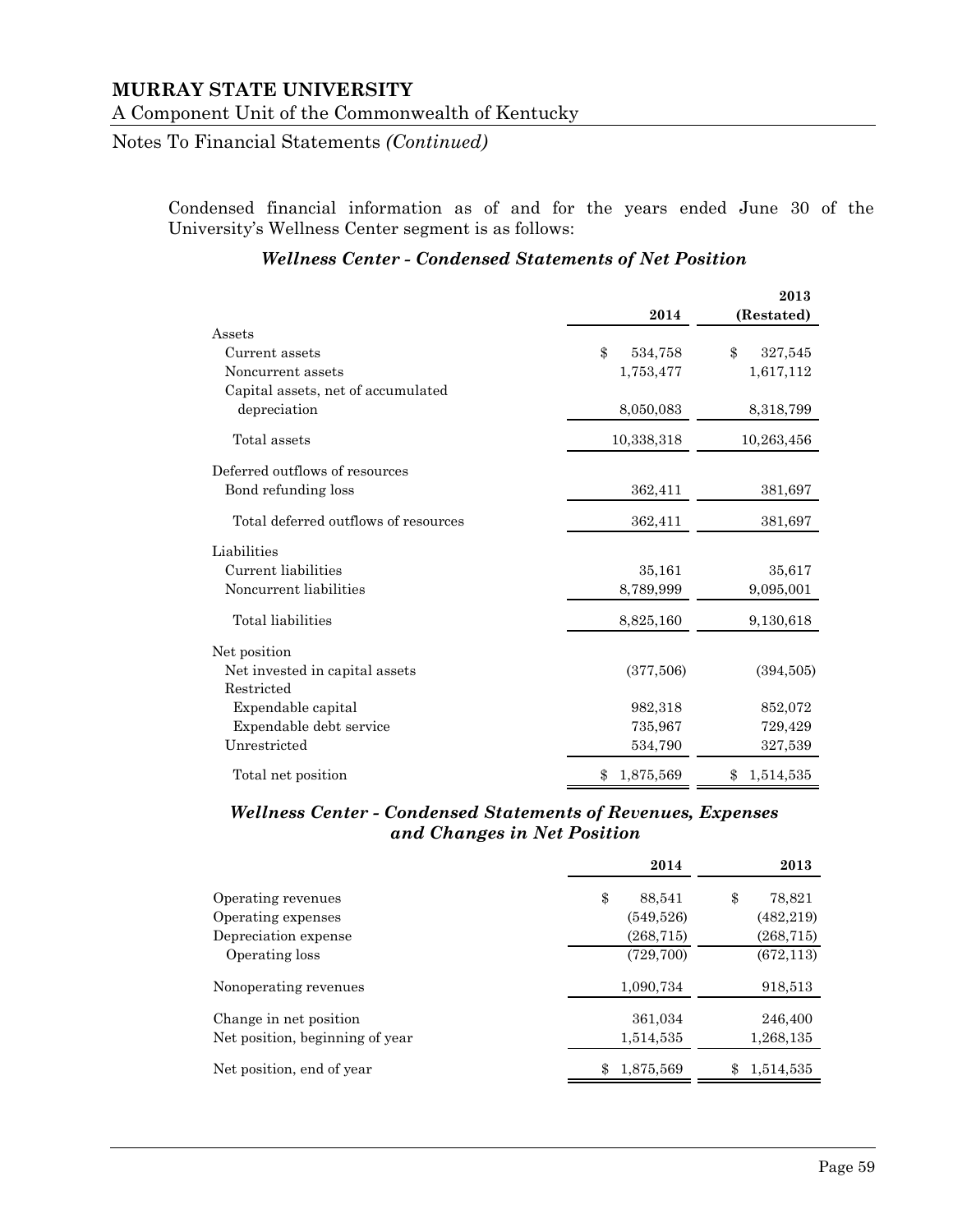# MURRAY STATE UNIVERSITY

A Component Unit of the Commonwealth of Kentucky

Notes To Financial Statements *(Continued)*

Condensed financial information as of and for the years ended June 30 of the University's Wellness Center segment is as follows:

***Wellness Center - Condensed Statements of Net Position***

| | 2014 | 2013 (Restated) |
|---|---|---|
| Assets | | |
| Current assets | $ 534,758 | $ 327,545 |
| Noncurrent assets | 1,753,477 | 1,617,112 |
| Capital assets, net of accumulated depreciation | 8,050,083 | 8,318,799 |
| Total assets | 10,338,318 | 10,263,456 |
| Deferred outflows of resources | | |
| Bond refunding loss | 362,411 | 381,697 |
| Total deferred outflows of resources | 362,411 | 381,697 |
| Liabilities | | |
| Current liabilities | 35,161 | 35,617 |
| Noncurrent liabilities | 8,789,999 | 9,095,001 |
| Total liabilities | 8,825,160 | 9,130,618 |
| Net position | | |
| Net invested in capital assets | (377,506) | (394,505) |
| Restricted | | |
| Expendable capital | 982,318 | 852,072 |
| Expendable debt service | 735,967 | 729,429 |
| Unrestricted | 534,790 | 327,539 |
| Total net position | $ 1,875,569 | $ 1,514,535 |

***Wellness Center - Condensed Statements of Revenues, Expenses and Changes in Net Position***

| | 2014 | 2013 |
|---|---|---|
| Operating revenues | $ 88,541 | $ 78,821 |
| Operating expenses | (549,526) | (482,219) |
| Depreciation expense | (268,715) | (268,715) |
| Operating loss | (729,700) | (672,113) |
| Nonoperating revenues | 1,090,734 | 918,513 |
| Change in net position | 361,034 | 246,400 |
| Net position, beginning of year | 1,514,535 | 1,268,135 |
| Net position, end of year | $ 1,875,569 | $ 1,514,535 |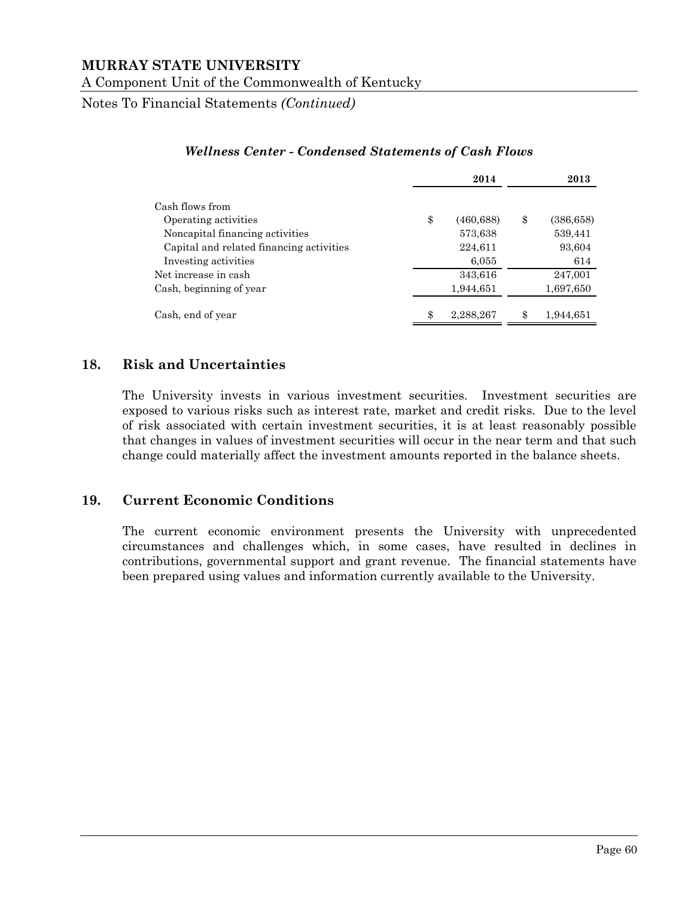### *Wellness Center - Condensed Statements of Cash Flows*

| | 2014 | 2013 |
|---|---|---|
| Cash flows from | | |
| Operating activities | $ (460,688) | $ (386,658) |
| Noncapital financing activities | 573,638 | 539,441 |
| Capital and related financing activities | 224,611 | 93,604 |
| Investing activities | 6,055 | 614 |
| Net increase in cash | 343,616 | 247,001 |
| Cash, beginning of year | 1,944,651 | 1,697,650 |
| Cash, end of year | $ 2,288,267 | $ 1,944,651 |

## 18. Risk and Uncertainties

The University invests in various investment securities. Investment securities are exposed to various risks such as interest rate, market and credit risks. Due to the level of risk associated with certain investment securities, it is at least reasonably possible that changes in values of investment securities will occur in the near term and that such change could materially affect the investment amounts reported in the balance sheets.

## 19. Current Economic Conditions

The current economic environment presents the University with unprecedented circumstances and challenges which, in some cases, have resulted in declines in contributions, governmental support and grant revenue. The financial statements have been prepared using values and information currently available to the University.